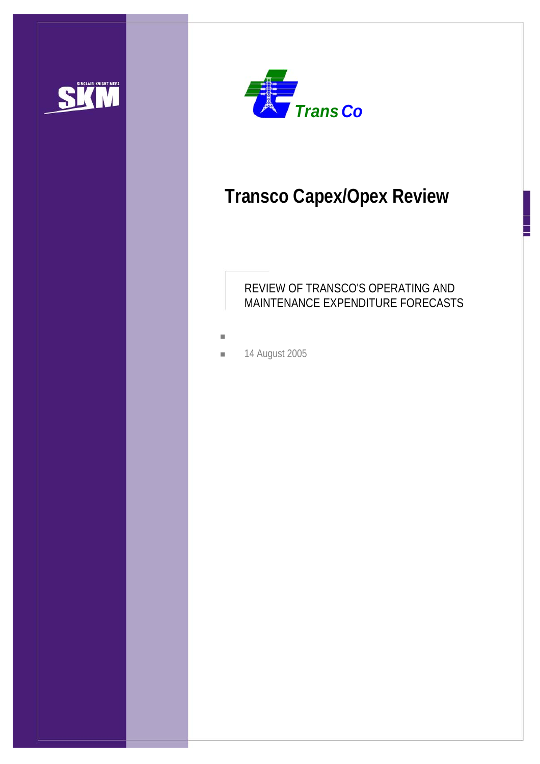# Transco Capex/Opex Review

REVIEW OF TRANSCO'S OPERATING AND MAINTENANCE EXPENDITURE FORECASTS

- 14 August 2005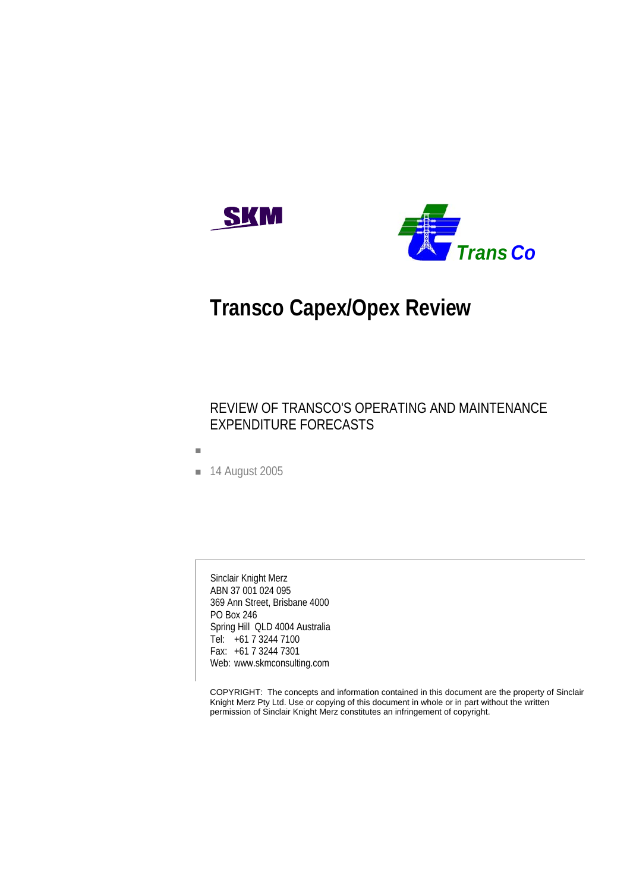# Transco Capex/Opex Review

REVIEW OF TRANSCO'S OPERATING AND MAINTENANCE EXPENDITURE FORECASTS

- 14 August 2005

Sinclair Knight Merz
ABN 37 001 024 095
369 Ann Street, Brisbane 4000
PO Box 246
Spring Hill QLD 4004 Australia
Tel: +61 7 3244 7100
Fax: +61 7 3244 7301
Web: www.skmconsulting.com

COPYRIGHT: The concepts and information contained in this document are the property of Sinclair Knight Merz Pty Ltd. Use or copying of this document in whole or in part without the written permission of Sinclair Knight Merz constitutes an infringement of copyright.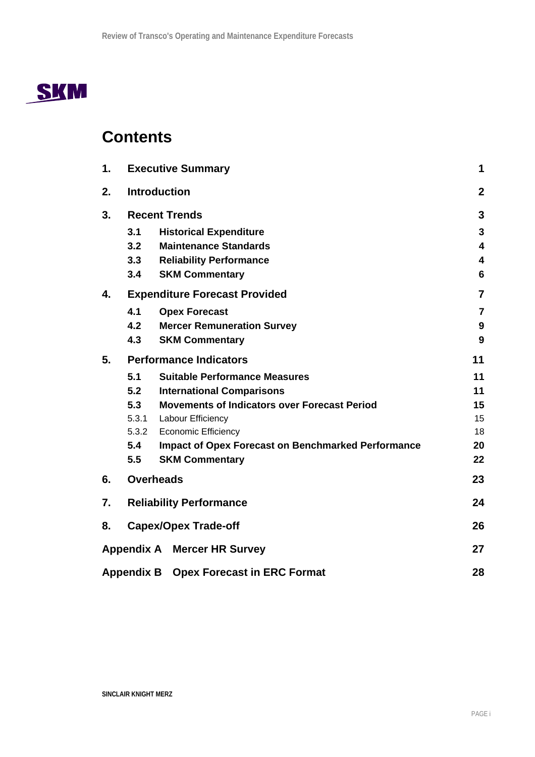# Contents

| | | |
|---|---|---|
| **1.** | **Executive Summary** | **1** |
| **2.** | **Introduction** | **2** |
| **3.** | **Recent Trends** | **3** |
| **3.1** | **Historical Expenditure** | **3** |
| **3.2** | **Maintenance Standards** | **4** |
| **3.3** | **Reliability Performance** | **4** |
| **3.4** | **SKM Commentary** | **6** |
| **4.** | **Expenditure Forecast Provided** | **7** |
| **4.1** | **Opex Forecast** | **7** |
| **4.2** | **Mercer Remuneration Survey** | **9** |
| **4.3** | **SKM Commentary** | **9** |
| **5.** | **Performance Indicators** | **11** |
| **5.1** | **Suitable Performance Measures** | **11** |
| **5.2** | **International Comparisons** | **11** |
| **5.3** | **Movements of Indicators over Forecast Period** | **15** |
| 5.3.1 | Labour Efficiency | 15 |
| 5.3.2 | Economic Efficiency | 18 |
| **5.4** | **Impact of Opex Forecast on Benchmarked Performance** | **20** |
| **5.5** | **SKM Commentary** | **22** |
| **6.** | **Overheads** | **23** |
| **7.** | **Reliability Performance** | **24** |
| **8.** | **Capex/Opex Trade-off** | **26** |
| **Appendix A** | **Mercer HR Survey** | **27** |
| **Appendix B** | **Opex Forecast in ERC Format** | **28** |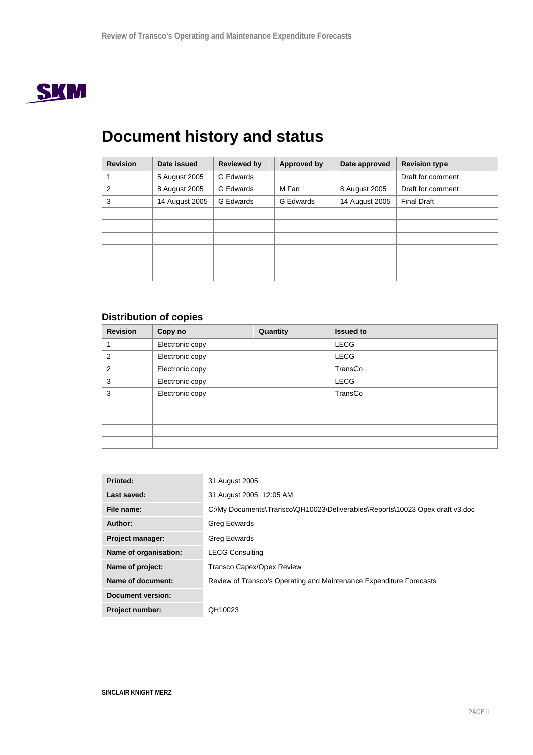# Document history and status

| Revision | Date issued | Reviewed by | Approved by | Date approved | Revision type |
|---|---|---|---|---|---|
| 1 | 5 August 2005 | G Edwards | | | Draft for comment |
| 2 | 8 August 2005 | G Edwards | M Farr | 8 August 2005 | Draft for comment |
| 3 | 14 August 2005 | G Edwards | G Edwards | 14 August 2005 | Final Draft |
| | | | | | |
| | | | | | |
| | | | | | |
| | | | | | |
| | | | | | |
| | | | | | |

## Distribution of copies

| Revision | Copy no | Quantity | Issued to |
|---|---|---|---|
| 1 | Electronic copy | | LECG |
| 2 | Electronic copy | | LECG |
| 2 | Electronic copy | | TransCo |
| 3 | Electronic copy | | LECG |
| 3 | Electronic copy | | TransCo |
| | | | |
| | | | |
| | | | |
| | | | |

| | |
|---|---|
| **Printed:** | 31 August 2005 |
| **Last saved:** | 31 August 2005 12:05 AM |
| **File name:** | C:\My Documents\Transco\QH10023\Deliverables\Reports\10023 Opex draft v3.doc |
| **Author:** | Greg Edwards |
| **Project manager:** | Greg Edwards |
| **Name of organisation:** | LECG Consulting |
| **Name of project:** | Transco Capex/Opex Review |
| **Name of document:** | Review of Transco's Operating and Maintenance Expenditure Forecasts |
| **Document version:** | |
| **Project number:** | QH10023 |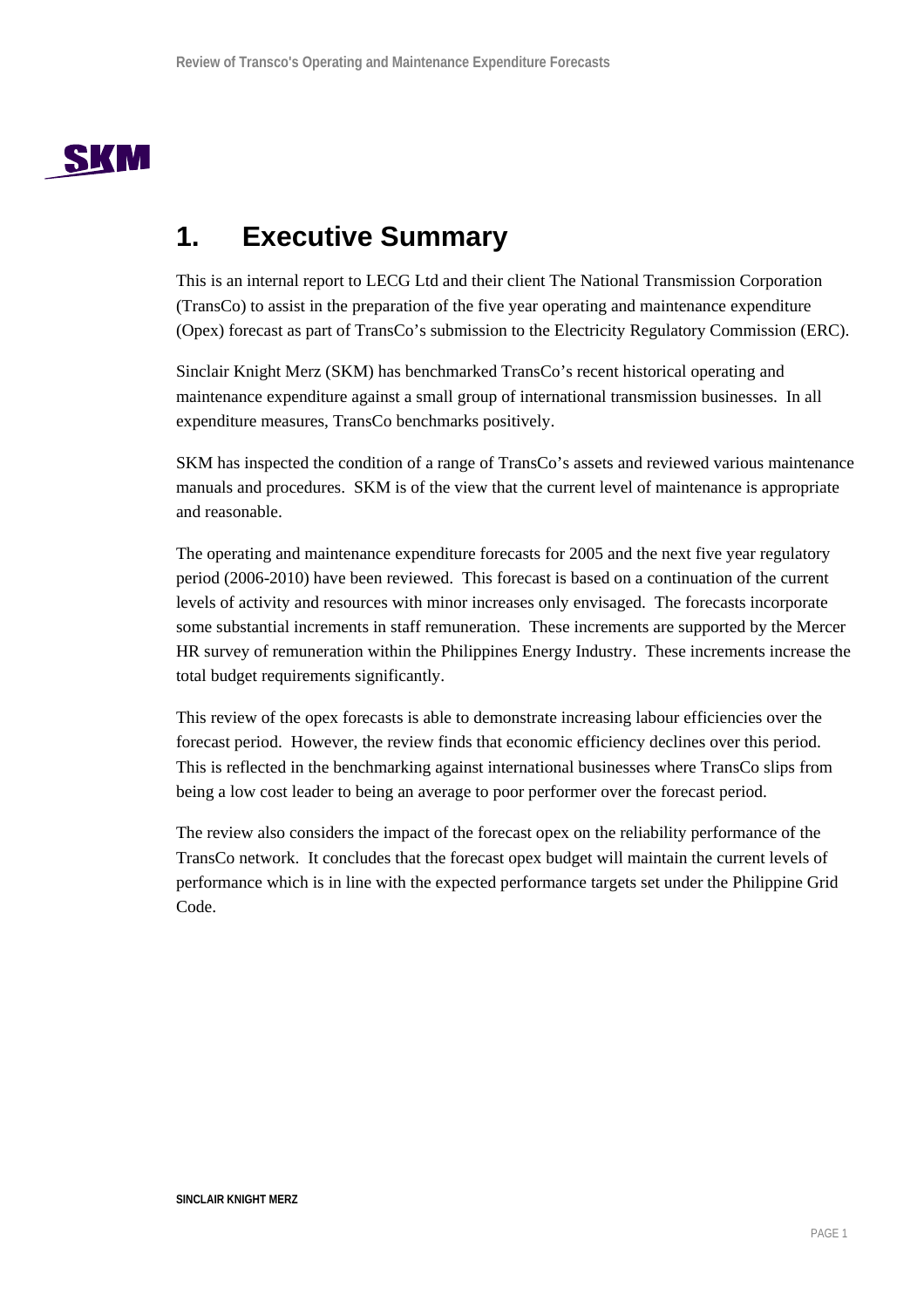# 1. Executive Summary

This is an internal report to LECG Ltd and their client The National Transmission Corporation (TransCo) to assist in the preparation of the five year operating and maintenance expenditure (Opex) forecast as part of TransCo's submission to the Electricity Regulatory Commission (ERC).

Sinclair Knight Merz (SKM) has benchmarked TransCo's recent historical operating and maintenance expenditure against a small group of international transmission businesses. In all expenditure measures, TransCo benchmarks positively.

SKM has inspected the condition of a range of TransCo's assets and reviewed various maintenance manuals and procedures. SKM is of the view that the current level of maintenance is appropriate and reasonable.

The operating and maintenance expenditure forecasts for 2005 and the next five year regulatory period (2006-2010) have been reviewed. This forecast is based on a continuation of the current levels of activity and resources with minor increases only envisaged. The forecasts incorporate some substantial increments in staff remuneration. These increments are supported by the Mercer HR survey of remuneration within the Philippines Energy Industry. These increments increase the total budget requirements significantly.

This review of the opex forecasts is able to demonstrate increasing labour efficiencies over the forecast period. However, the review finds that economic efficiency declines over this period. This is reflected in the benchmarking against international businesses where TransCo slips from being a low cost leader to being an average to poor performer over the forecast period.

The review also considers the impact of the forecast opex on the reliability performance of the TransCo network. It concludes that the forecast opex budget will maintain the current levels of performance which is in line with the expected performance targets set under the Philippine Grid Code.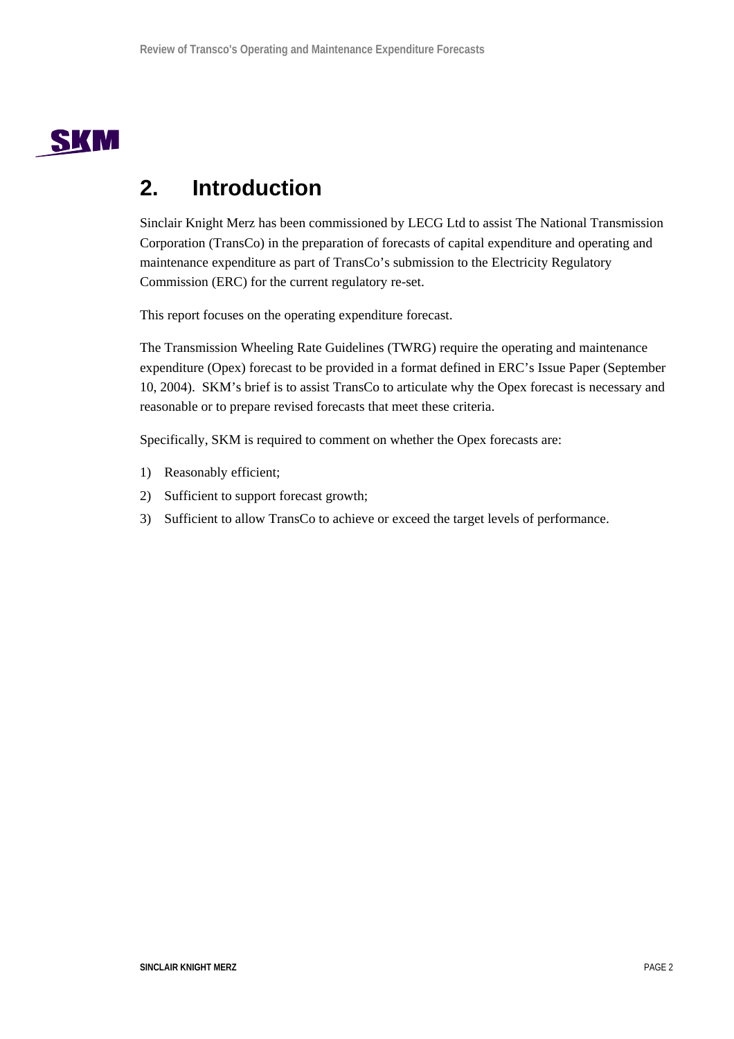# 2. Introduction

Sinclair Knight Merz has been commissioned by LECG Ltd to assist The National Transmission Corporation (TransCo) in the preparation of forecasts of capital expenditure and operating and maintenance expenditure as part of TransCo's submission to the Electricity Regulatory Commission (ERC) for the current regulatory re-set.

This report focuses on the operating expenditure forecast.

The Transmission Wheeling Rate Guidelines (TWRG) require the operating and maintenance expenditure (Opex) forecast to be provided in a format defined in ERC's Issue Paper (September 10, 2004). SKM's brief is to assist TransCo to articulate why the Opex forecast is necessary and reasonable or to prepare revised forecasts that meet these criteria.

Specifically, SKM is required to comment on whether the Opex forecasts are:

1) Reasonably efficient;
2) Sufficient to support forecast growth;
3) Sufficient to allow TransCo to achieve or exceed the target levels of performance.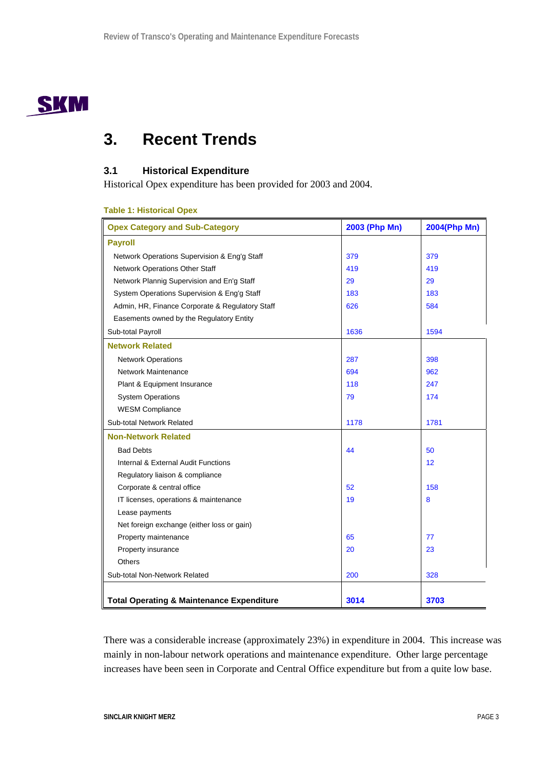# 3. Recent Trends

## 3.1 Historical Expenditure

Historical Opex expenditure has been provided for 2003 and 2004.

**Table 1: Historical Opex**

| Opex Category and Sub-Category | 2003 (Php Mn) | 2004(Php Mn) |
|---|---|---|
| **Payroll** | | |
| Network Operations Supervision & Eng'g Staff | 379 | 379 |
| Network Operations Other Staff | 419 | 419 |
| Network Plannig Supervision and En'g Staff | 29 | 29 |
| System Operations Supervision & Eng'g Staff | 183 | 183 |
| Admin, HR, Finance Corporate & Regulatory Staff | 626 | 584 |
| Easements owned by the Regulatory Entity | | |
| Sub-total Payroll | 1636 | 1594 |
| **Network Related** | | |
| Network Operations | 287 | 398 |
| Network Maintenance | 694 | 962 |
| Plant & Equipment Insurance | 118 | 247 |
| System Operations | 79 | 174 |
| WESM Compliance | | |
| Sub-total Network Related | 1178 | 1781 |
| **Non-Network Related** | | |
| Bad Debts | 44 | 50 |
| Internal & External Audit Functions | | 12 |
| Regulatory liaison & compliance | | |
| Corporate & central office | 52 | 158 |
| IT licenses, operations & maintenance | 19 | 8 |
| Lease payments | | |
| Net foreign exchange (either loss or gain) | | |
| Property maintenance | 65 | 77 |
| Property insurance | 20 | 23 |
| Others | | |
| Sub-total Non-Network Related | 200 | 328 |
| **Total Operating & Maintenance Expenditure** | **3014** | **3703** |

There was a considerable increase (approximately 23%) in expenditure in 2004. This increase was mainly in non-labour network operations and maintenance expenditure. Other large percentage increases have been seen in Corporate and Central Office expenditure but from a quite low base.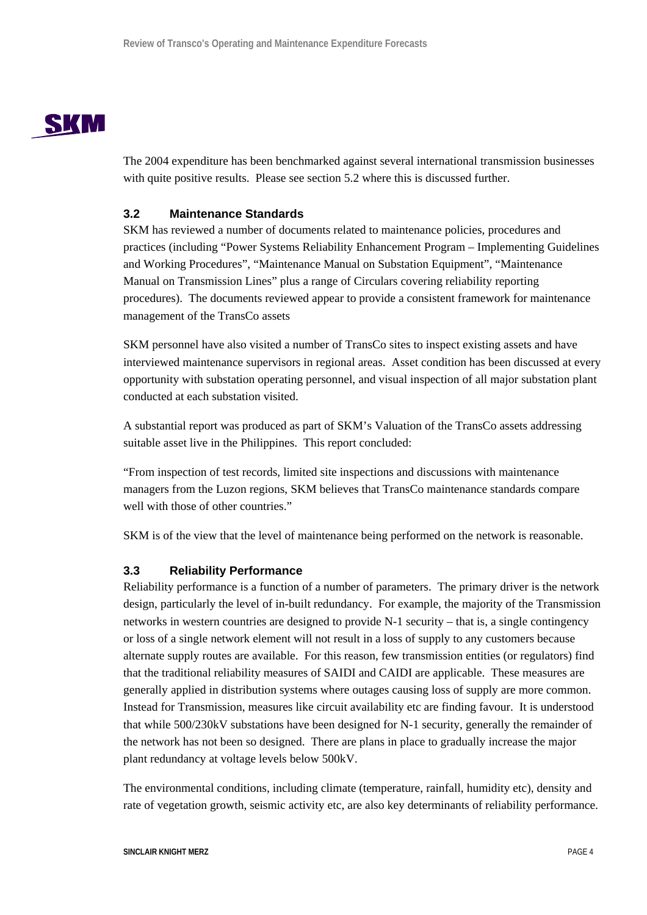The 2004 expenditure has been benchmarked against several international transmission businesses with quite positive results. Please see section 5.2 where this is discussed further.

### 3.2 Maintenance Standards

SKM has reviewed a number of documents related to maintenance policies, procedures and practices (including "Power Systems Reliability Enhancement Program – Implementing Guidelines and Working Procedures", "Maintenance Manual on Substation Equipment", "Maintenance Manual on Transmission Lines" plus a range of Circulars covering reliability reporting procedures). The documents reviewed appear to provide a consistent framework for maintenance management of the TransCo assets

SKM personnel have also visited a number of TransCo sites to inspect existing assets and have interviewed maintenance supervisors in regional areas. Asset condition has been discussed at every opportunity with substation operating personnel, and visual inspection of all major substation plant conducted at each substation visited.

A substantial report was produced as part of SKM's Valuation of the TransCo assets addressing suitable asset live in the Philippines. This report concluded:

"From inspection of test records, limited site inspections and discussions with maintenance managers from the Luzon regions, SKM believes that TransCo maintenance standards compare well with those of other countries."

SKM is of the view that the level of maintenance being performed on the network is reasonable.

### 3.3 Reliability Performance

Reliability performance is a function of a number of parameters. The primary driver is the network design, particularly the level of in-built redundancy. For example, the majority of the Transmission networks in western countries are designed to provide N-1 security – that is, a single contingency or loss of a single network element will not result in a loss of supply to any customers because alternate supply routes are available. For this reason, few transmission entities (or regulators) find that the traditional reliability measures of SAIDI and CAIDI are applicable. These measures are generally applied in distribution systems where outages causing loss of supply are more common. Instead for Transmission, measures like circuit availability etc are finding favour. It is understood that while 500/230kV substations have been designed for N-1 security, generally the remainder of the network has not been so designed. There are plans in place to gradually increase the major plant redundancy at voltage levels below 500kV.

The environmental conditions, including climate (temperature, rainfall, humidity etc), density and rate of vegetation growth, seismic activity etc, are also key determinants of reliability performance.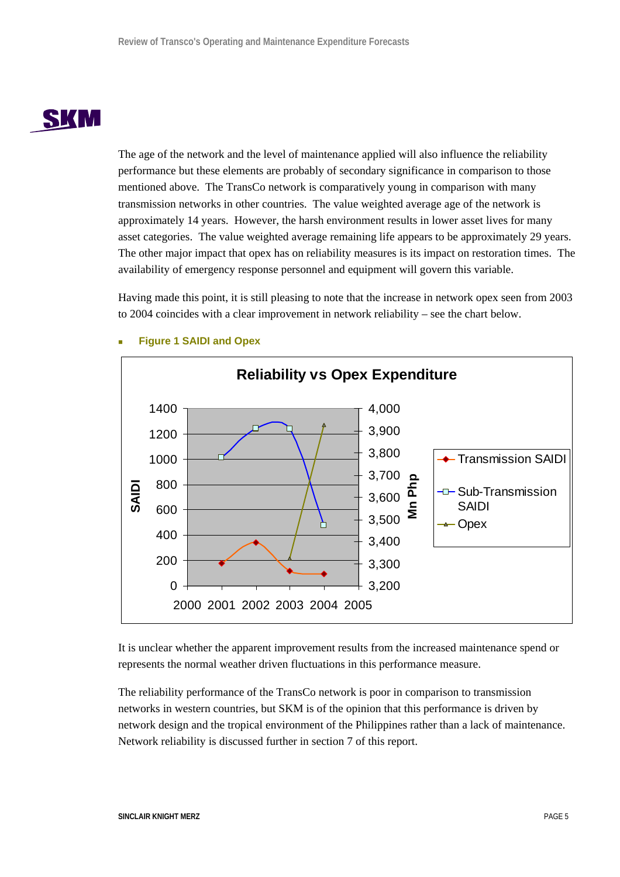The age of the network and the level of maintenance applied will also influence the reliability performance but these elements are probably of secondary significance in comparison to those mentioned above. The TransCo network is comparatively young in comparison with many transmission networks in other countries. The value weighted average age of the network is approximately 14 years. However, the harsh environment results in lower asset lives for many asset categories. The value weighted average remaining life appears to be approximately 29 years. The other major impact that opex has on reliability measures is its impact on restoration times. The availability of emergency response personnel and equipment will govern this variable.

Having made this point, it is still pleasing to note that the increase in network opex seen from 2003 to 2004 coincides with a clear improvement in network reliability – see the chart below.

- **Figure 1 SAIDI and Opex**

It is unclear whether the apparent improvement results from the increased maintenance spend or represents the normal weather driven fluctuations in this performance measure.

The reliability performance of the TransCo network is poor in comparison to transmission networks in western countries, but SKM is of the opinion that this performance is driven by network design and the tropical environment of the Philippines rather than a lack of maintenance. Network reliability is discussed further in section 7 of this report.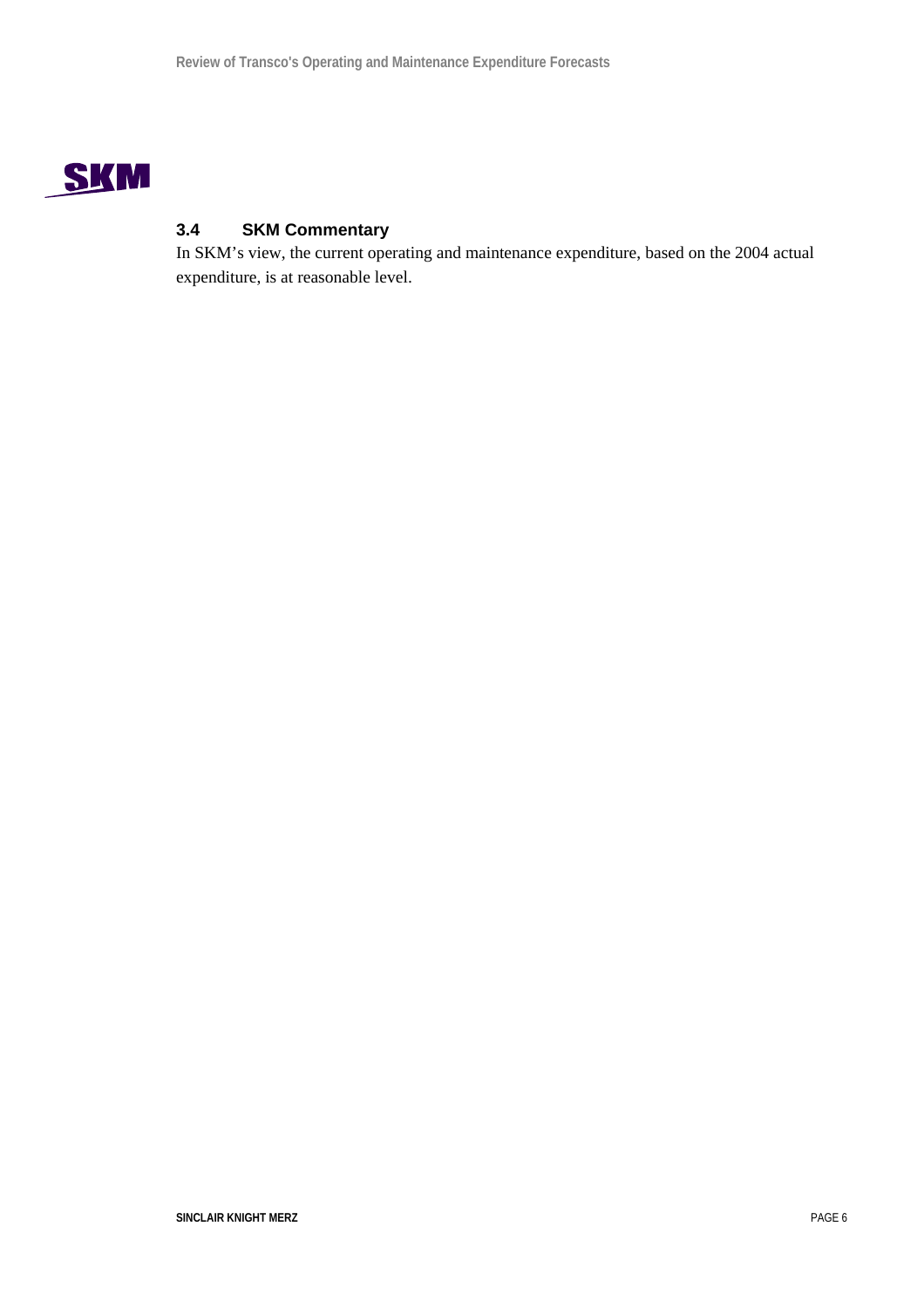### 3.4 SKM Commentary

In SKM's view, the current operating and maintenance expenditure, based on the 2004 actual expenditure, is at reasonable level.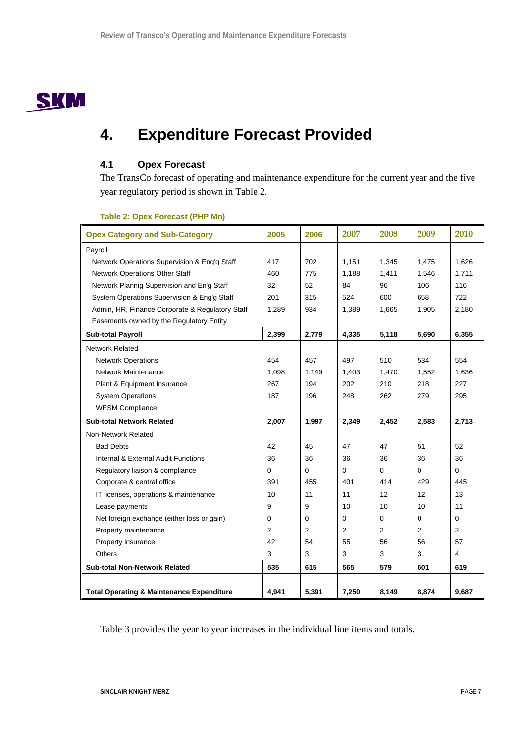# 4. Expenditure Forecast Provided

## 4.1 Opex Forecast

The TransCo forecast of operating and maintenance expenditure for the current year and the five year regulatory period is shown in Table 2.

**Table 2: Opex Forecast (PHP Mn)**

| Opex Category and Sub-Category | 2005 | 2006 | 2007 | 2008 | 2009 | 2010 |
|---|---|---|---|---|---|---|
| Payroll | | | | | | |
| Network Operations Supervision & Eng'g Staff | 417 | 702 | 1,151 | 1,345 | 1,475 | 1,626 |
| Network Operations Other Staff | 460 | 775 | 1,188 | 1,411 | 1,546 | 1,711 |
| Network Plannig Supervision and En'g Staff | 32 | 52 | 84 | 96 | 106 | 116 |
| System Operations Supervision & Eng'g Staff | 201 | 315 | 524 | 600 | 658 | 722 |
| Admin, HR, Finance Corporate & Regulatory Staff | 1,289 | 934 | 1,389 | 1,665 | 1,905 | 2,180 |
| Easements owned by the Regulatory Entity | | | | | | |
| **Sub-total Payroll** | **2,399** | **2,779** | **4,335** | **5,118** | **5,690** | **6,355** |
| Network Related | | | | | | |
| Network Operations | 454 | 457 | 497 | 510 | 534 | 554 |
| Network Maintenance | 1,098 | 1,149 | 1,403 | 1,470 | 1,552 | 1,636 |
| Plant & Equipment Insurance | 267 | 194 | 202 | 210 | 218 | 227 |
| System Operations | 187 | 196 | 248 | 262 | 279 | 295 |
| WESM Compliance | | | | | | |
| **Sub-total Network Related** | **2,007** | **1,997** | **2,349** | **2,452** | **2,583** | **2,713** |
| Non-Network Related | | | | | | |
| Bad Debts | 42 | 45 | 47 | 47 | 51 | 52 |
| Internal & External Audit Functions | 36 | 36 | 36 | 36 | 36 | 36 |
| Regulatory liaison & compliance | 0 | 0 | 0 | 0 | 0 | 0 |
| Corporate & central office | 391 | 455 | 401 | 414 | 429 | 445 |
| IT licenses, operations & maintenance | 10 | 11 | 11 | 12 | 12 | 13 |
| Lease payments | 9 | 9 | 10 | 10 | 10 | 11 |
| Net foreign exchange (either loss or gain) | 0 | 0 | 0 | 0 | 0 | 0 |
| Property maintenance | 2 | 2 | 2 | 2 | 2 | 2 |
| Property insurance | 42 | 54 | 55 | 56 | 56 | 57 |
| Others | 3 | 3 | 3 | 3 | 3 | 4 |
| **Sub-total Non-Network Related** | **535** | **615** | **565** | **579** | **601** | **619** |
| **Total Operating & Maintenance Expenditure** | **4,941** | **5,391** | **7,250** | **8,149** | **8,874** | **9,687** |

Table 3 provides the year to year increases in the individual line items and totals.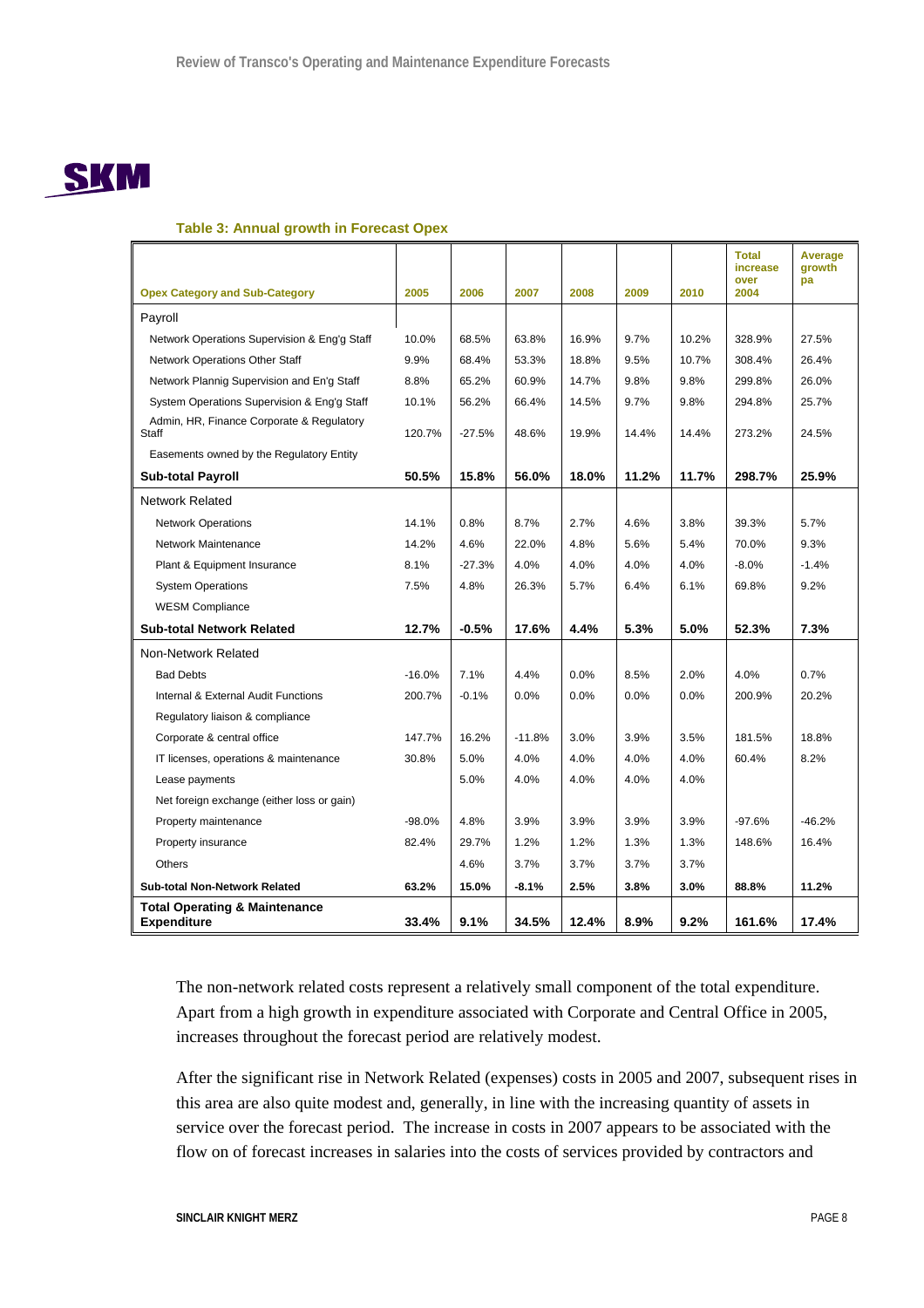**Table 3: Annual growth in Forecast Opex**

| Opex Category and Sub-Category | 2005 | 2006 | 2007 | 2008 | 2009 | 2010 | Total increase over 2004 | Average growth pa |
|---|---|---|---|---|---|---|---|---|
| Payroll | | | | | | | | |
| Network Operations Supervision & Eng'g Staff | 10.0% | 68.5% | 63.8% | 16.9% | 9.7% | 10.2% | 328.9% | 27.5% |
| Network Operations Other Staff | 9.9% | 68.4% | 53.3% | 18.8% | 9.5% | 10.7% | 308.4% | 26.4% |
| Network Plannig Supervision and En'g Staff | 8.8% | 65.2% | 60.9% | 14.7% | 9.8% | 9.8% | 299.8% | 26.0% |
| System Operations Supervision & Eng'g Staff | 10.1% | 56.2% | 66.4% | 14.5% | 9.7% | 9.8% | 294.8% | 25.7% |
| Admin, HR, Finance Corporate & Regulatory Staff | 120.7% | -27.5% | 48.6% | 19.9% | 14.4% | 14.4% | 273.2% | 24.5% |
| Easements owned by the Regulatory Entity | | | | | | | | |
| **Sub-total Payroll** | **50.5%** | **15.8%** | **56.0%** | **18.0%** | **11.2%** | **11.7%** | **298.7%** | **25.9%** |
| Network Related | | | | | | | | |
| Network Operations | 14.1% | 0.8% | 8.7% | 2.7% | 4.6% | 3.8% | 39.3% | 5.7% |
| Network Maintenance | 14.2% | 4.6% | 22.0% | 4.8% | 5.6% | 5.4% | 70.0% | 9.3% |
| Plant & Equipment Insurance | 8.1% | -27.3% | 4.0% | 4.0% | 4.0% | 4.0% | -8.0% | -1.4% |
| System Operations | 7.5% | 4.8% | 26.3% | 5.7% | 6.4% | 6.1% | 69.8% | 9.2% |
| WESM Compliance | | | | | | | | |
| **Sub-total Network Related** | **12.7%** | **-0.5%** | **17.6%** | **4.4%** | **5.3%** | **5.0%** | **52.3%** | **7.3%** |
| Non-Network Related | | | | | | | | |
| Bad Debts | -16.0% | 7.1% | 4.4% | 0.0% | 8.5% | 2.0% | 4.0% | 0.7% |
| Internal & External Audit Functions | 200.7% | -0.1% | 0.0% | 0.0% | 0.0% | 0.0% | 200.9% | 20.2% |
| Regulatory liaison & compliance | | | | | | | | |
| Corporate & central office | 147.7% | 16.2% | -11.8% | 3.0% | 3.9% | 3.5% | 181.5% | 18.8% |
| IT licenses, operations & maintenance | 30.8% | 5.0% | 4.0% | 4.0% | 4.0% | 4.0% | 60.4% | 8.2% |
| Lease payments | | 5.0% | 4.0% | 4.0% | 4.0% | 4.0% | | |
| Net foreign exchange (either loss or gain) | | | | | | | | |
| Property maintenance | -98.0% | 4.8% | 3.9% | 3.9% | 3.9% | 3.9% | -97.6% | -46.2% |
| Property insurance | 82.4% | 29.7% | 1.2% | 1.2% | 1.3% | 1.3% | 148.6% | 16.4% |
| Others | | 4.6% | 3.7% | 3.7% | 3.7% | 3.7% | | |
| **Sub-total Non-Network Related** | **63.2%** | **15.0%** | **-8.1%** | **2.5%** | **3.8%** | **3.0%** | **88.8%** | **11.2%** |
| **Total Operating & Maintenance Expenditure** | **33.4%** | **9.1%** | **34.5%** | **12.4%** | **8.9%** | **9.2%** | **161.6%** | **17.4%** |

The non-network related costs represent a relatively small component of the total expenditure. Apart from a high growth in expenditure associated with Corporate and Central Office in 2005, increases throughout the forecast period are relatively modest.

After the significant rise in Network Related (expenses) costs in 2005 and 2007, subsequent rises in this area are also quite modest and, generally, in line with the increasing quantity of assets in service over the forecast period. The increase in costs in 2007 appears to be associated with the flow on of forecast increases in salaries into the costs of services provided by contractors and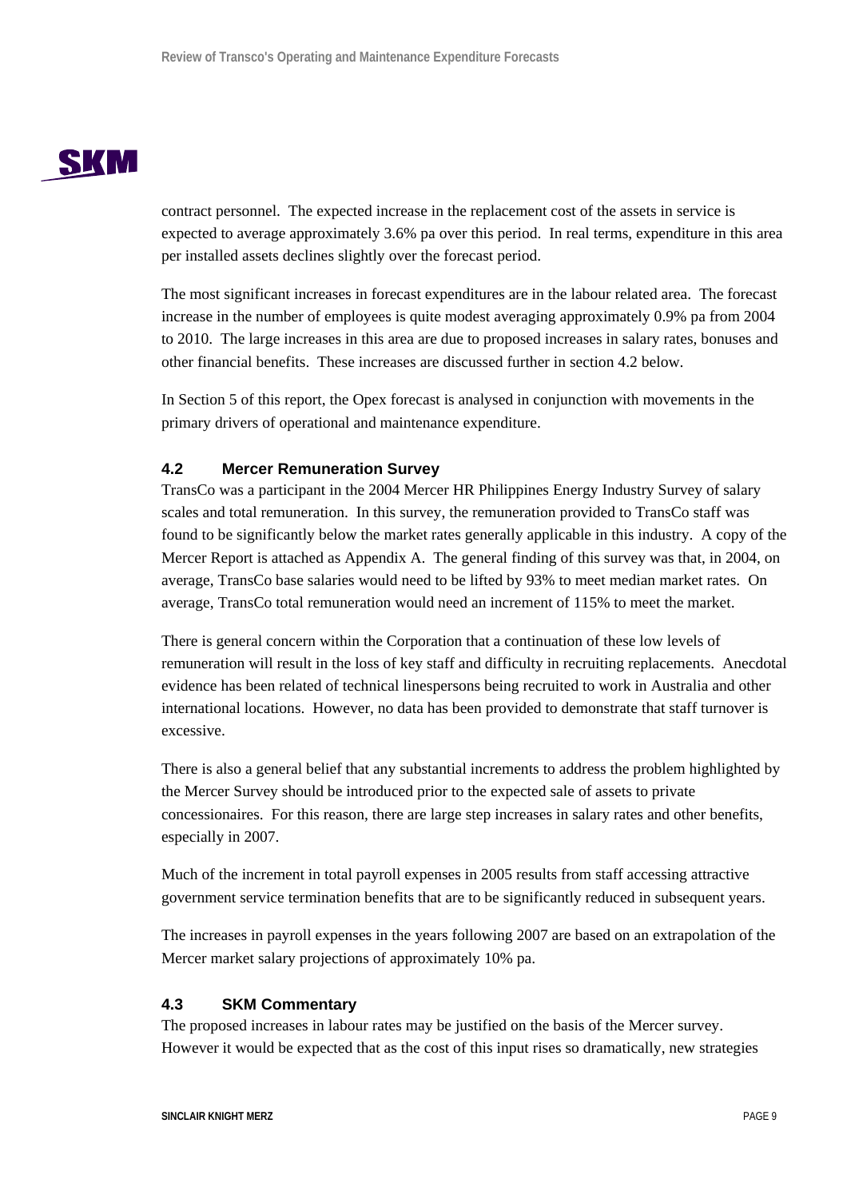contract personnel. The expected increase in the replacement cost of the assets in service is expected to average approximately 3.6% pa over this period. In real terms, expenditure in this area per installed assets declines slightly over the forecast period.

The most significant increases in forecast expenditures are in the labour related area. The forecast increase in the number of employees is quite modest averaging approximately 0.9% pa from 2004 to 2010. The large increases in this area are due to proposed increases in salary rates, bonuses and other financial benefits. These increases are discussed further in section 4.2 below.

In Section 5 of this report, the Opex forecast is analysed in conjunction with movements in the primary drivers of operational and maintenance expenditure.

### 4.2 Mercer Remuneration Survey

TransCo was a participant in the 2004 Mercer HR Philippines Energy Industry Survey of salary scales and total remuneration. In this survey, the remuneration provided to TransCo staff was found to be significantly below the market rates generally applicable in this industry. A copy of the Mercer Report is attached as Appendix A. The general finding of this survey was that, in 2004, on average, TransCo base salaries would need to be lifted by 93% to meet median market rates. On average, TransCo total remuneration would need an increment of 115% to meet the market.

There is general concern within the Corporation that a continuation of these low levels of remuneration will result in the loss of key staff and difficulty in recruiting replacements. Anecdotal evidence has been related of technical linespersons being recruited to work in Australia and other international locations. However, no data has been provided to demonstrate that staff turnover is excessive.

There is also a general belief that any substantial increments to address the problem highlighted by the Mercer Survey should be introduced prior to the expected sale of assets to private concessionaires. For this reason, there are large step increases in salary rates and other benefits, especially in 2007.

Much of the increment in total payroll expenses in 2005 results from staff accessing attractive government service termination benefits that are to be significantly reduced in subsequent years.

The increases in payroll expenses in the years following 2007 are based on an extrapolation of the Mercer market salary projections of approximately 10% pa.

### 4.3 SKM Commentary

The proposed increases in labour rates may be justified on the basis of the Mercer survey. However it would be expected that as the cost of this input rises so dramatically, new strategies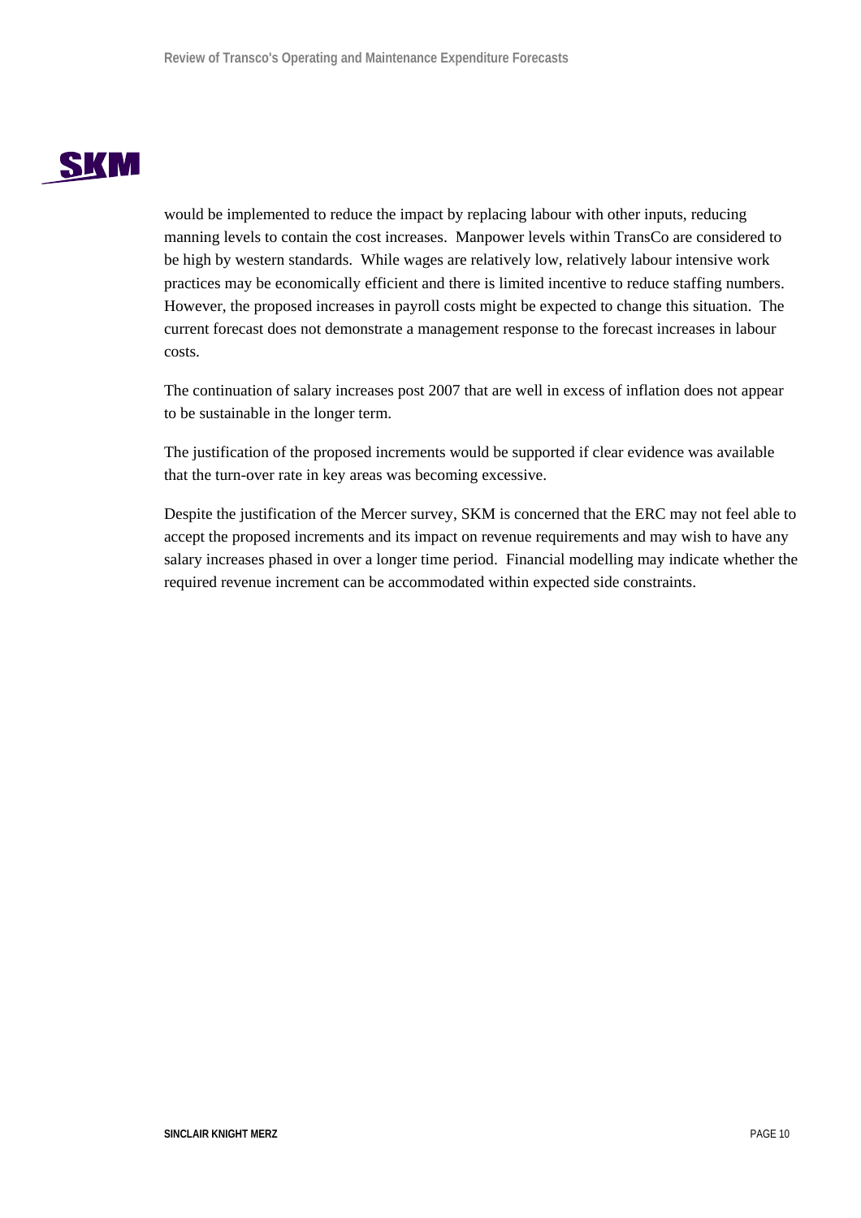would be implemented to reduce the impact by replacing labour with other inputs, reducing manning levels to contain the cost increases. Manpower levels within TransCo are considered to be high by western standards. While wages are relatively low, relatively labour intensive work practices may be economically efficient and there is limited incentive to reduce staffing numbers. However, the proposed increases in payroll costs might be expected to change this situation. The current forecast does not demonstrate a management response to the forecast increases in labour costs.

The continuation of salary increases post 2007 that are well in excess of inflation does not appear to be sustainable in the longer term.

The justification of the proposed increments would be supported if clear evidence was available that the turn-over rate in key areas was becoming excessive.

Despite the justification of the Mercer survey, SKM is concerned that the ERC may not feel able to accept the proposed increments and its impact on revenue requirements and may wish to have any salary increases phased in over a longer time period. Financial modelling may indicate whether the required revenue increment can be accommodated within expected side constraints.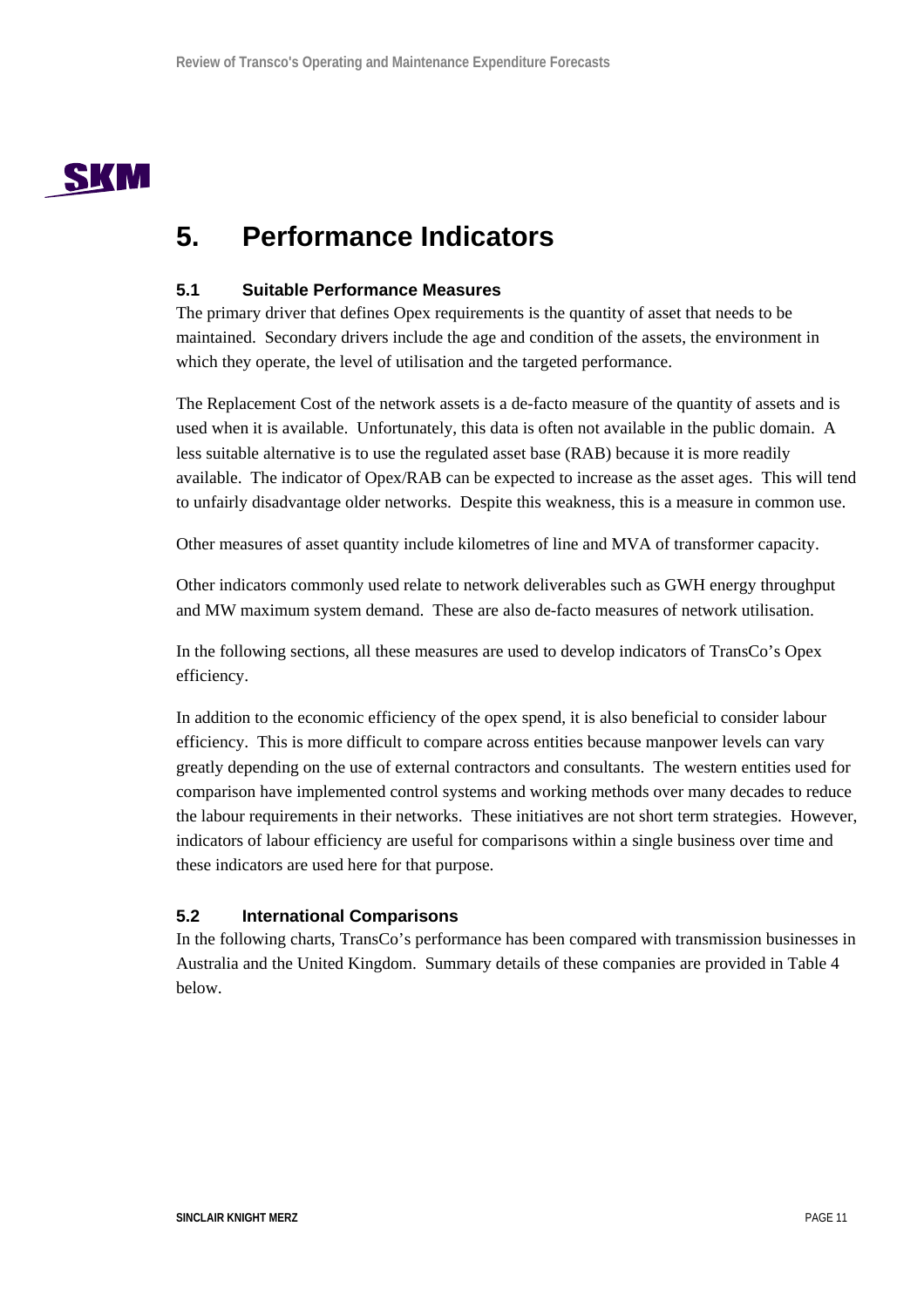# 5. Performance Indicators

## 5.1 Suitable Performance Measures

The primary driver that defines Opex requirements is the quantity of asset that needs to be maintained. Secondary drivers include the age and condition of the assets, the environment in which they operate, the level of utilisation and the targeted performance.

The Replacement Cost of the network assets is a de-facto measure of the quantity of assets and is used when it is available. Unfortunately, this data is often not available in the public domain. A less suitable alternative is to use the regulated asset base (RAB) because it is more readily available. The indicator of Opex/RAB can be expected to increase as the asset ages. This will tend to unfairly disadvantage older networks. Despite this weakness, this is a measure in common use.

Other measures of asset quantity include kilometres of line and MVA of transformer capacity.

Other indicators commonly used relate to network deliverables such as GWH energy throughput and MW maximum system demand. These are also de-facto measures of network utilisation.

In the following sections, all these measures are used to develop indicators of TransCo's Opex efficiency.

In addition to the economic efficiency of the opex spend, it is also beneficial to consider labour efficiency. This is more difficult to compare across entities because manpower levels can vary greatly depending on the use of external contractors and consultants. The western entities used for comparison have implemented control systems and working methods over many decades to reduce the labour requirements in their networks. These initiatives are not short term strategies. However, indicators of labour efficiency are useful for comparisons within a single business over time and these indicators are used here for that purpose.

## 5.2 International Comparisons

In the following charts, TransCo's performance has been compared with transmission businesses in Australia and the United Kingdom. Summary details of these companies are provided in Table 4 below.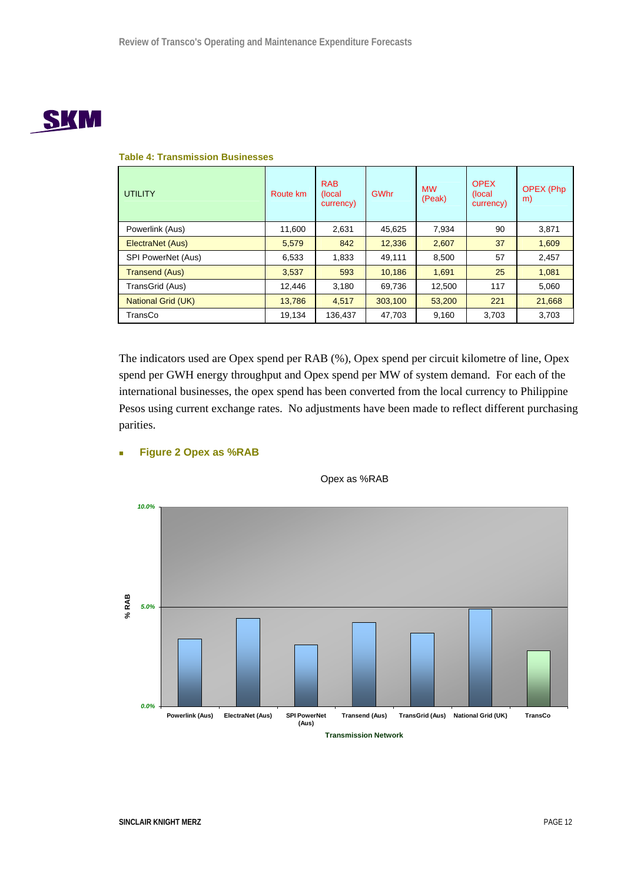**Table 4: Transmission Businesses**

| UTILITY | Route km | RAB (local currency) | GWhr | MW (Peak) | OPEX (local currency) | OPEX (Php m) |
|---|---|---|---|---|---|---|
| Powerlink (Aus) | 11,600 | 2,631 | 45,625 | 7,934 | 90 | 3,871 |
| ElectraNet (Aus) | 5,579 | 842 | 12,336 | 2,607 | 37 | 1,609 |
| SPI PowerNet (Aus) | 6,533 | 1,833 | 49,111 | 8,500 | 57 | 2,457 |
| Transend (Aus) | 3,537 | 593 | 10,186 | 1,691 | 25 | 1,081 |
| TransGrid (Aus) | 12,446 | 3,180 | 69,736 | 12,500 | 117 | 5,060 |
| National Grid (UK) | 13,786 | 4,517 | 303,100 | 53,200 | 221 | 21,668 |
| TransCo | 19,134 | 136,437 | 47,703 | 9,160 | 3,703 | 3,703 |

The indicators used are Opex spend per RAB (%), Opex spend per circuit kilometre of line, Opex spend per GWH energy throughput and Opex spend per MW of system demand. For each of the international businesses, the opex spend has been converted from the local currency to Philippine Pesos using current exchange rates. No adjustments have been made to reflect different purchasing parities.

- **Figure 2 Opex as %RAB**

Opex as %RAB

% RAB: 0.0%, 5.0%, 10.0%

Powerlink (Aus), ElectraNet (Aus), SPI PowerNet (Aus), Transend (Aus), TransGrid (Aus), National Grid (UK), TransCo

Transmission Network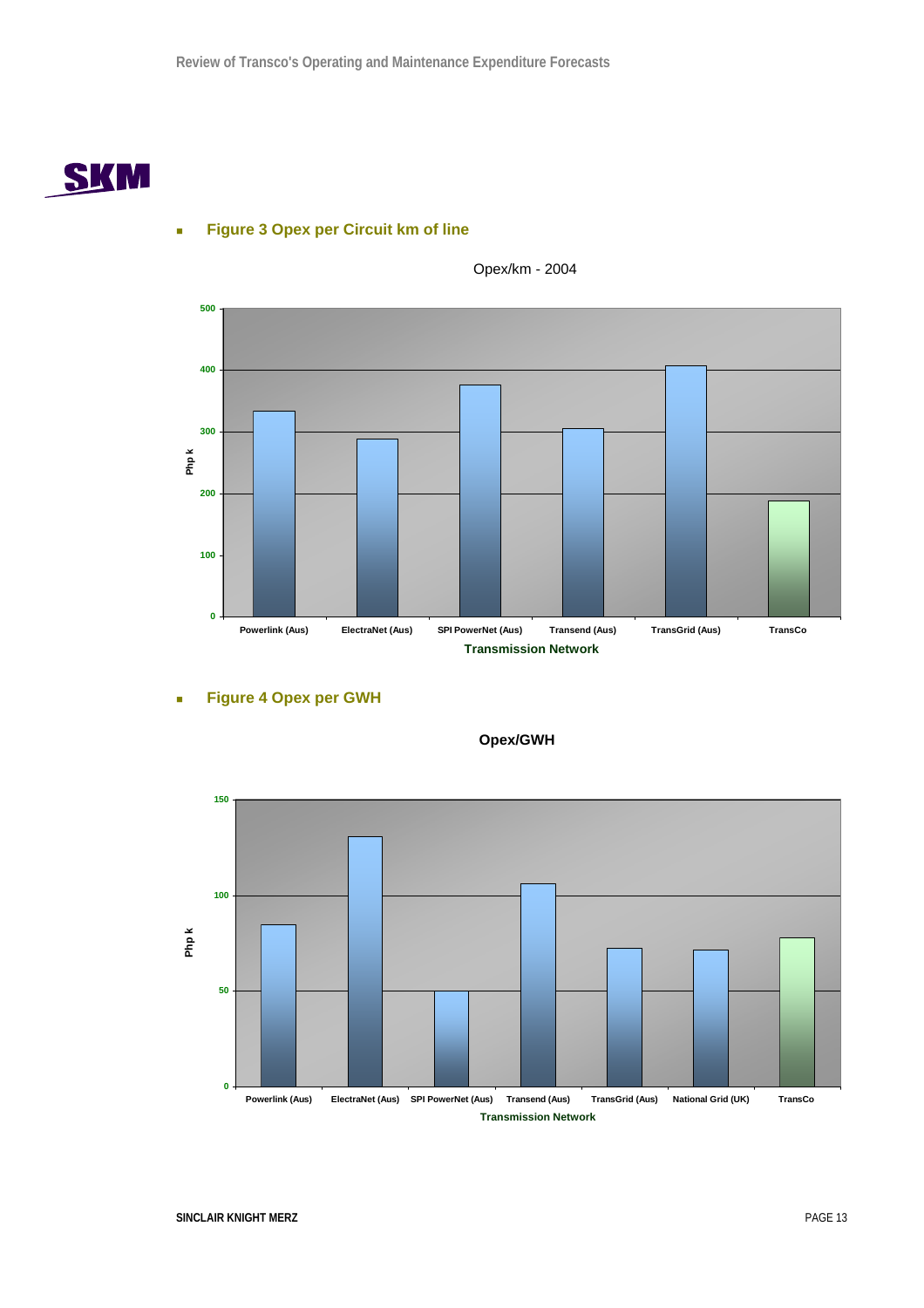- **Figure 3 Opex per Circuit km of line**

Opex/km - 2004

| Transmission Network | Php k |
|---|---|
| Powerlink (Aus) | ~333 |
| ElectraNet (Aus) | ~288 |
| SPI PowerNet (Aus) | ~375 |
| Transend (Aus) | ~305 |
| TransGrid (Aus) | ~407 |
| TransCo | ~188 |

- **Figure 4 Opex per GWH**

**Opex/GWH**

| Transmission Network | Php k |
|---|---|
| Powerlink (Aus) | ~85 |
| ElectraNet (Aus) | ~131 |
| SPI PowerNet (Aus) | ~50 |
| Transend (Aus) | ~106 |
| TransGrid (Aus) | ~73 |
| National Grid (UK) | ~72 |
| TransCo | ~78 |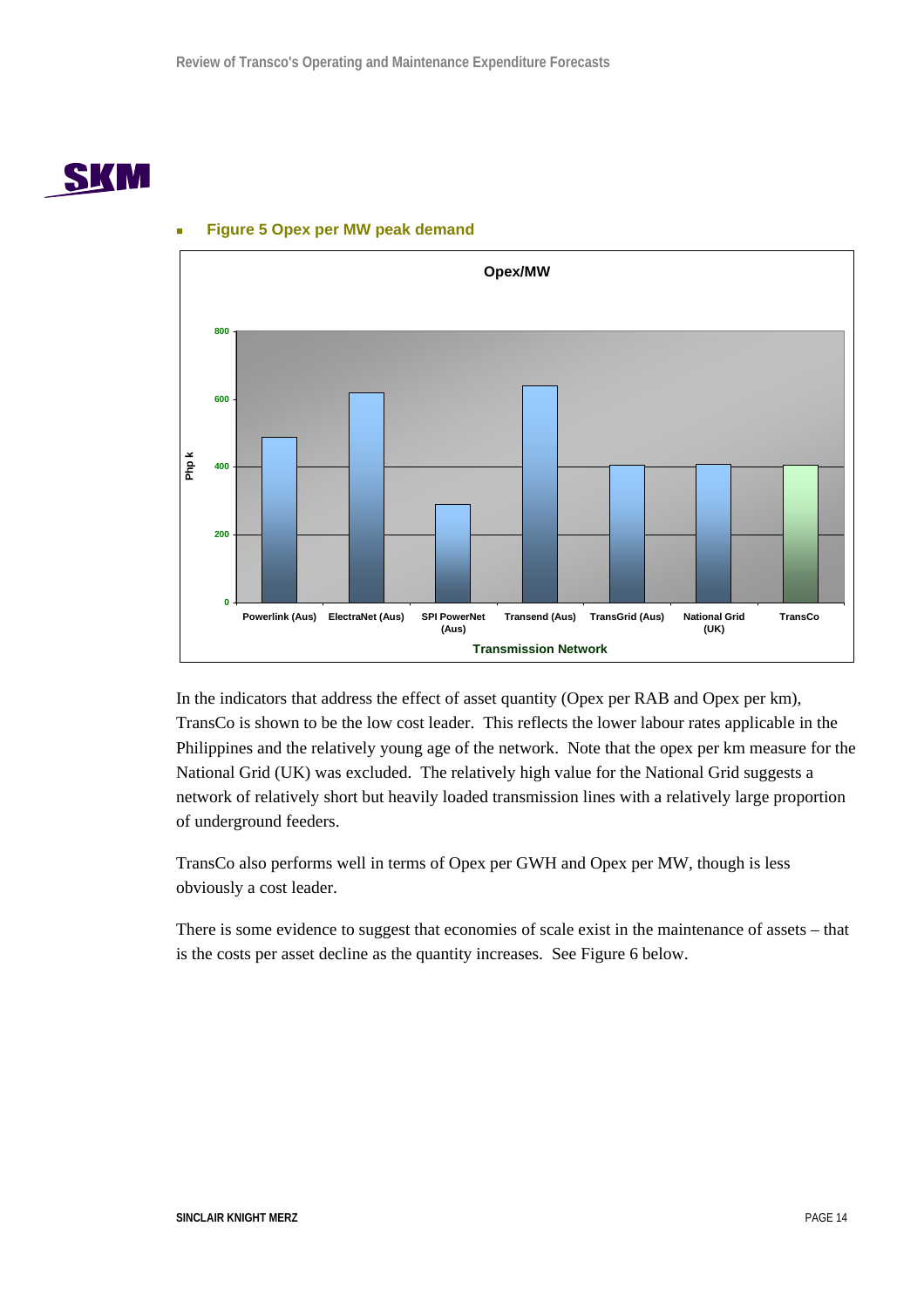- **Figure 5 Opex per MW peak demand**

In the indicators that address the effect of asset quantity (Opex per RAB and Opex per km), TransCo is shown to be the low cost leader. This reflects the lower labour rates applicable in the Philippines and the relatively young age of the network. Note that the opex per km measure for the National Grid (UK) was excluded. The relatively high value for the National Grid suggests a network of relatively short but heavily loaded transmission lines with a relatively large proportion of underground feeders.

TransCo also performs well in terms of Opex per GWH and Opex per MW, though is less obviously a cost leader.

There is some evidence to suggest that economies of scale exist in the maintenance of assets – that is the costs per asset decline as the quantity increases. See Figure 6 below.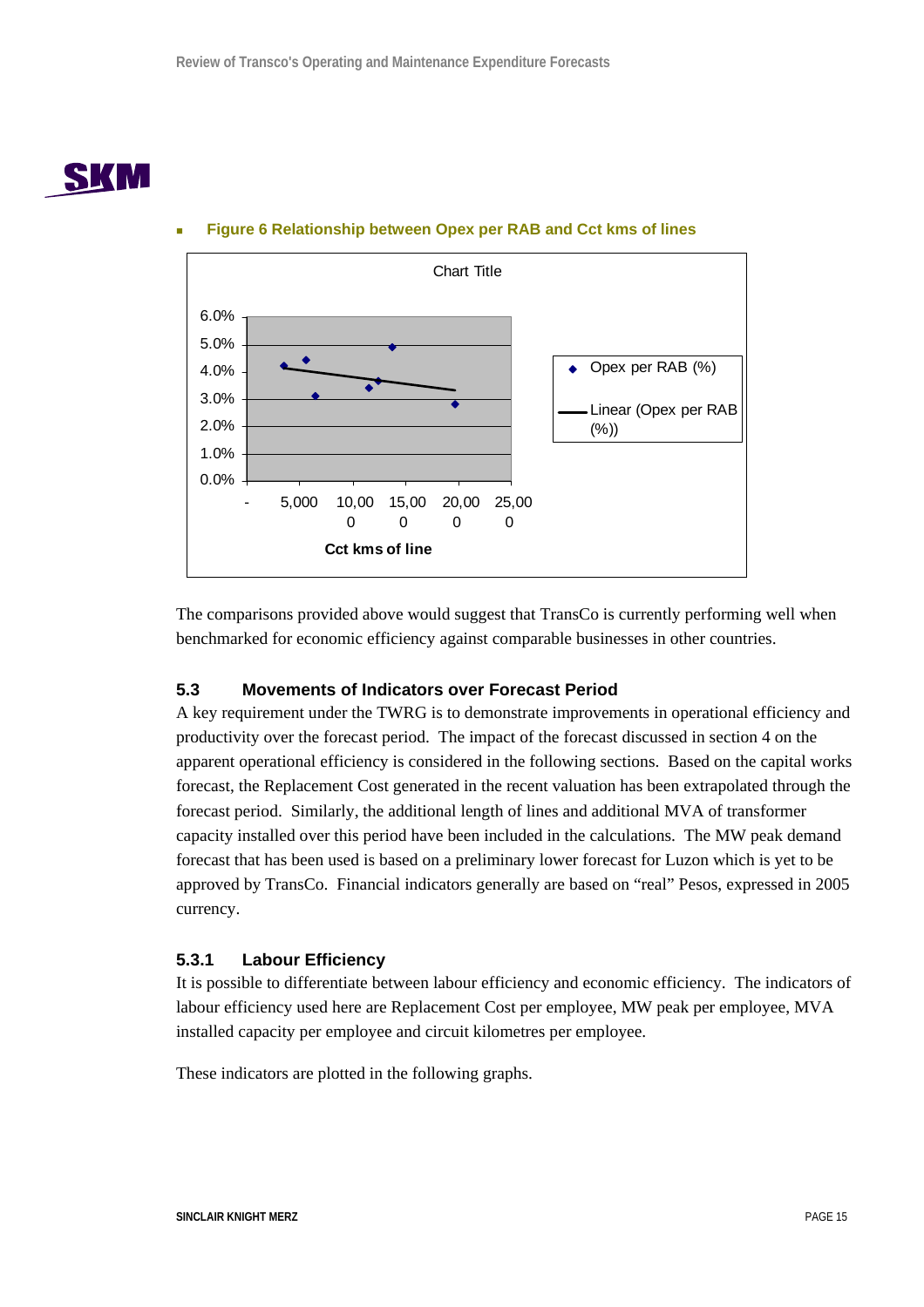- **Figure 6 Relationship between Opex per RAB and Cct kms of lines**

The comparisons provided above would suggest that TransCo is currently performing well when benchmarked for economic efficiency against comparable businesses in other countries.

### 5.3 Movements of Indicators over Forecast Period

A key requirement under the TWRG is to demonstrate improvements in operational efficiency and productivity over the forecast period. The impact of the forecast discussed in section 4 on the apparent operational efficiency is considered in the following sections. Based on the capital works forecast, the Replacement Cost generated in the recent valuation has been extrapolated through the forecast period. Similarly, the additional length of lines and additional MVA of transformer capacity installed over this period have been included in the calculations. The MW peak demand forecast that has been used is based on a preliminary lower forecast for Luzon which is yet to be approved by TransCo. Financial indicators generally are based on "real" Pesos, expressed in 2005 currency.

#### 5.3.1 Labour Efficiency

It is possible to differentiate between labour efficiency and economic efficiency. The indicators of labour efficiency used here are Replacement Cost per employee, MW peak per employee, MVA installed capacity per employee and circuit kilometres per employee.

These indicators are plotted in the following graphs.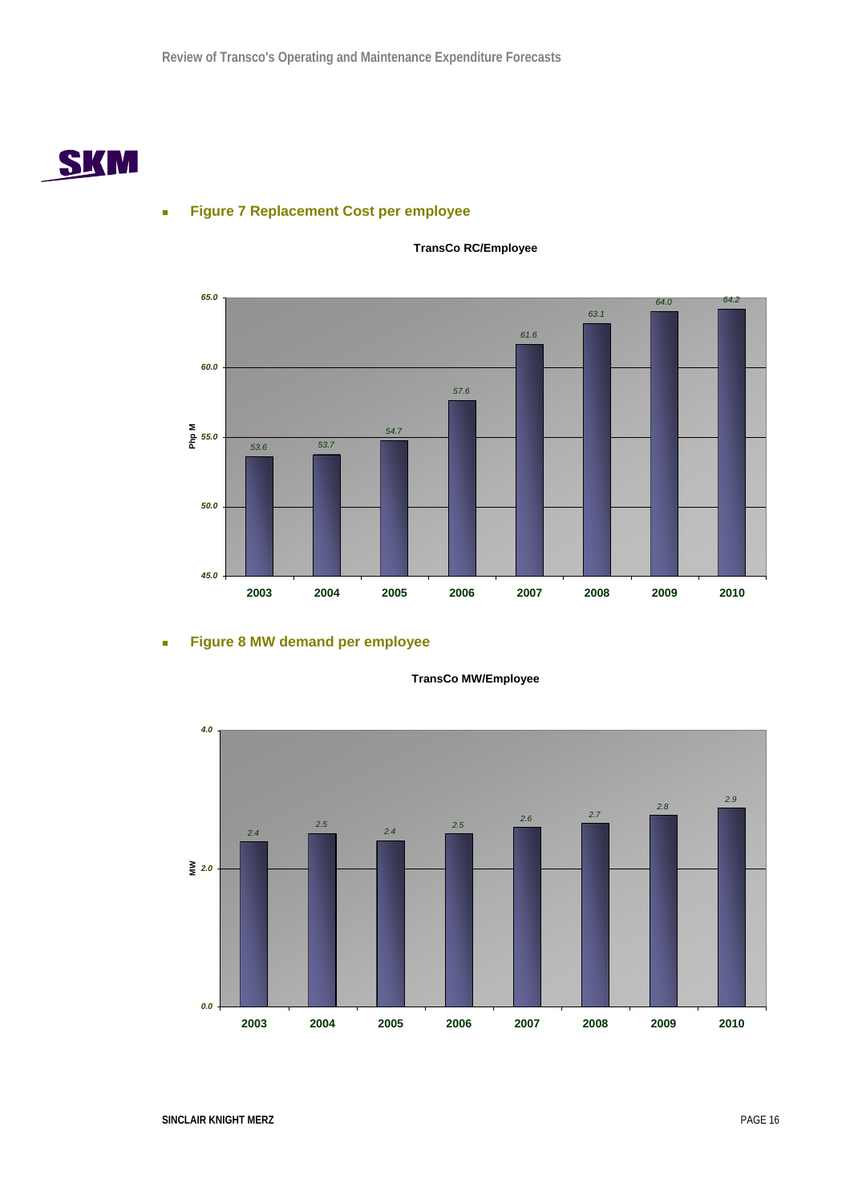- **Figure 7 Replacement Cost per employee**

**TransCo RC/Employee**

| Year | Php M |
| --- | --- |
| 2003 | 53.6 |
| 2004 | 53.7 |
| 2005 | 54.7 |
| 2006 | 57.6 |
| 2007 | 61.6 |
| 2008 | 63.1 |
| 2009 | 64.0 |
| 2010 | 64.2 |

- **Figure 8 MW demand per employee**

**TransCo MW/Employee**

| Year | MW |
| --- | --- |
| 2003 | 2.4 |
| 2004 | 2.5 |
| 2005 | 2.4 |
| 2006 | 2.5 |
| 2007 | 2.6 |
| 2008 | 2.7 |
| 2009 | 2.8 |
| 2010 | 2.9 |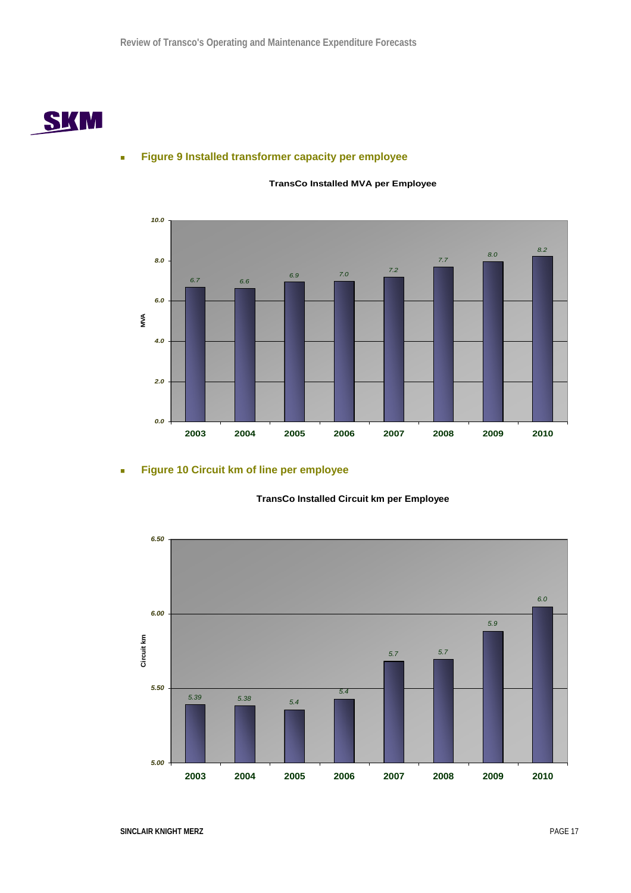- **Figure 9 Installed transformer capacity per employee**

**TransCo Installed MVA per Employee**

| Year | MVA |
|---|---|
| 2003 | 6.7 |
| 2004 | 6.6 |
| 2005 | 6.9 |
| 2006 | 7.0 |
| 2007 | 7.2 |
| 2008 | 7.7 |
| 2009 | 8.0 |
| 2010 | 8.2 |

- **Figure 10 Circuit km of line per employee**

**TransCo Installed Circuit km per Employee**

| Year | Circuit km |
|---|---|
| 2003 | 5.39 |
| 2004 | 5.38 |
| 2005 | 5.4 |
| 2006 | 5.4 |
| 2007 | 5.7 |
| 2008 | 5.7 |
| 2009 | 5.9 |
| 2010 | 6.0 |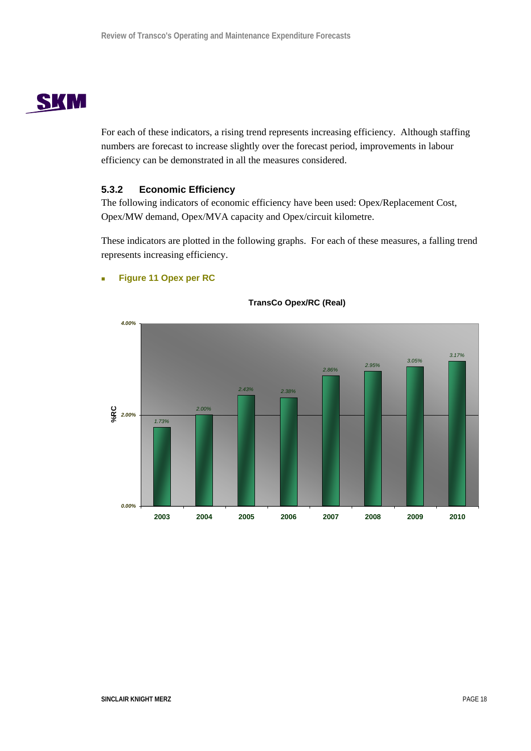For each of these indicators, a rising trend represents increasing efficiency. Although staffing numbers are forecast to increase slightly over the forecast period, improvements in labour efficiency can be demonstrated in all the measures considered.

### 5.3.2 Economic Efficiency

The following indicators of economic efficiency have been used: Opex/Replacement Cost, Opex/MW demand, Opex/MVA capacity and Opex/circuit kilometre.

These indicators are plotted in the following graphs. For each of these measures, a falling trend represents increasing efficiency.

- **Figure 11 Opex per RC**

**TransCo Opex/RC (Real)**

| Year | %RC |
|---|---|
| 2003 | 1.73% |
| 2004 | 2.00% |
| 2005 | 2.43% |
| 2006 | 2.38% |
| 2007 | 2.86% |
| 2008 | 2.95% |
| 2009 | 3.05% |
| 2010 | 3.17% |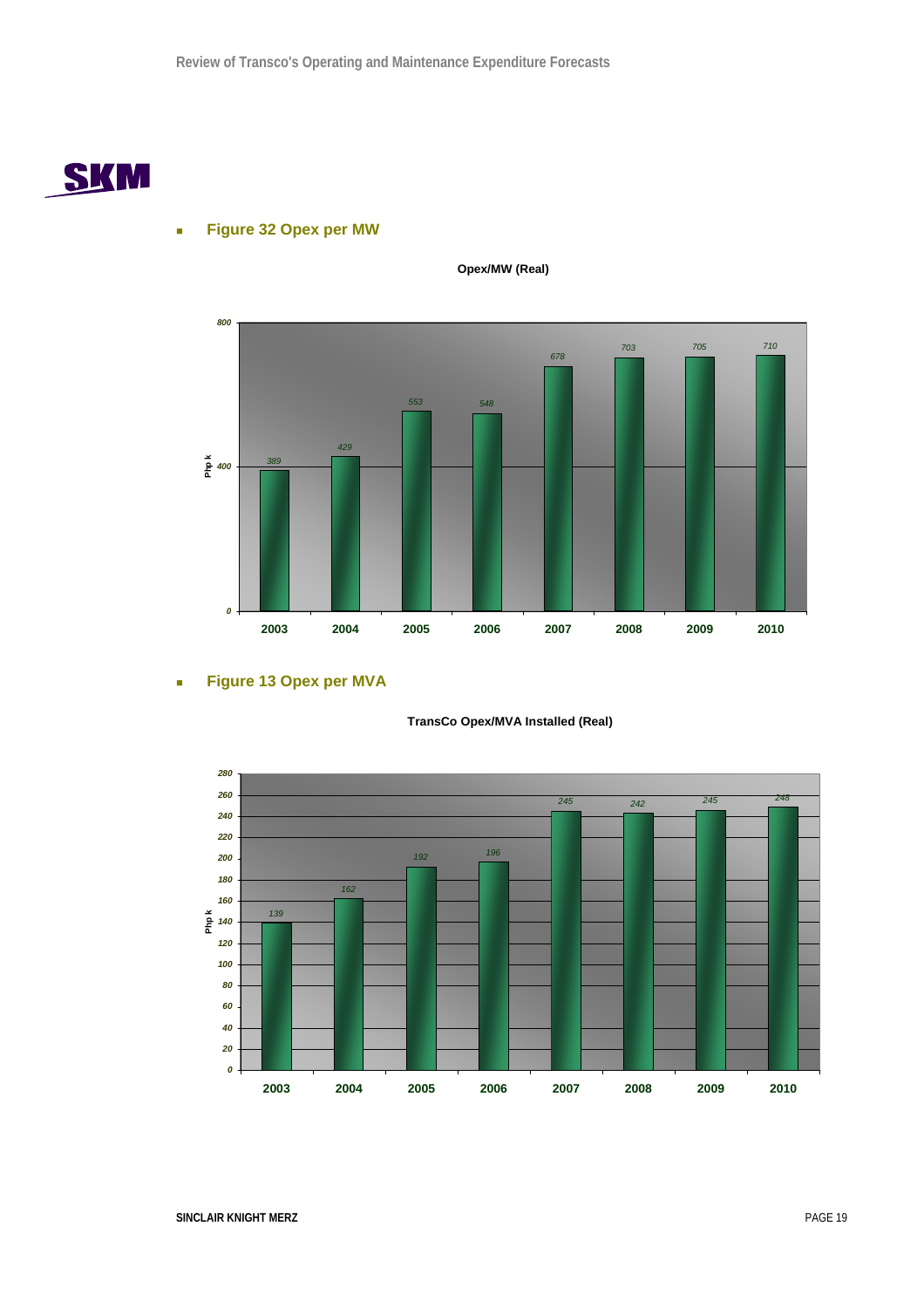- **Figure 32 Opex per MW**

**Opex/MW (Real)**

| Year | Php k |
|---|---|
| 2003 | 389 |
| 2004 | 429 |
| 2005 | 553 |
| 2006 | 548 |
| 2007 | 678 |
| 2008 | 703 |
| 2009 | 705 |
| 2010 | 710 |

- **Figure 13 Opex per MVA**

**TransCo Opex/MVA Installed (Real)**

| Year | Php k |
|---|---|
| 2003 | 139 |
| 2004 | 162 |
| 2005 | 192 |
| 2006 | 196 |
| 2007 | 245 |
| 2008 | 242 |
| 2009 | 245 |
| 2010 | 248 |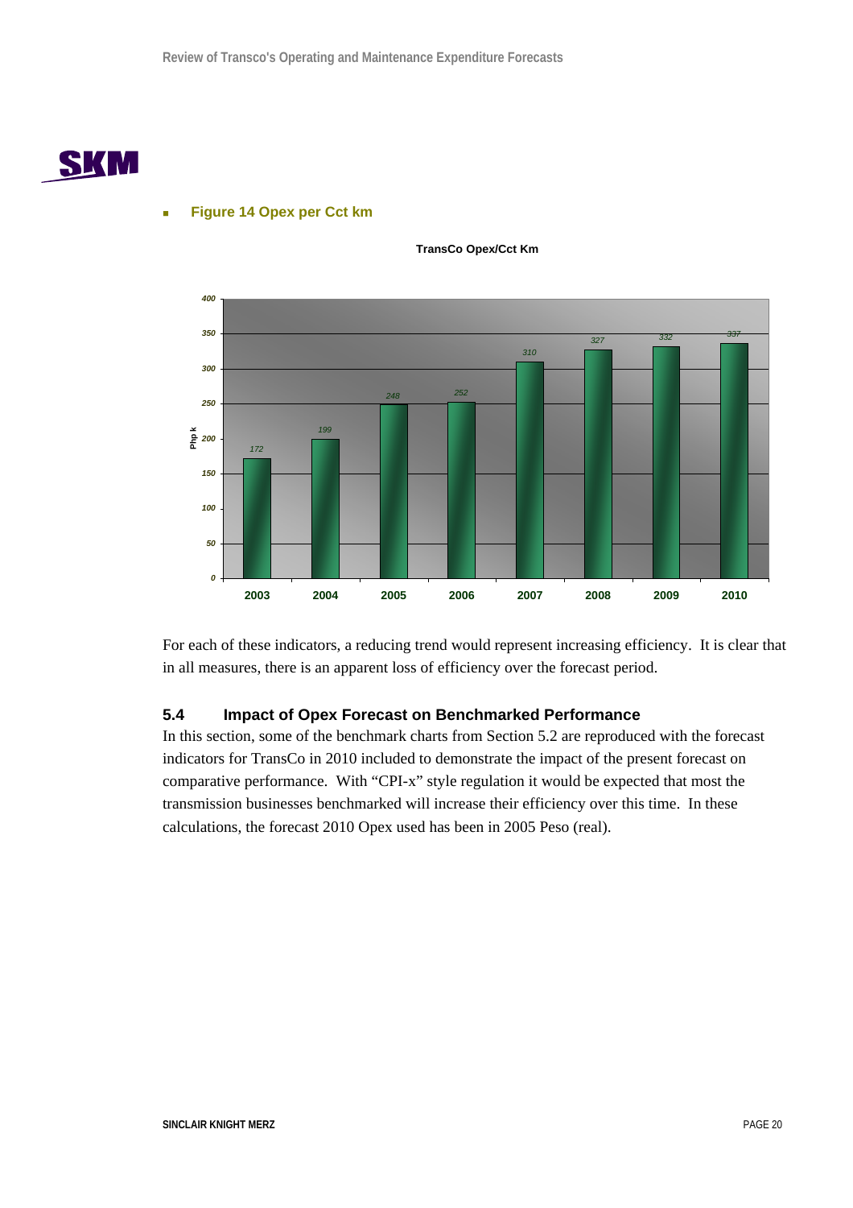- **Figure 14 Opex per Cct km**

**TransCo Opex/Cct Km**

| Year | Php k |
| --- | --- |
| 2003 | 172 |
| 2004 | 199 |
| 2005 | 248 |
| 2006 | 252 |
| 2007 | 310 |
| 2008 | 327 |
| 2009 | 332 |
| 2010 | 337 |

For each of these indicators, a reducing trend would represent increasing efficiency. It is clear that in all measures, there is an apparent loss of efficiency over the forecast period.

## 5.4 Impact of Opex Forecast on Benchmarked Performance

In this section, some of the benchmark charts from Section 5.2 are reproduced with the forecast indicators for TransCo in 2010 included to demonstrate the impact of the present forecast on comparative performance. With "CPI-x" style regulation it would be expected that most the transmission businesses benchmarked will increase their efficiency over this time. In these calculations, the forecast 2010 Opex used has been in 2005 Peso (real).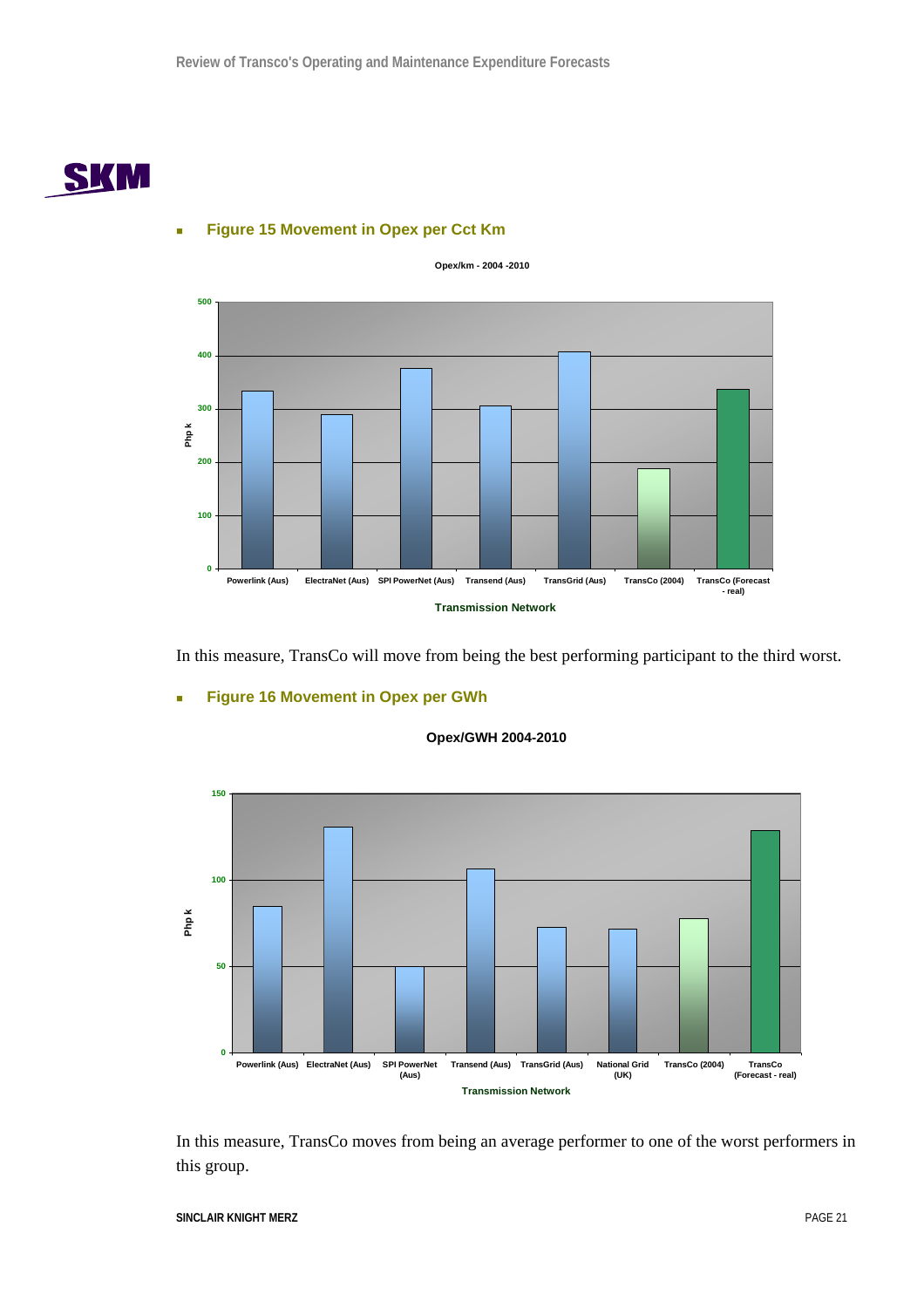- **Figure 15 Movement in Opex per Cct Km**

In this measure, TransCo will move from being the best performing participant to the third worst.

- **Figure 16 Movement in Opex per GWh**

In this measure, TransCo moves from being an average performer to one of the worst performers in this group.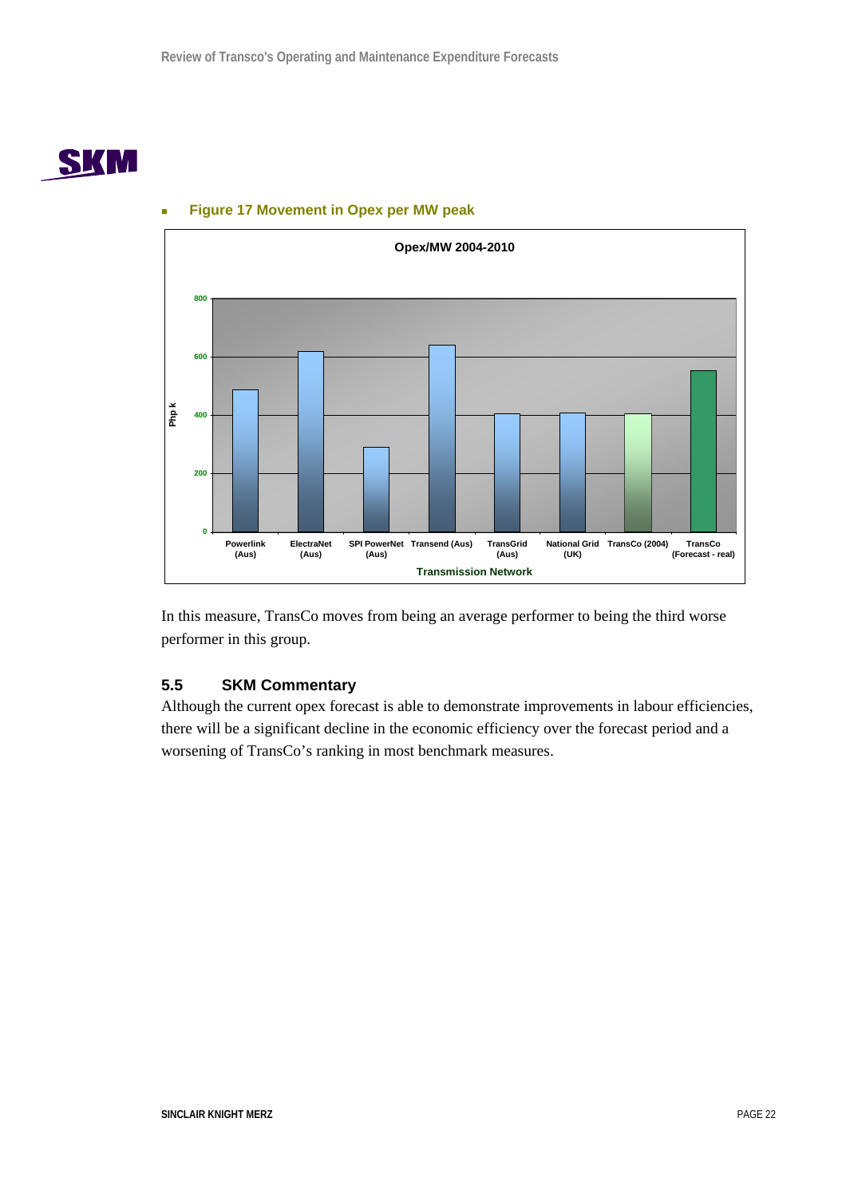- **Figure 17 Movement in Opex per MW peak**

**Opex/MW 2004-2010**

| Transmission Network | Php k (approx.) |
|---|---|
| Powerlink (Aus) | 490 |
| ElectraNet (Aus) | 620 |
| SPI PowerNet (Aus) | 290 |
| Transend (Aus) | 640 |
| TransGrid (Aus) | 405 |
| National Grid (UK) | 410 |
| TransCo (2004) | 405 |
| TransCo (Forecast - real) | 555 |

In this measure, TransCo moves from being an average performer to being the third worse performer in this group.

## 5.5 SKM Commentary

Although the current opex forecast is able to demonstrate improvements in labour efficiencies, there will be a significant decline in the economic efficiency over the forecast period and a worsening of TransCo's ranking in most benchmark measures.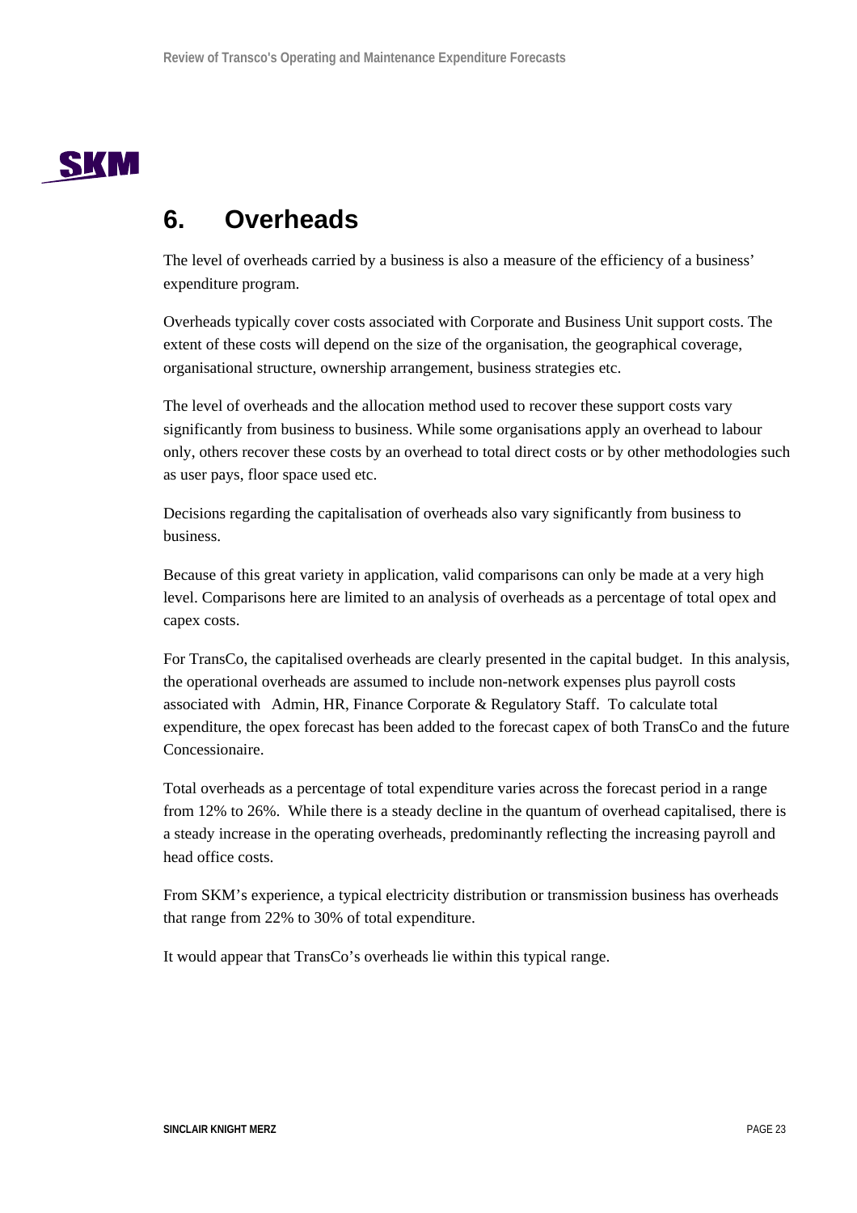# 6. Overheads

The level of overheads carried by a business is also a measure of the efficiency of a business' expenditure program.

Overheads typically cover costs associated with Corporate and Business Unit support costs. The extent of these costs will depend on the size of the organisation, the geographical coverage, organisational structure, ownership arrangement, business strategies etc.

The level of overheads and the allocation method used to recover these support costs vary significantly from business to business. While some organisations apply an overhead to labour only, others recover these costs by an overhead to total direct costs or by other methodologies such as user pays, floor space used etc.

Decisions regarding the capitalisation of overheads also vary significantly from business to business.

Because of this great variety in application, valid comparisons can only be made at a very high level. Comparisons here are limited to an analysis of overheads as a percentage of total opex and capex costs.

For TransCo, the capitalised overheads are clearly presented in the capital budget. In this analysis, the operational overheads are assumed to include non-network expenses plus payroll costs associated with Admin, HR, Finance Corporate & Regulatory Staff. To calculate total expenditure, the opex forecast has been added to the forecast capex of both TransCo and the future Concessionaire.

Total overheads as a percentage of total expenditure varies across the forecast period in a range from 12% to 26%. While there is a steady decline in the quantum of overhead capitalised, there is a steady increase in the operating overheads, predominantly reflecting the increasing payroll and head office costs.

From SKM's experience, a typical electricity distribution or transmission business has overheads that range from 22% to 30% of total expenditure.

It would appear that TransCo's overheads lie within this typical range.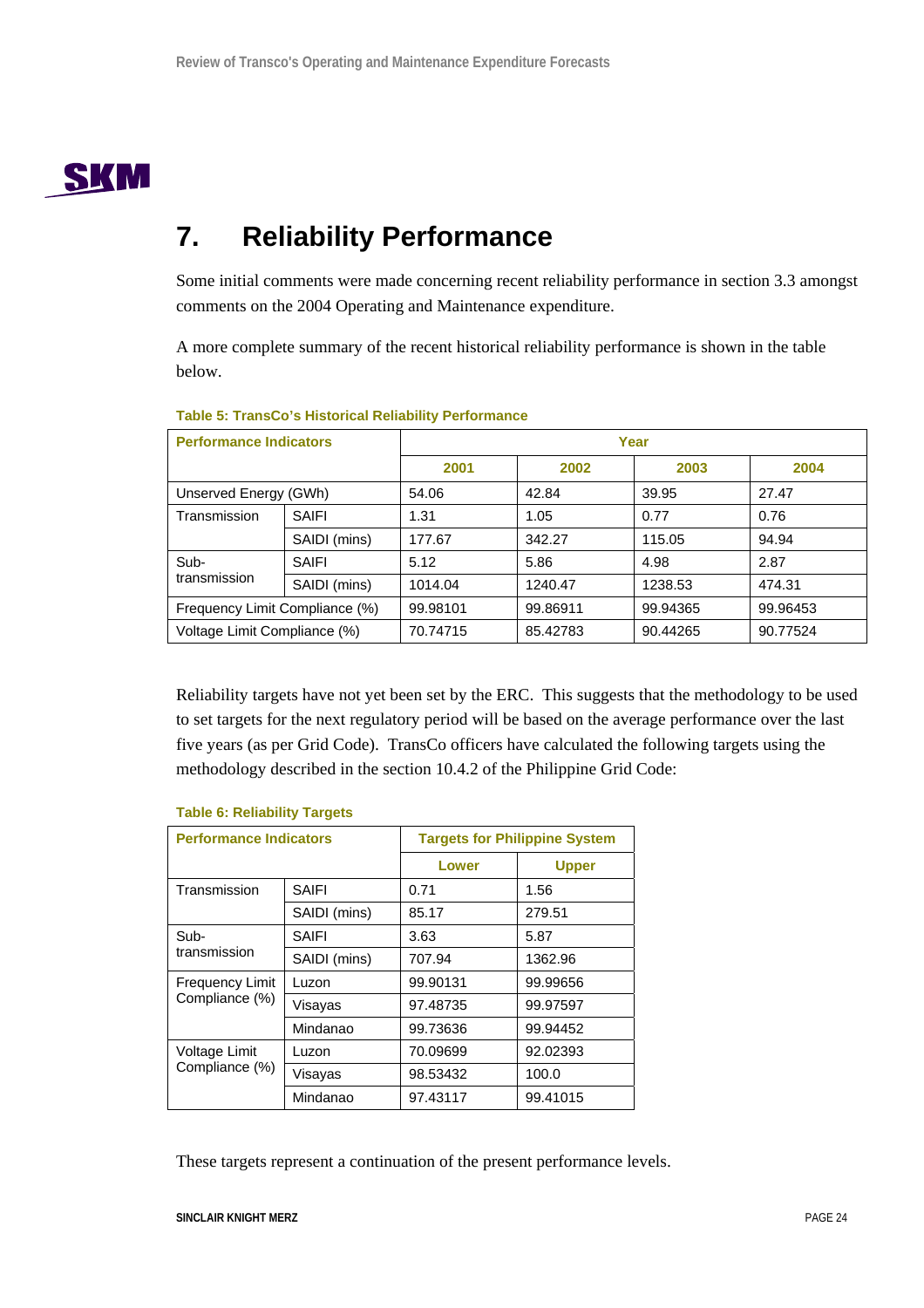# 7. Reliability Performance

Some initial comments were made concerning recent reliability performance in section 3.3 amongst comments on the 2004 Operating and Maintenance expenditure.

A more complete summary of the recent historical reliability performance is shown in the table below.

**Table 5: TransCo's Historical Reliability Performance**

| Performance Indicators | | Year | | | |
|---|---|---|---|---|---|
| | | 2001 | 2002 | 2003 | 2004 |
| Unserved Energy (GWh) | | 54.06 | 42.84 | 39.95 | 27.47 |
| Transmission | SAIFI | 1.31 | 1.05 | 0.77 | 0.76 |
| | SAIDI (mins) | 177.67 | 342.27 | 115.05 | 94.94 |
| Sub-transmission | SAIFI | 5.12 | 5.86 | 4.98 | 2.87 |
| | SAIDI (mins) | 1014.04 | 1240.47 | 1238.53 | 474.31 |
| Frequency Limit Compliance (%) | | 99.98101 | 99.86911 | 99.94365 | 99.96453 |
| Voltage Limit Compliance (%) | | 70.74715 | 85.42783 | 90.44265 | 90.77524 |

Reliability targets have not yet been set by the ERC. This suggests that the methodology to be used to set targets for the next regulatory period will be based on the average performance over the last five years (as per Grid Code). TransCo officers have calculated the following targets using the methodology described in the section 10.4.2 of the Philippine Grid Code:

**Table 6: Reliability Targets**

| Performance Indicators | | Targets for Philippine System | |
|---|---|---|---|
| | | Lower | Upper |
| Transmission | SAIFI | 0.71 | 1.56 |
| | SAIDI (mins) | 85.17 | 279.51 |
| Sub-transmission | SAIFI | 3.63 | 5.87 |
| | SAIDI (mins) | 707.94 | 1362.96 |
| Frequency Limit Compliance (%) | Luzon | 99.90131 | 99.99656 |
| | Visayas | 97.48735 | 99.97597 |
| | Mindanao | 99.73636 | 99.94452 |
| Voltage Limit Compliance (%) | Luzon | 70.09699 | 92.02393 |
| | Visayas | 98.53432 | 100.0 |
| | Mindanao | 97.43117 | 99.41015 |

These targets represent a continuation of the present performance levels.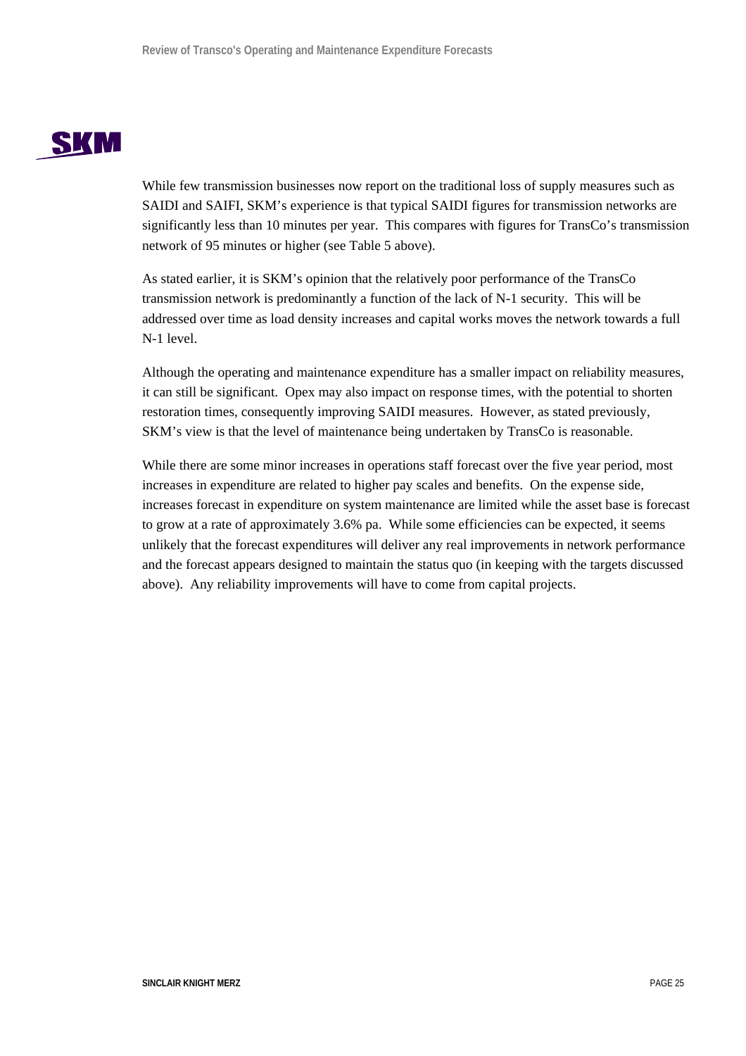While few transmission businesses now report on the traditional loss of supply measures such as SAIDI and SAIFI, SKM's experience is that typical SAIDI figures for transmission networks are significantly less than 10 minutes per year. This compares with figures for TransCo's transmission network of 95 minutes or higher (see Table 5 above).

As stated earlier, it is SKM's opinion that the relatively poor performance of the TransCo transmission network is predominantly a function of the lack of N-1 security. This will be addressed over time as load density increases and capital works moves the network towards a full N-1 level.

Although the operating and maintenance expenditure has a smaller impact on reliability measures, it can still be significant. Opex may also impact on response times, with the potential to shorten restoration times, consequently improving SAIDI measures. However, as stated previously, SKM's view is that the level of maintenance being undertaken by TransCo is reasonable.

While there are some minor increases in operations staff forecast over the five year period, most increases in expenditure are related to higher pay scales and benefits. On the expense side, increases forecast in expenditure on system maintenance are limited while the asset base is forecast to grow at a rate of approximately 3.6% pa. While some efficiencies can be expected, it seems unlikely that the forecast expenditures will deliver any real improvements in network performance and the forecast appears designed to maintain the status quo (in keeping with the targets discussed above). Any reliability improvements will have to come from capital projects.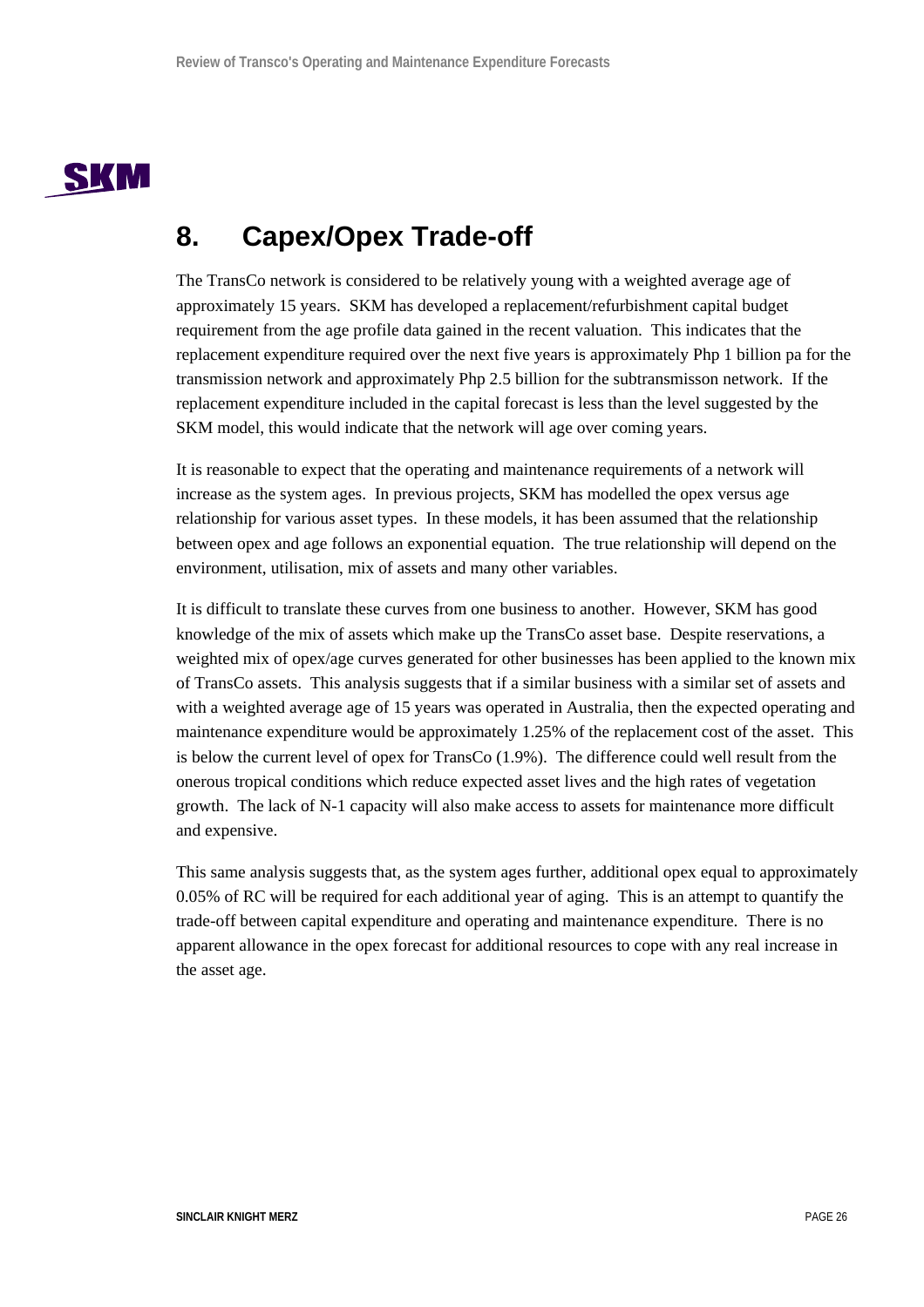# 8. Capex/Opex Trade-off

The TransCo network is considered to be relatively young with a weighted average age of approximately 15 years. SKM has developed a replacement/refurbishment capital budget requirement from the age profile data gained in the recent valuation. This indicates that the replacement expenditure required over the next five years is approximately Php 1 billion pa for the transmission network and approximately Php 2.5 billion for the subtransmisson network. If the replacement expenditure included in the capital forecast is less than the level suggested by the SKM model, this would indicate that the network will age over coming years.

It is reasonable to expect that the operating and maintenance requirements of a network will increase as the system ages. In previous projects, SKM has modelled the opex versus age relationship for various asset types. In these models, it has been assumed that the relationship between opex and age follows an exponential equation. The true relationship will depend on the environment, utilisation, mix of assets and many other variables.

It is difficult to translate these curves from one business to another. However, SKM has good knowledge of the mix of assets which make up the TransCo asset base. Despite reservations, a weighted mix of opex/age curves generated for other businesses has been applied to the known mix of TransCo assets. This analysis suggests that if a similar business with a similar set of assets and with a weighted average age of 15 years was operated in Australia, then the expected operating and maintenance expenditure would be approximately 1.25% of the replacement cost of the asset. This is below the current level of opex for TransCo (1.9%). The difference could well result from the onerous tropical conditions which reduce expected asset lives and the high rates of vegetation growth. The lack of N-1 capacity will also make access to assets for maintenance more difficult and expensive.

This same analysis suggests that, as the system ages further, additional opex equal to approximately 0.05% of RC will be required for each additional year of aging. This is an attempt to quantify the trade-off between capital expenditure and operating and maintenance expenditure. There is no apparent allowance in the opex forecast for additional resources to cope with any real increase in the asset age.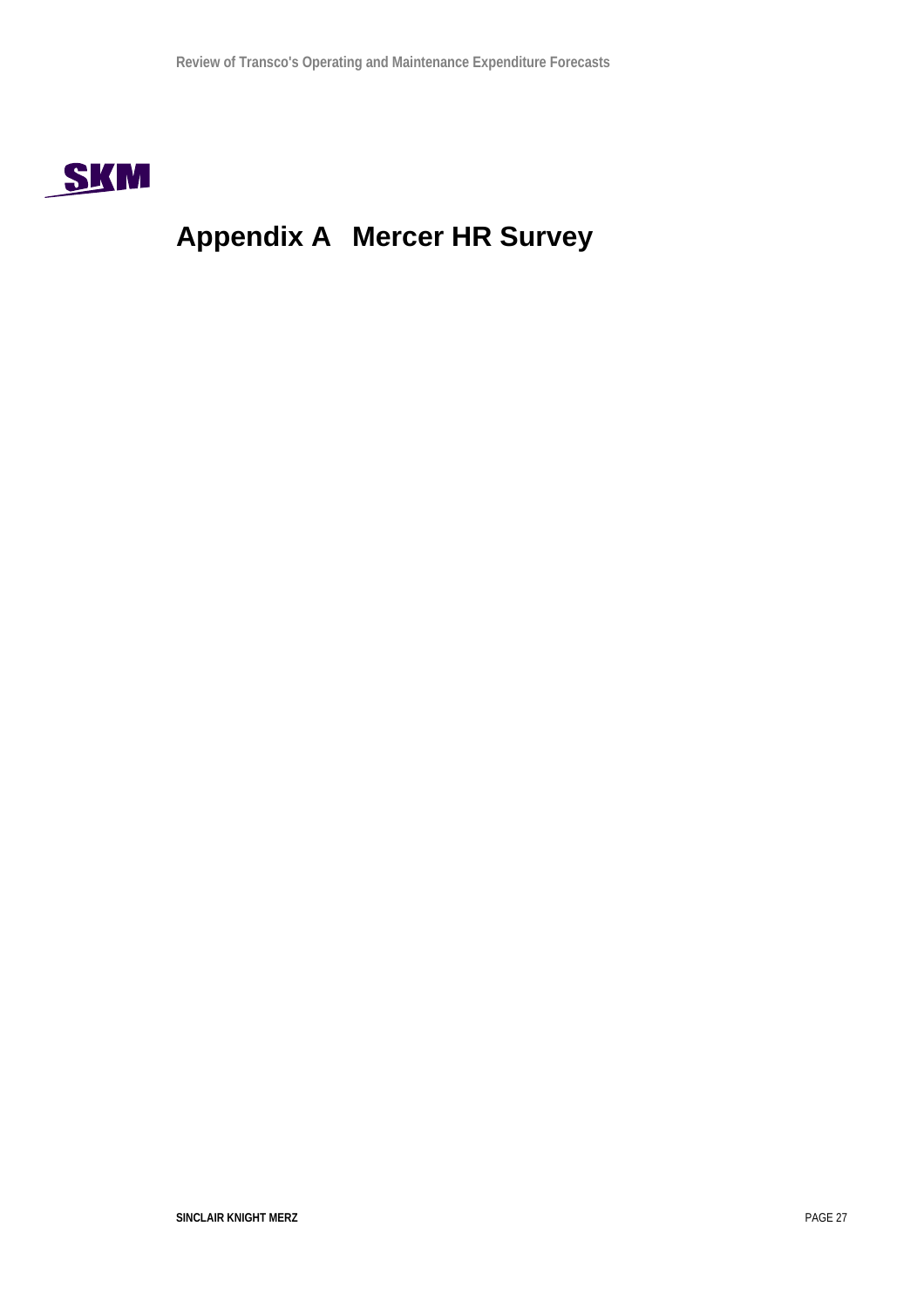# Appendix A Mercer HR Survey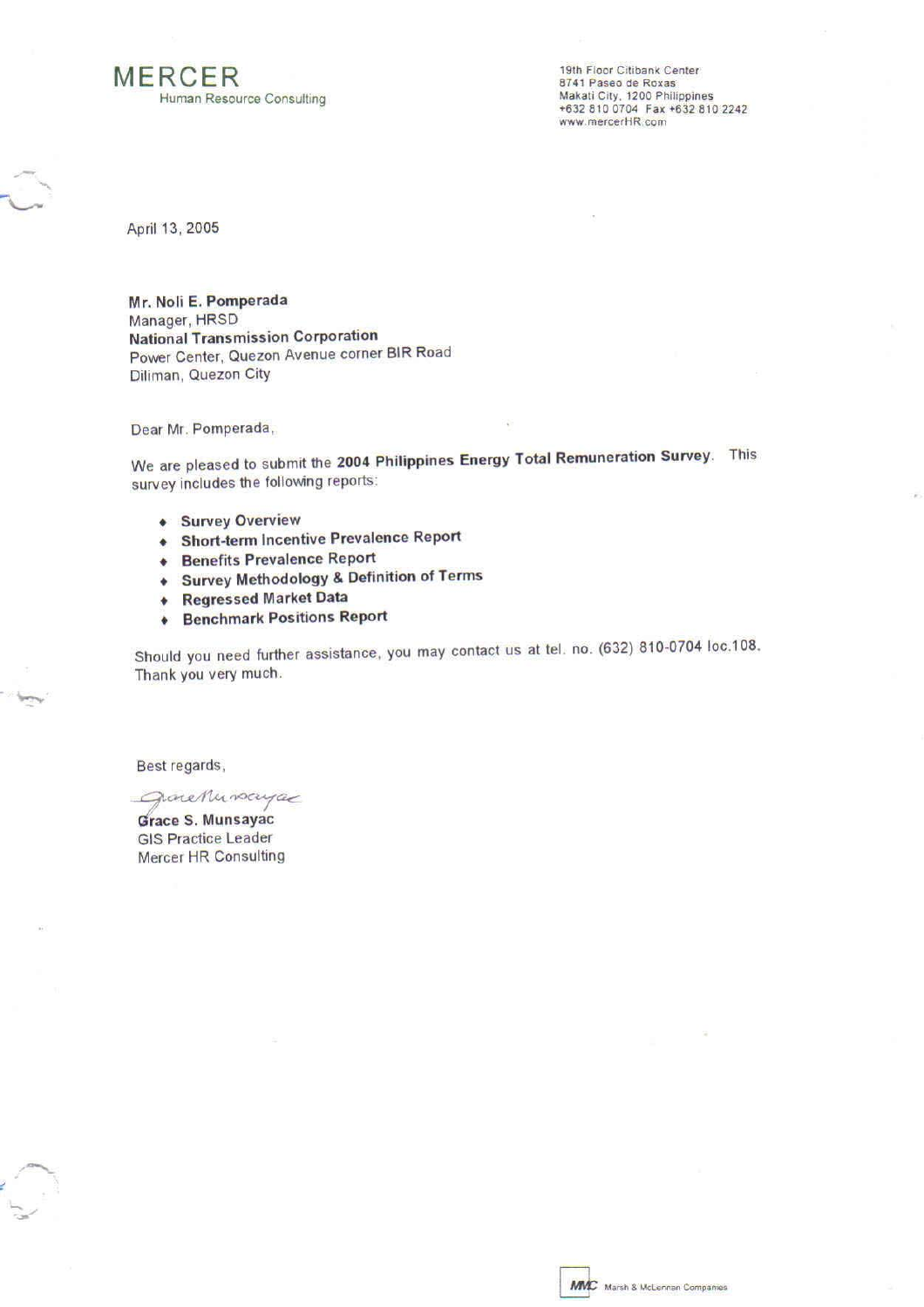MERCER
Human Resource Consulting

19th Floor Citibank Center
8741 Paseo de Roxas
Makati City, 1200 Philippines
+632 810 0704 Fax +632 810 2242
www.mercerHR.com

April 13, 2005

**Mr. Noli E. Pomperada**
Manager, HRSD
**National Transmission Corporation**
Power Center, Quezon Avenue corner BIR Road
Diliman, Quezon City

Dear Mr. Pomperada,

We are pleased to submit the **2004 Philippines Energy Total Remuneration Survey**. This survey includes the following reports:

- **Survey Overview**
- **Short-term Incentive Prevalence Report**
- **Benefits Prevalence Report**
- **Survey Methodology & Definition of Terms**
- **Regressed Market Data**
- **Benchmark Positions Report**

Should you need further assistance, you may contact us at tel. no. (632) 810-0704 loc.108. Thank you very much.

Best regards,

**Grace S. Munsayac**
GIS Practice Leader
Mercer HR Consulting

MMC Marsh & McLennan Companies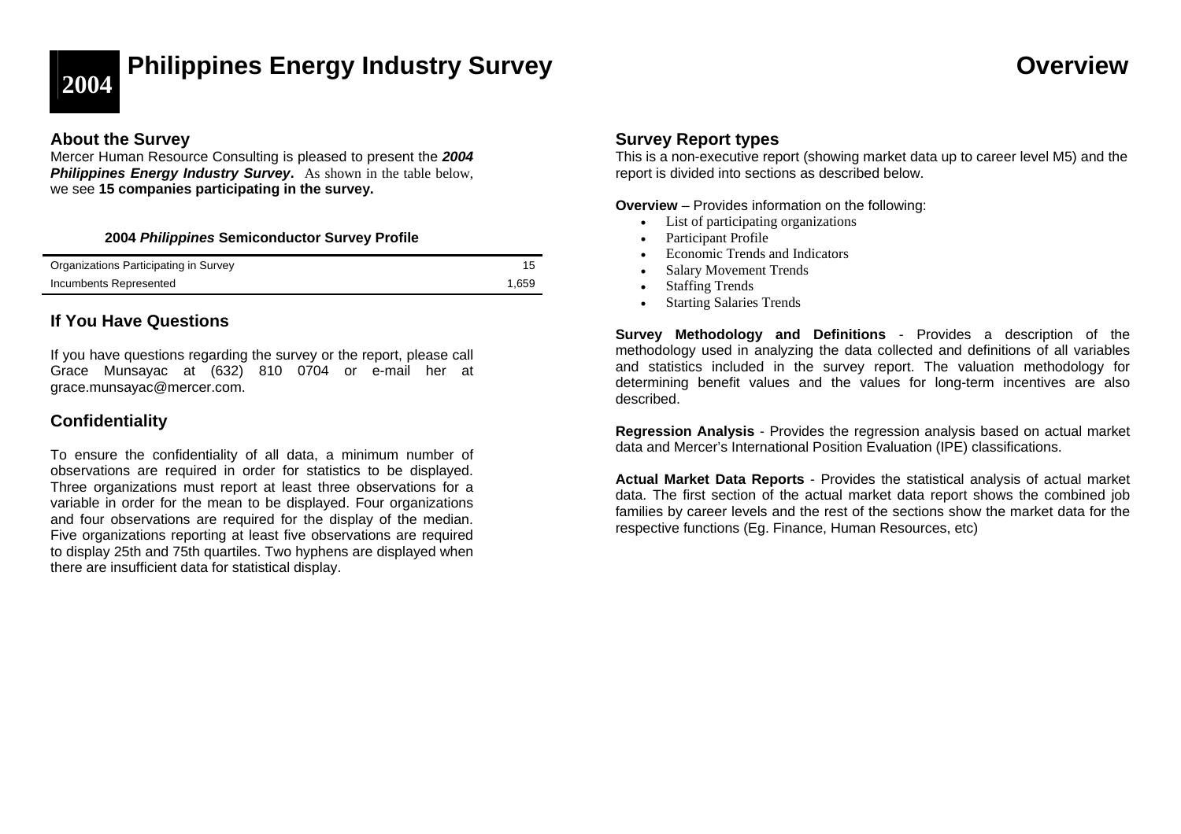# 2004 Philippines Energy Industry Survey — Overview

## About the Survey

Mercer Human Resource Consulting is pleased to present the ***2004 Philippines Energy Industry Survey***. As shown in the table below, we see **15 companies participating in the survey.**

**2004 *Philippines* Semiconductor Survey Profile**

| | |
|---|---|
| Organizations Participating in Survey | 15 |
| Incumbents Represented | 1,659 |

## If You Have Questions

If you have questions regarding the survey or the report, please call Grace Munsayac at (632) 810 0704 or e-mail her at grace.munsayac@mercer.com.

## Confidentiality

To ensure the confidentiality of all data, a minimum number of observations are required in order for statistics to be displayed. Three organizations must report at least three observations for a variable in order for the mean to be displayed. Four organizations and four observations are required for the display of the median. Five organizations reporting at least five observations are required to display 25th and 75th quartiles. Two hyphens are displayed when there are insufficient data for statistical display.

## Survey Report types

This is a non-executive report (showing market data up to career level M5) and the report is divided into sections as described below.

**Overview** – Provides information on the following:

- List of participating organizations
- Participant Profile
- Economic Trends and Indicators
- Salary Movement Trends
- Staffing Trends
- Starting Salaries Trends

**Survey Methodology and Definitions** - Provides a description of the methodology used in analyzing the data collected and definitions of all variables and statistics included in the survey report. The valuation methodology for determining benefit values and the values for long-term incentives are also described.

**Regression Analysis** - Provides the regression analysis based on actual market data and Mercer's International Position Evaluation (IPE) classifications.

**Actual Market Data Reports** - Provides the statistical analysis of actual market data. The first section of the actual market data report shows the combined job families by career levels and the rest of the sections show the market data for the respective functions (Eg. Finance, Human Resources, etc)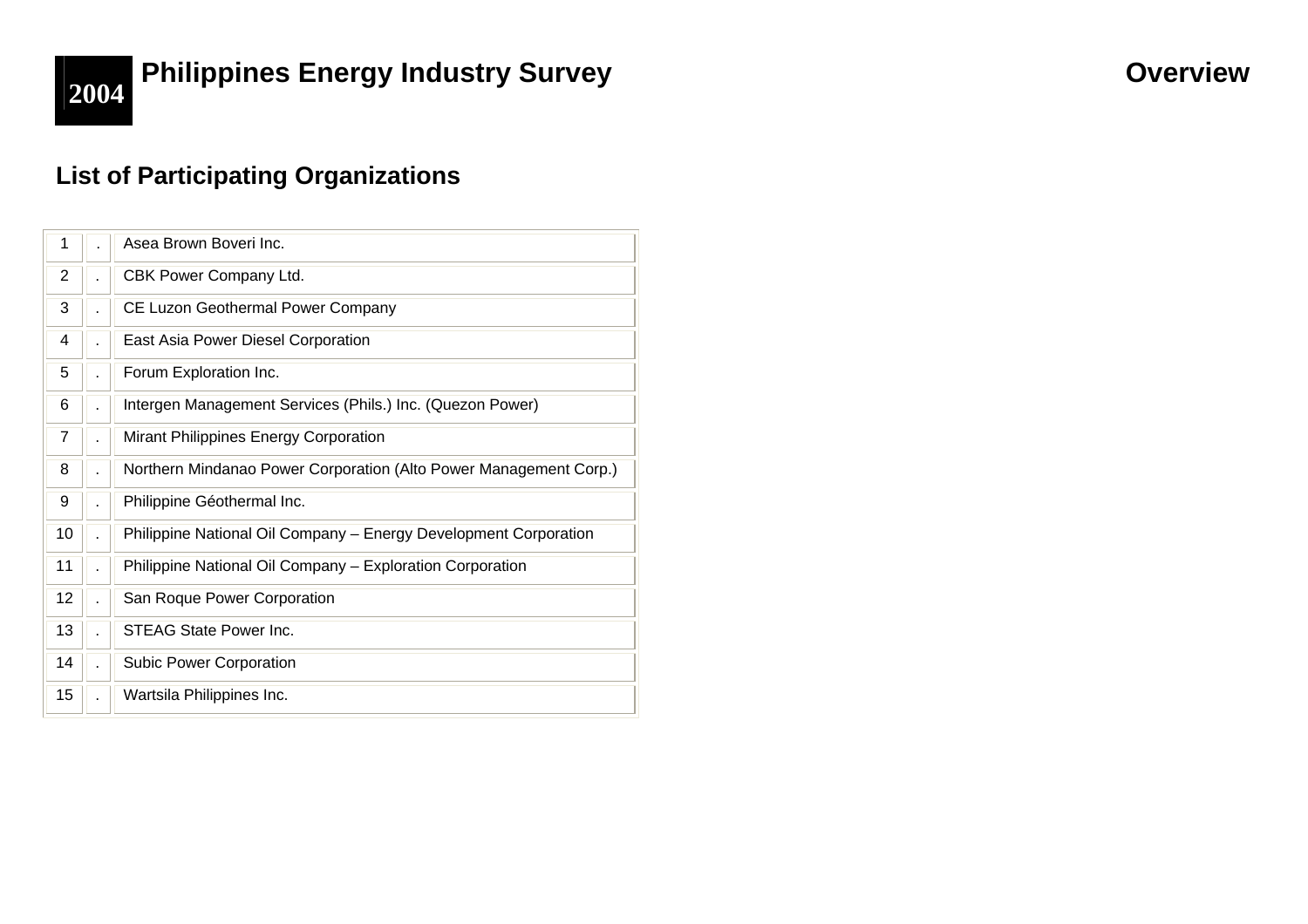# 2004 Philippines Energy Industry Survey — Overview

## List of Participating Organizations

| | | |
|---|---|---|
| 1 | . | Asea Brown Boveri Inc. |
| 2 | . | CBK Power Company Ltd. |
| 3 | . | CE Luzon Geothermal Power Company |
| 4 | . | East Asia Power Diesel Corporation |
| 5 | . | Forum Exploration Inc. |
| 6 | . | Intergen Management Services (Phils.) Inc. (Quezon Power) |
| 7 | . | Mirant Philippines Energy Corporation |
| 8 | . | Northern Mindanao Power Corporation (Alto Power Management Corp.) |
| 9 | . | Philippine Géothermal Inc. |
| 10 | . | Philippine National Oil Company – Energy Development Corporation |
| 11 | . | Philippine National Oil Company – Exploration Corporation |
| 12 | . | San Roque Power Corporation |
| 13 | . | STEAG State Power Inc. |
| 14 | . | Subic Power Corporation |
| 15 | . | Wartsila Philippines Inc. |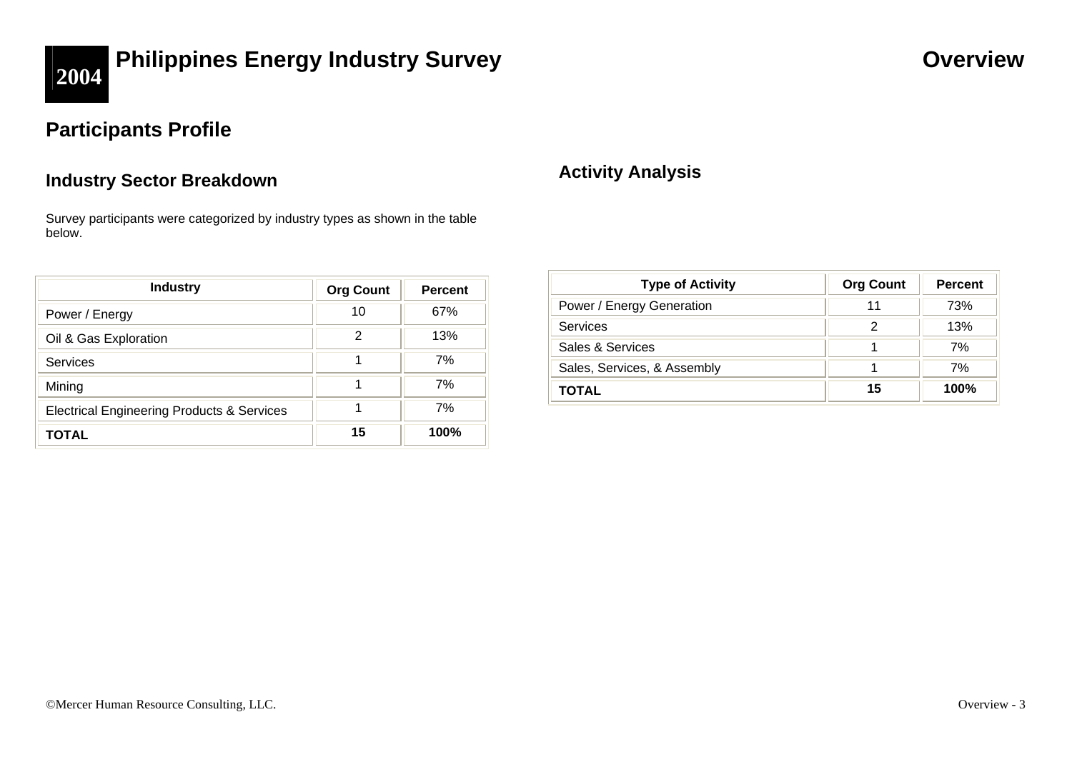# Philippines Energy Industry Survey

## Overview

## Participants Profile

### Industry Sector Breakdown

Survey participants were categorized by industry types as shown in the table below.

| Industry | Org Count | Percent |
|---|---|---|
| Power / Energy | 10 | 67% |
| Oil & Gas Exploration | 2 | 13% |
| Services | 1 | 7% |
| Mining | 1 | 7% |
| Electrical Engineering Products & Services | 1 | 7% |
| **TOTAL** | **15** | **100%** |

### Activity Analysis

| Type of Activity | Org Count | Percent |
|---|---|---|
| Power / Energy Generation | 11 | 73% |
| Services | 2 | 13% |
| Sales & Services | 1 | 7% |
| Sales, Services, & Assembly | 1 | 7% |
| **TOTAL** | **15** | **100%** |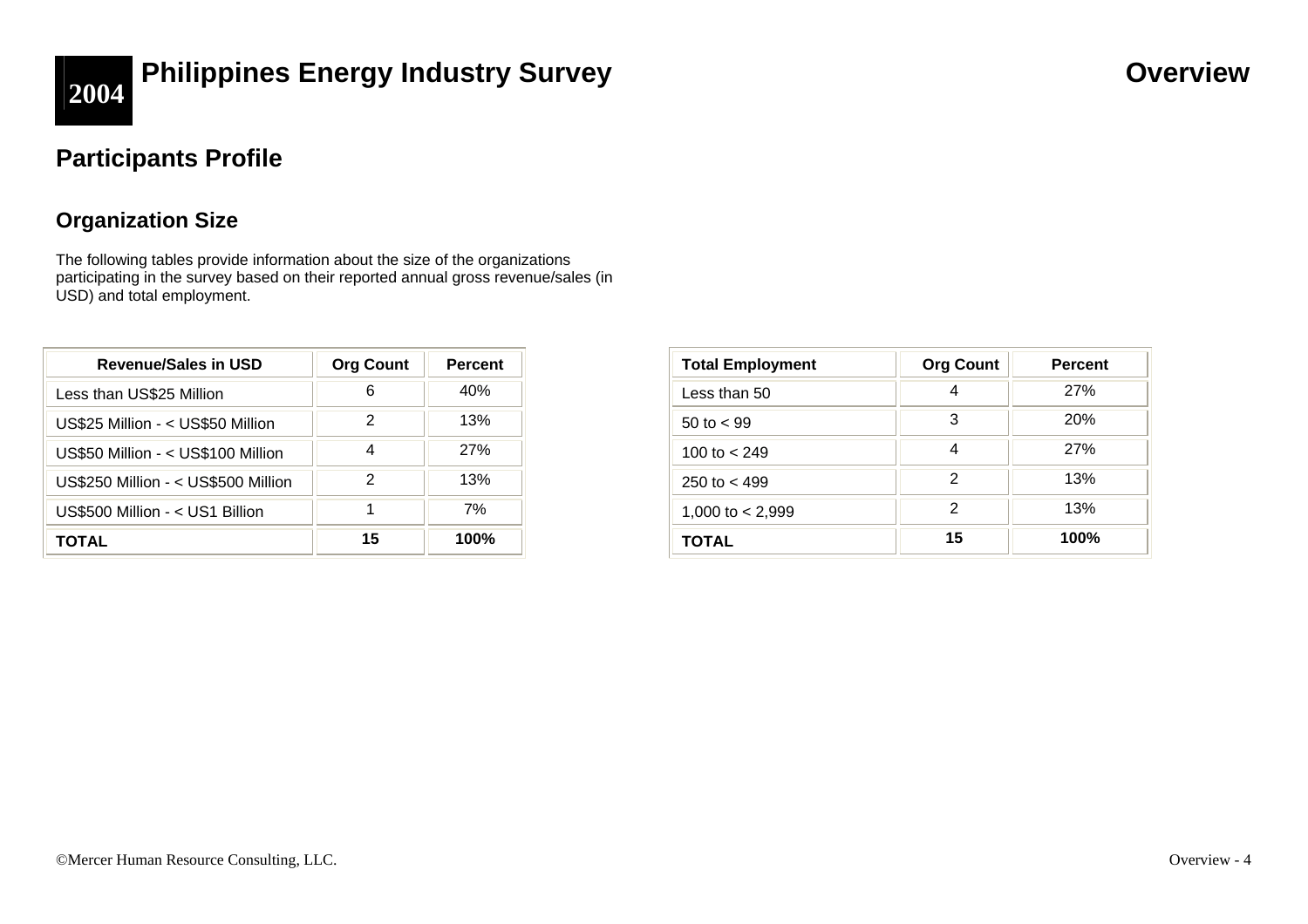## Participants Profile

### Organization Size

The following tables provide information about the size of the organizations participating in the survey based on their reported annual gross revenue/sales (in USD) and total employment.

| Revenue/Sales in USD | Org Count | Percent |
| --- | --- | --- |
| Less than US$25 Million | 6 | 40% |
| US$25 Million - < US$50 Million | 2 | 13% |
| US$50 Million - < US$100 Million | 4 | 27% |
| US$250 Million - < US$500 Million | 2 | 13% |
| US$500 Million - < US1 Billion | 1 | 7% |
| **TOTAL** | **15** | **100%** |

| Total Employment | Org Count | Percent |
| --- | --- | --- |
| Less than 50 | 4 | 27% |
| 50 to < 99 | 3 | 20% |
| 100 to < 249 | 4 | 27% |
| 250 to < 499 | 2 | 13% |
| 1,000 to < 2,999 | 2 | 13% |
| **TOTAL** | **15** | **100%** |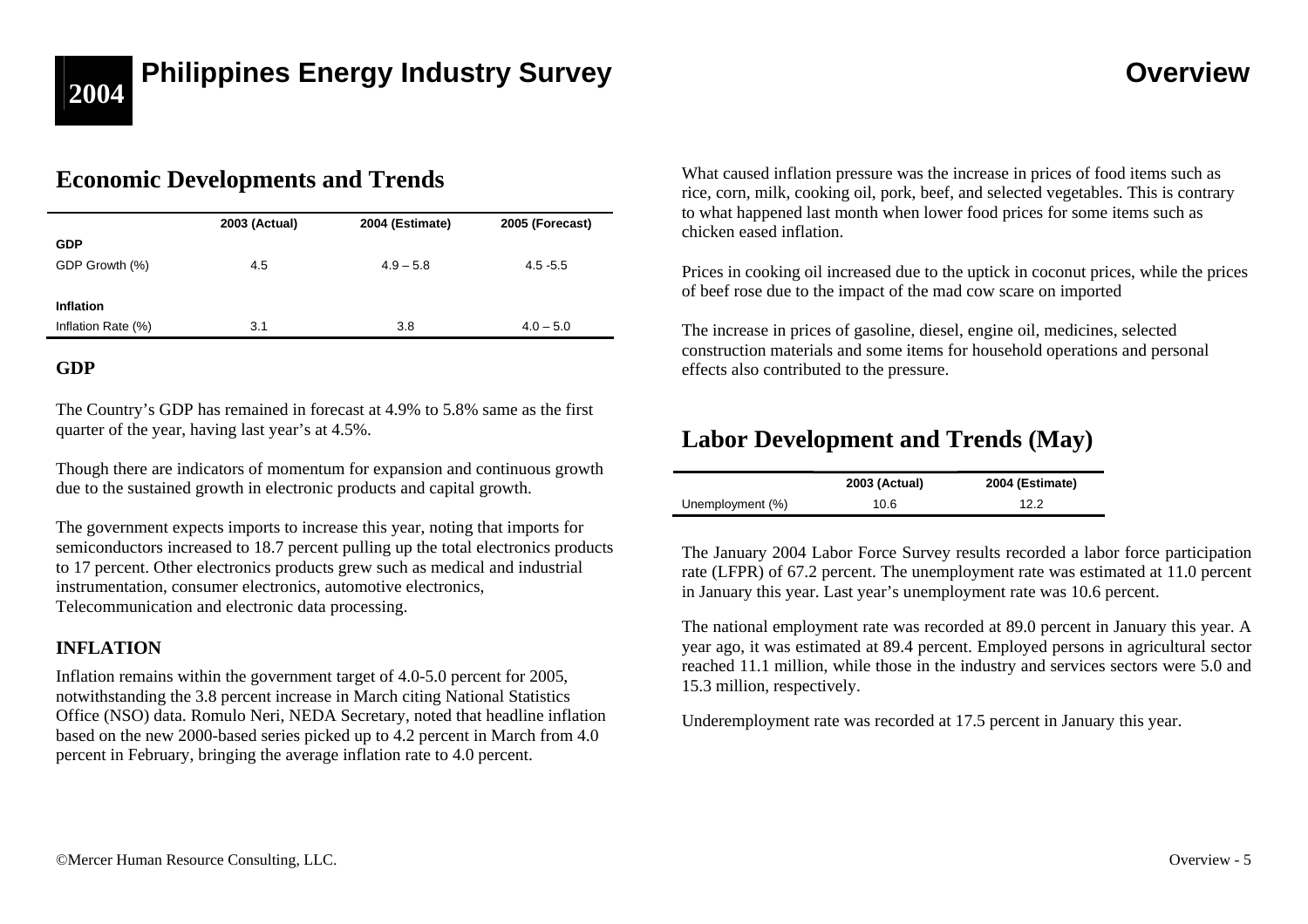## Economic Developments and Trends

| | 2003 (Actual) | 2004 (Estimate) | 2005 (Forecast) |
|---|---|---|---|
| **GDP** | | | |
| GDP Growth (%) | 4.5 | 4.9 – 5.8 | 4.5 -5.5 |
| **Inflation** | | | |
| Inflation Rate (%) | 3.1 | 3.8 | 4.0 – 5.0 |

### GDP

The Country's GDP has remained in forecast at 4.9% to 5.8% same as the first quarter of the year, having last year's at 4.5%.

Though there are indicators of momentum for expansion and continuous growth due to the sustained growth in electronic products and capital growth.

The government expects imports to increase this year, noting that imports for semiconductors increased to 18.7 percent pulling up the total electronics products to 17 percent. Other electronics products grew such as medical and industrial instrumentation, consumer electronics, automotive electronics, Telecommunication and electronic data processing.

### INFLATION

Inflation remains within the government target of 4.0-5.0 percent for 2005, notwithstanding the 3.8 percent increase in March citing National Statistics Office (NSO) data. Romulo Neri, NEDA Secretary, noted that headline inflation based on the new 2000-based series picked up to 4.2 percent in March from 4.0 percent in February, bringing the average inflation rate to 4.0 percent.

What caused inflation pressure was the increase in prices of food items such as rice, corn, milk, cooking oil, pork, beef, and selected vegetables. This is contrary to what happened last month when lower food prices for some items such as chicken eased inflation.

Prices in cooking oil increased due to the uptick in coconut prices, while the prices of beef rose due to the impact of the mad cow scare on imported

The increase in prices of gasoline, diesel, engine oil, medicines, selected construction materials and some items for household operations and personal effects also contributed to the pressure.

## Labor Development and Trends (May)

| | 2003 (Actual) | 2004 (Estimate) |
|---|---|---|
| Unemployment (%) | 10.6 | 12.2 |

The January 2004 Labor Force Survey results recorded a labor force participation rate (LFPR) of 67.2 percent. The unemployment rate was estimated at 11.0 percent in January this year. Last year's unemployment rate was 10.6 percent.

The national employment rate was recorded at 89.0 percent in January this year. A year ago, it was estimated at 89.4 percent. Employed persons in agricultural sector reached 11.1 million, while those in the industry and services sectors were 5.0 and 15.3 million, respectively.

Underemployment rate was recorded at 17.5 percent in January this year.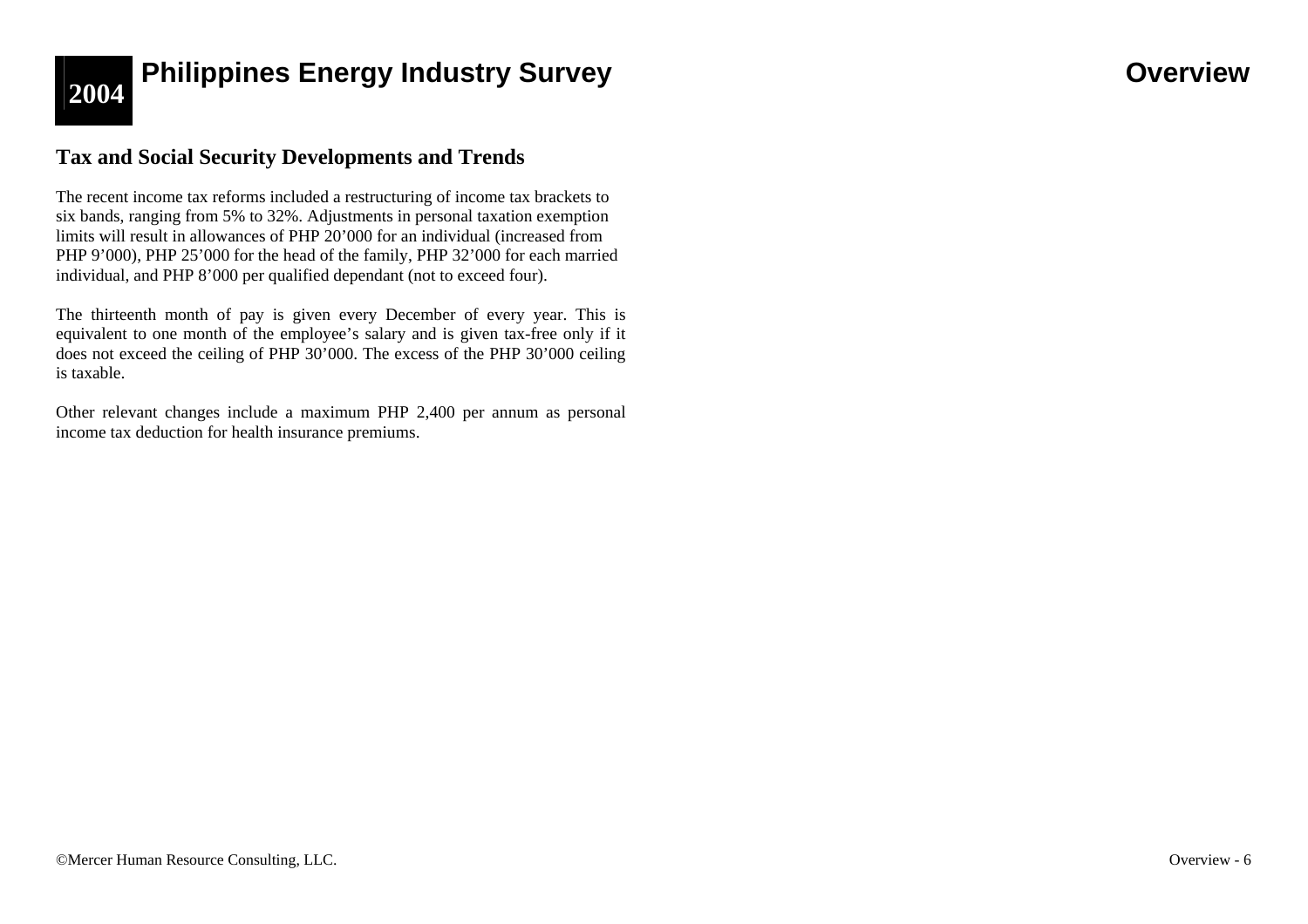## Tax and Social Security Developments and Trends

The recent income tax reforms included a restructuring of income tax brackets to six bands, ranging from 5% to 32%. Adjustments in personal taxation exemption limits will result in allowances of PHP 20’000 for an individual (increased from PHP 9’000), PHP 25’000 for the head of the family, PHP 32’000 for each married individual, and PHP 8’000 per qualified dependant (not to exceed four).

The thirteenth month of pay is given every December of every year. This is equivalent to one month of the employee’s salary and is given tax-free only if it does not exceed the ceiling of PHP 30’000. The excess of the PHP 30’000 ceiling is taxable.

Other relevant changes include a maximum PHP 2,400 per annum as personal income tax deduction for health insurance premiums.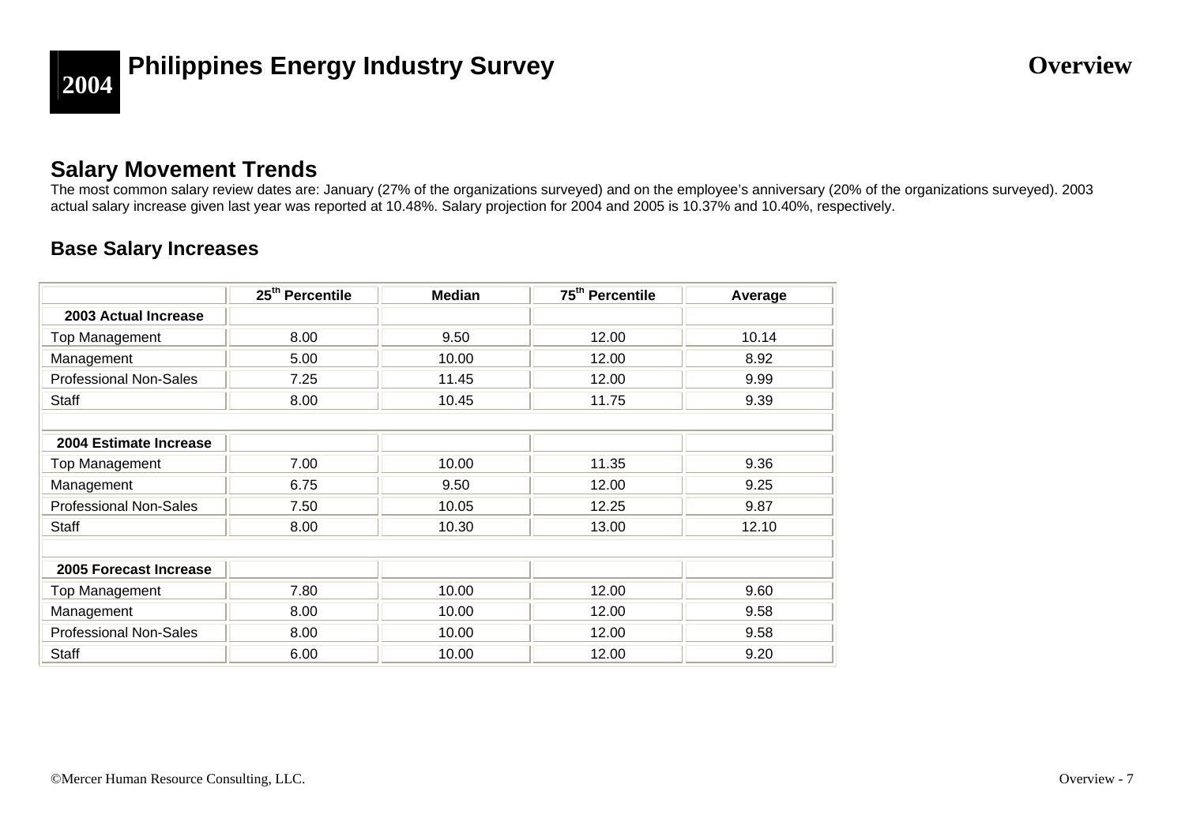## Salary Movement Trends

The most common salary review dates are: January (27% of the organizations surveyed) and on the employee's anniversary (20% of the organizations surveyed). 2003 actual salary increase given last year was reported at 10.48%. Salary projection for 2004 and 2005 is 10.37% and 10.40%, respectively.

### Base Salary Increases

| | 25th Percentile | Median | 75th Percentile | Average |
|---|---|---|---|---|
| **2003 Actual Increase** | | | | |
| Top Management | 8.00 | 9.50 | 12.00 | 10.14 |
| Management | 5.00 | 10.00 | 12.00 | 8.92 |
| Professional Non-Sales | 7.25 | 11.45 | 12.00 | 9.99 |
| Staff | 8.00 | 10.45 | 11.75 | 9.39 |
| | | | | |
| **2004 Estimate Increase** | | | | |
| Top Management | 7.00 | 10.00 | 11.35 | 9.36 |
| Management | 6.75 | 9.50 | 12.00 | 9.25 |
| Professional Non-Sales | 7.50 | 10.05 | 12.25 | 9.87 |
| Staff | 8.00 | 10.30 | 13.00 | 12.10 |
| | | | | |
| **2005 Forecast Increase** | | | | |
| Top Management | 7.80 | 10.00 | 12.00 | 9.60 |
| Management | 8.00 | 10.00 | 12.00 | 9.58 |
| Professional Non-Sales | 8.00 | 10.00 | 12.00 | 9.58 |
| Staff | 6.00 | 10.00 | 12.00 | 9.20 |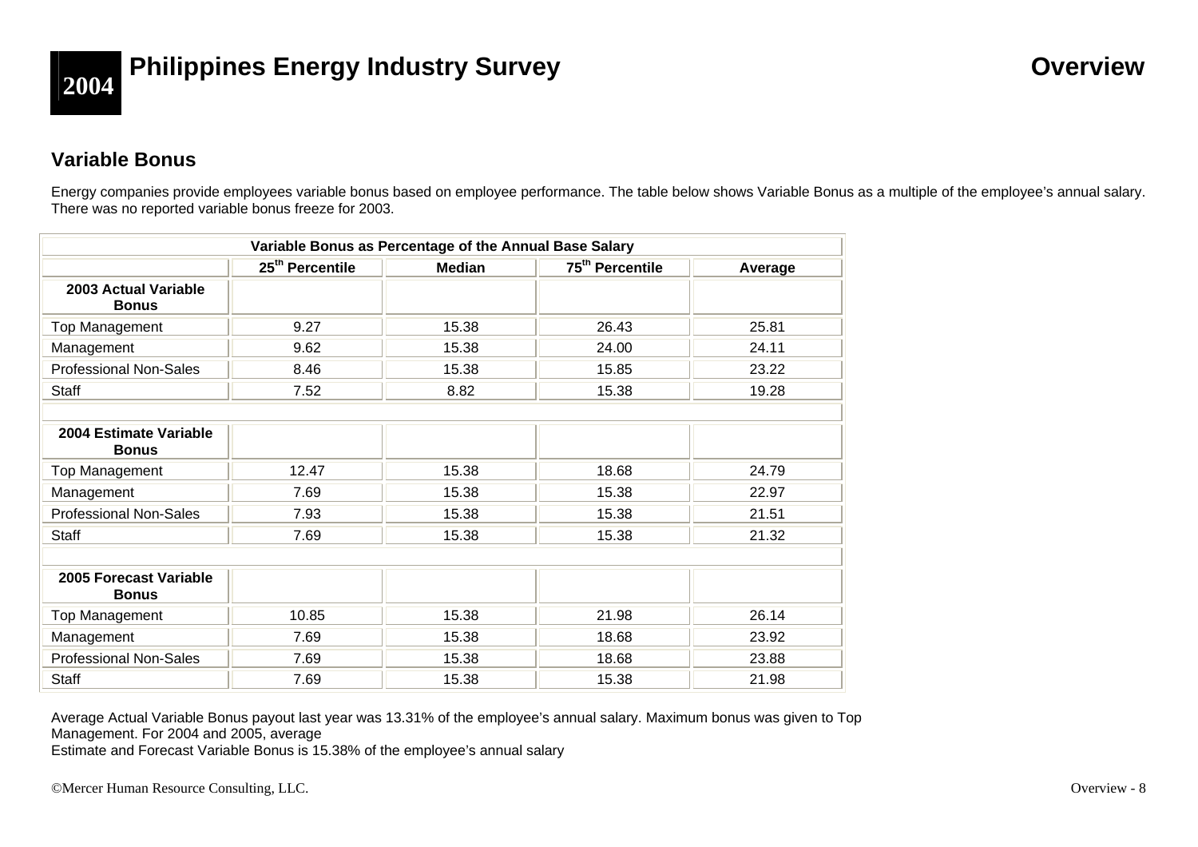## Variable Bonus

Energy companies provide employees variable bonus based on employee performance. The table below shows Variable Bonus as a multiple of the employee's annual salary. There was no reported variable bonus freeze for 2003.

| Variable Bonus as Percentage of the Annual Base Salary | | | | |
|---|---|---|---|---|
| | 25th Percentile | Median | 75th Percentile | Average |
| **2003 Actual Variable Bonus** | | | | |
| Top Management | 9.27 | 15.38 | 26.43 | 25.81 |
| Management | 9.62 | 15.38 | 24.00 | 24.11 |
| Professional Non-Sales | 8.46 | 15.38 | 15.85 | 23.22 |
| Staff | 7.52 | 8.82 | 15.38 | 19.28 |
| | | | | |
| **2004 Estimate Variable Bonus** | | | | |
| Top Management | 12.47 | 15.38 | 18.68 | 24.79 |
| Management | 7.69 | 15.38 | 15.38 | 22.97 |
| Professional Non-Sales | 7.93 | 15.38 | 15.38 | 21.51 |
| Staff | 7.69 | 15.38 | 15.38 | 21.32 |
| | | | | |
| **2005 Forecast Variable Bonus** | | | | |
| Top Management | 10.85 | 15.38 | 21.98 | 26.14 |
| Management | 7.69 | 15.38 | 18.68 | 23.92 |
| Professional Non-Sales | 7.69 | 15.38 | 18.68 | 23.88 |
| Staff | 7.69 | 15.38 | 15.38 | 21.98 |

Average Actual Variable Bonus payout last year was 13.31% of the employee's annual salary. Maximum bonus was given to Top Management. For 2004 and 2005, average Estimate and Forecast Variable Bonus is 15.38% of the employee's annual salary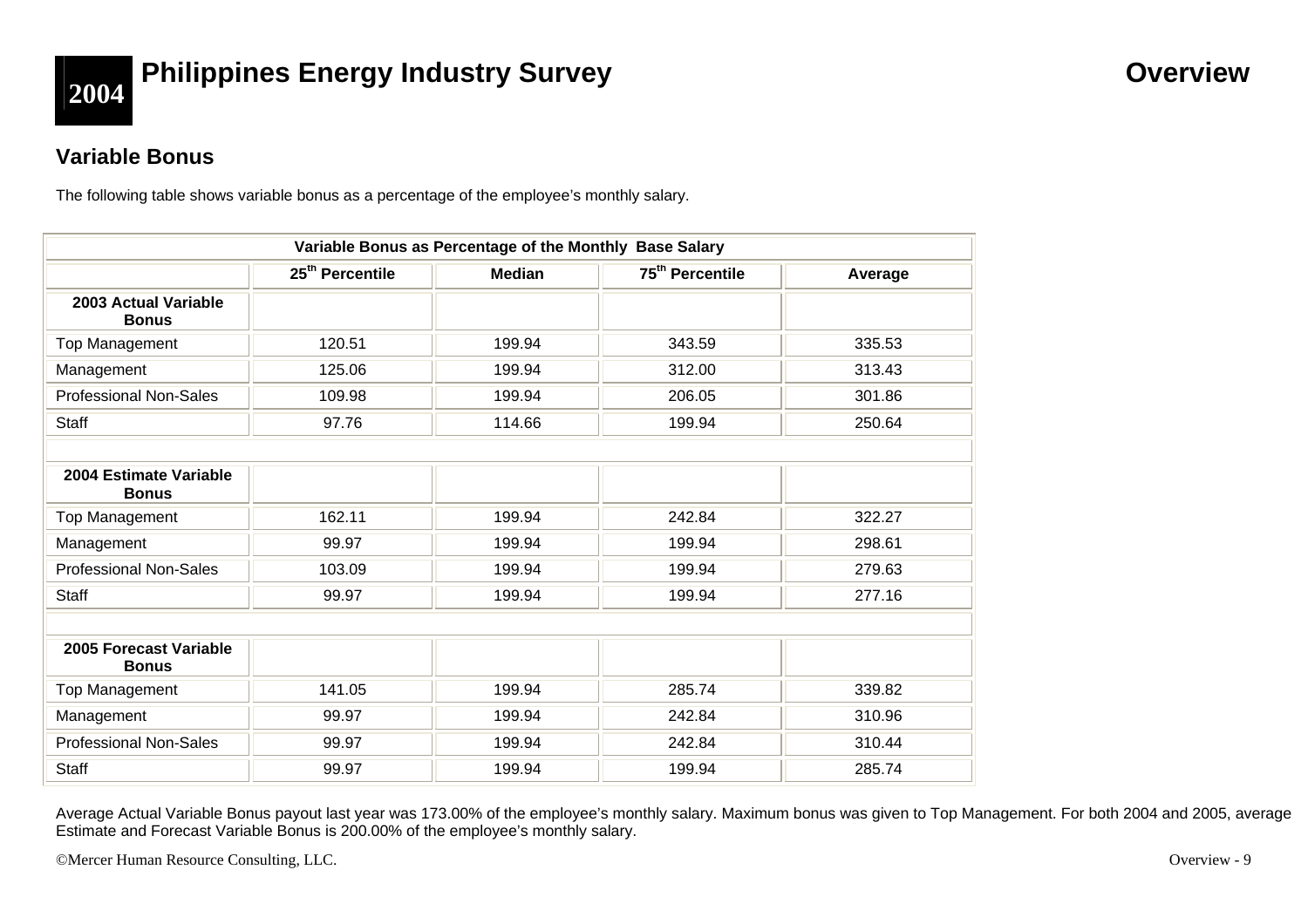## Variable Bonus

The following table shows variable bonus as a percentage of the employee's monthly salary.

| Variable Bonus as Percentage of the Monthly Base Salary | | | | |
|---|---|---|---|---|
| | 25th Percentile | Median | 75th Percentile | Average |
| **2003 Actual Variable Bonus** | | | | |
| Top Management | 120.51 | 199.94 | 343.59 | 335.53 |
| Management | 125.06 | 199.94 | 312.00 | 313.43 |
| Professional Non-Sales | 109.98 | 199.94 | 206.05 | 301.86 |
| Staff | 97.76 | 114.66 | 199.94 | 250.64 |
| | | | | |
| **2004 Estimate Variable Bonus** | | | | |
| Top Management | 162.11 | 199.94 | 242.84 | 322.27 |
| Management | 99.97 | 199.94 | 199.94 | 298.61 |
| Professional Non-Sales | 103.09 | 199.94 | 199.94 | 279.63 |
| Staff | 99.97 | 199.94 | 199.94 | 277.16 |
| | | | | |
| **2005 Forecast Variable Bonus** | | | | |
| Top Management | 141.05 | 199.94 | 285.74 | 339.82 |
| Management | 99.97 | 199.94 | 242.84 | 310.96 |
| Professional Non-Sales | 99.97 | 199.94 | 242.84 | 310.44 |
| Staff | 99.97 | 199.94 | 199.94 | 285.74 |

Average Actual Variable Bonus payout last year was 173.00% of the employee's monthly salary. Maximum bonus was given to Top Management. For both 2004 and 2005, average Estimate and Forecast Variable Bonus is 200.00% of the employee's monthly salary.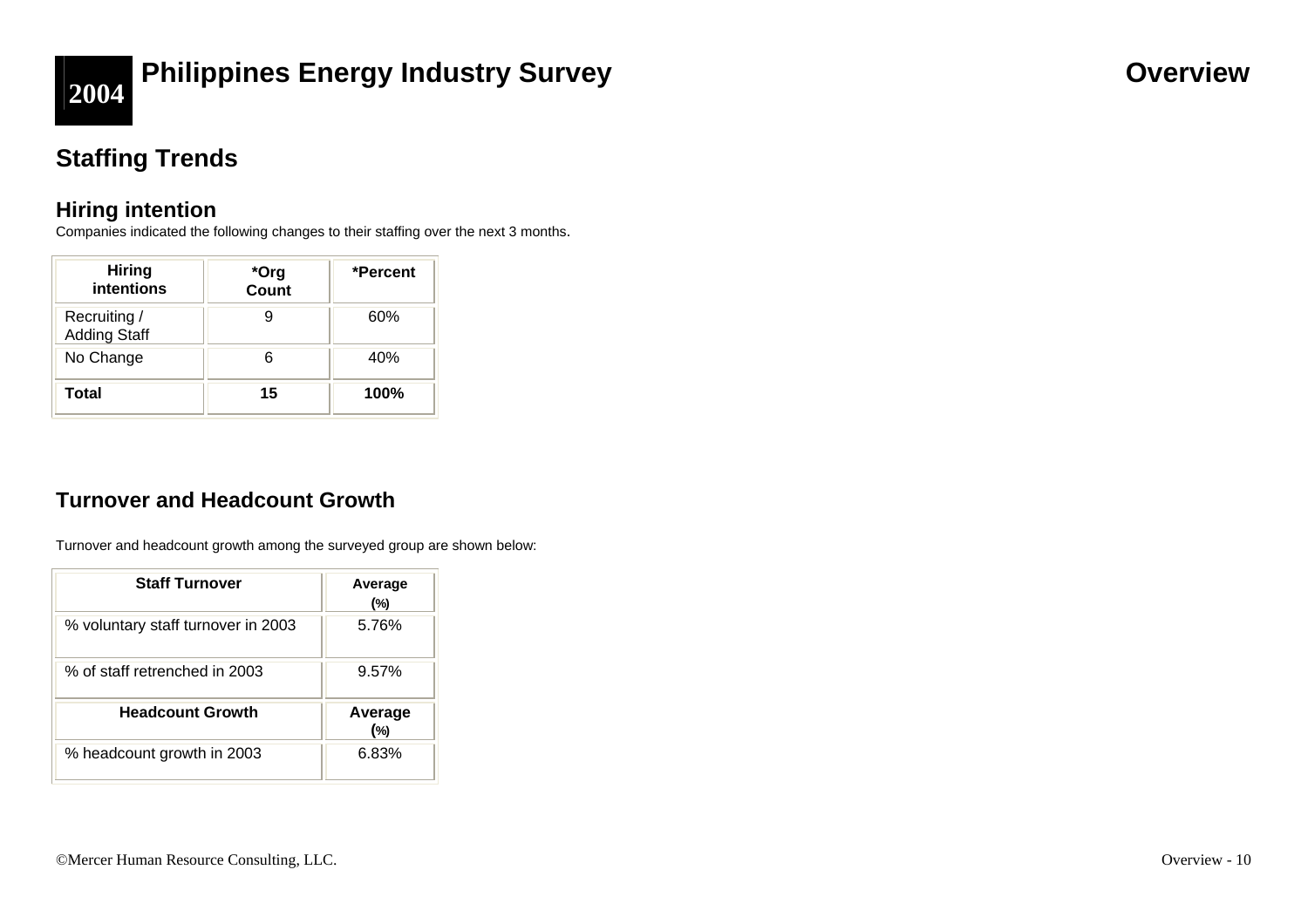## Staffing Trends

### Hiring intention

Companies indicated the following changes to their staffing over the next 3 months.

| Hiring intentions | *Org Count | *Percent |
|---|---|---|
| Recruiting / Adding Staff | 9 | 60% |
| No Change | 6 | 40% |
| **Total** | **15** | **100%** |

## Turnover and Headcount Growth

Turnover and headcount growth among the surveyed group are shown below:

| Staff Turnover | Average (%) |
|---|---|
| % voluntary staff turnover in 2003 | 5.76% |
| % of staff retrenched in 2003 | 9.57% |
| **Headcount Growth** | **Average (%)** |
| % headcount growth in 2003 | 6.83% |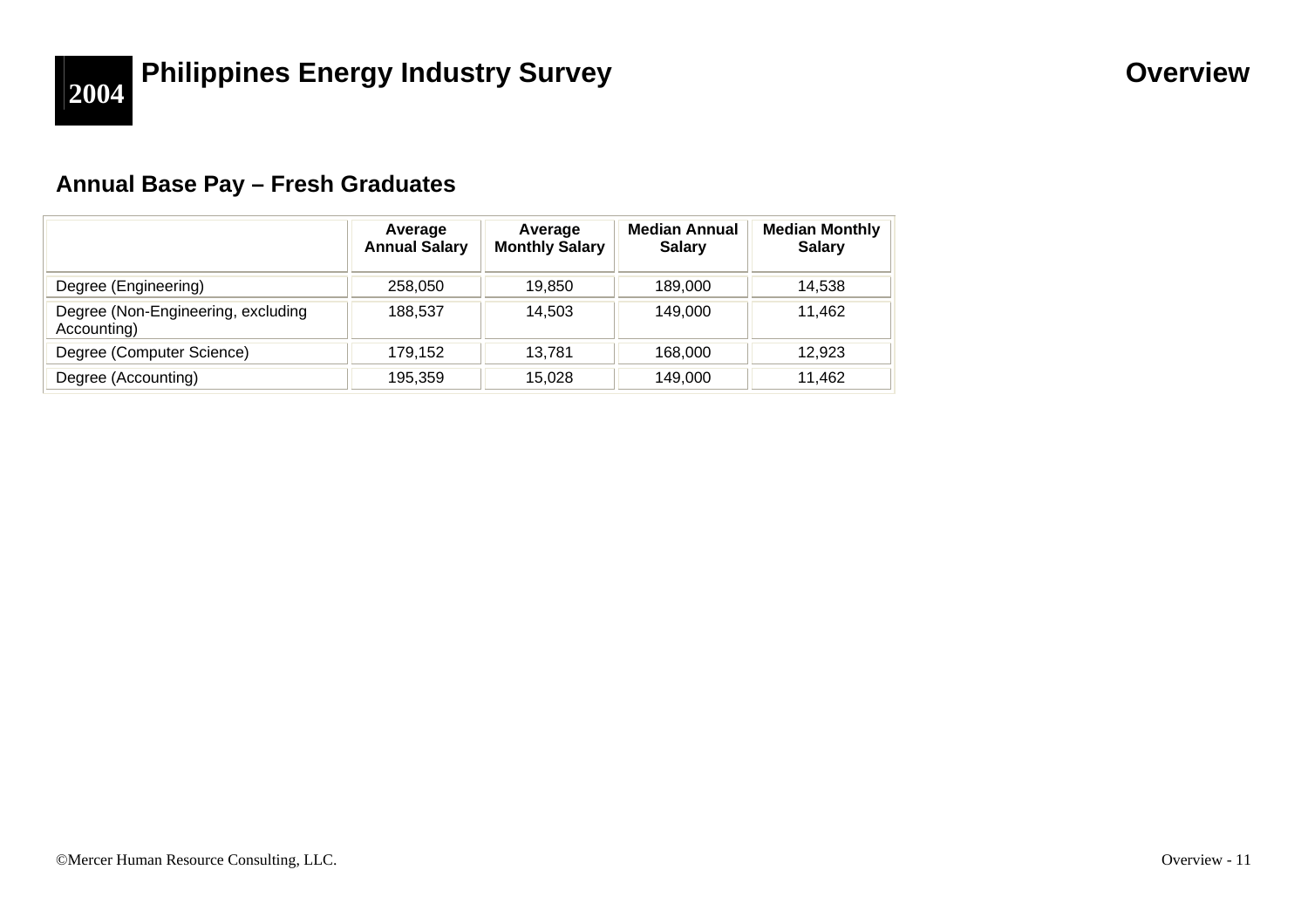## Annual Base Pay – Fresh Graduates

| | Average Annual Salary | Average Monthly Salary | Median Annual Salary | Median Monthly Salary |
|---|---|---|---|---|
| Degree (Engineering) | 258,050 | 19,850 | 189,000 | 14,538 |
| Degree (Non-Engineering, excluding Accounting) | 188,537 | 14,503 | 149,000 | 11,462 |
| Degree (Computer Science) | 179,152 | 13,781 | 168,000 | 12,923 |
| Degree (Accounting) | 195,359 | 15,028 | 149,000 | 11,462 |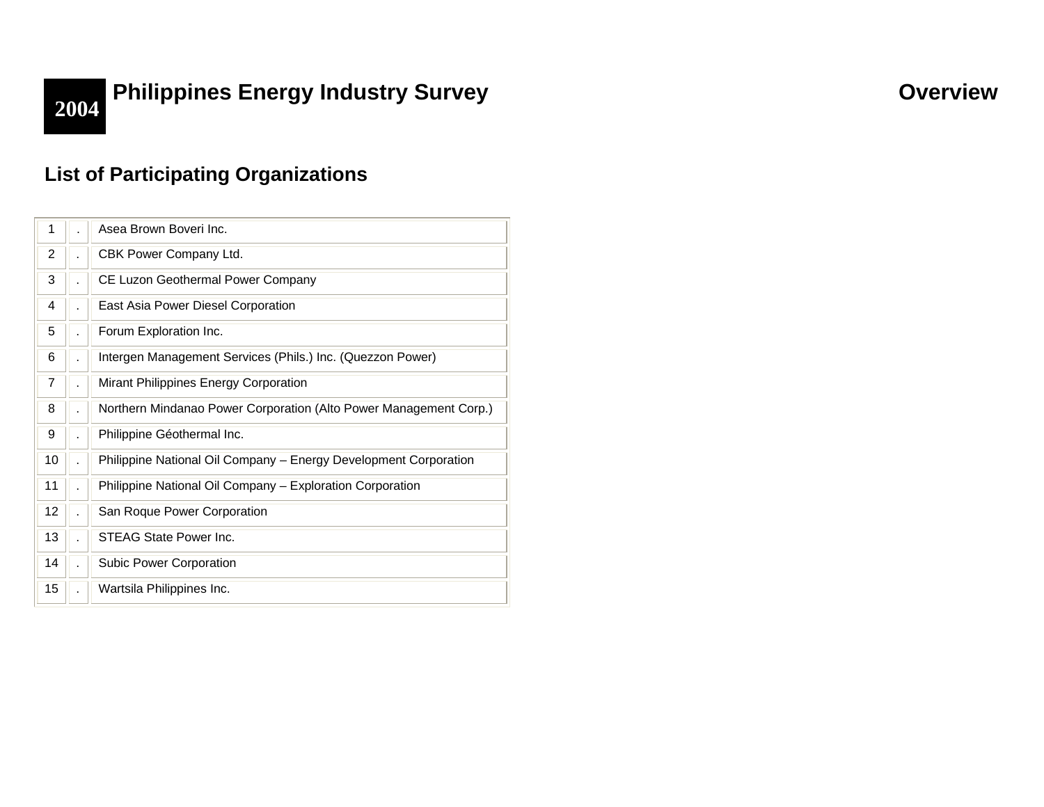# 2004 Philippines Energy Industry Survey — Overview

## List of Participating Organizations

| | | |
|---|---|---|
| 1 | . | Asea Brown Boveri Inc. |
| 2 | . | CBK Power Company Ltd. |
| 3 | . | CE Luzon Geothermal Power Company |
| 4 | . | East Asia Power Diesel Corporation |
| 5 | . | Forum Exploration Inc. |
| 6 | . | Intergen Management Services (Phils.) Inc. (Quezzon Power) |
| 7 | . | Mirant Philippines Energy Corporation |
| 8 | . | Northern Mindanao Power Corporation (Alto Power Management Corp.) |
| 9 | . | Philippine Géothermal Inc. |
| 10 | . | Philippine National Oil Company – Energy Development Corporation |
| 11 | . | Philippine National Oil Company – Exploration Corporation |
| 12 | . | San Roque Power Corporation |
| 13 | . | STEAG State Power Inc. |
| 14 | . | Subic Power Corporation |
| 15 | . | Wartsila Philippines Inc. |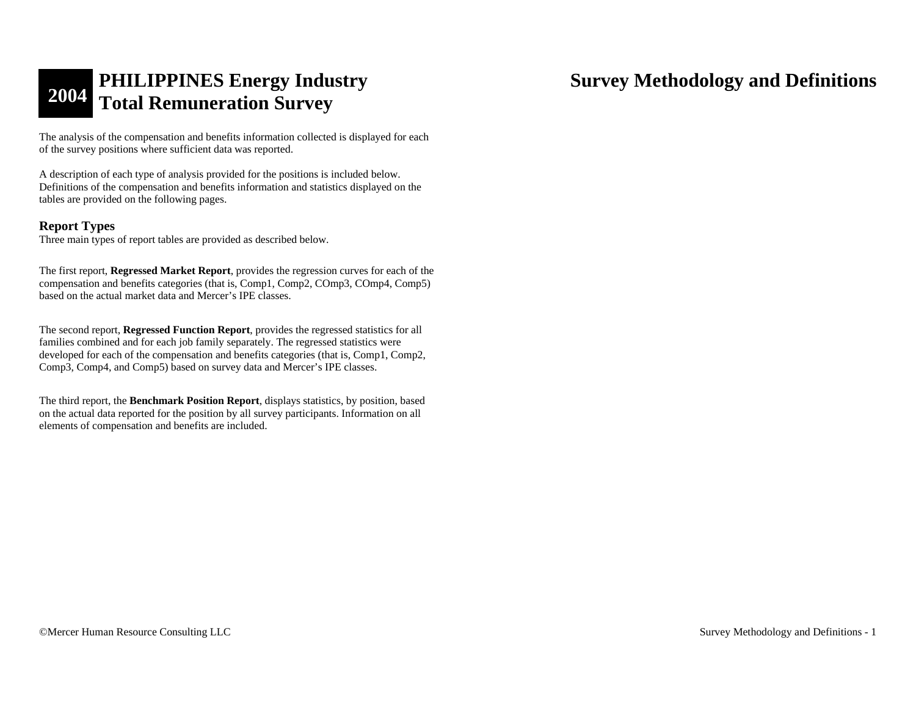# 2004 PHILIPPINES Energy Industry Total Remuneration Survey

# Survey Methodology and Definitions

The analysis of the compensation and benefits information collected is displayed for each of the survey positions where sufficient data was reported.

A description of each type of analysis provided for the positions is included below. Definitions of the compensation and benefits information and statistics displayed on the tables are provided on the following pages.

## Report Types

Three main types of report tables are provided as described below.

The first report, **Regressed Market Report**, provides the regression curves for each of the compensation and benefits categories (that is, Comp1, Comp2, COmp3, COmp4, Comp5) based on the actual market data and Mercer's IPE classes.

The second report, **Regressed Function Report**, provides the regressed statistics for all families combined and for each job family separately. The regressed statistics were developed for each of the compensation and benefits categories (that is, Comp1, Comp2, Comp3, Comp4, and Comp5) based on survey data and Mercer's IPE classes.

The third report, the **Benchmark Position Report**, displays statistics, by position, based on the actual data reported for the position by all survey participants. Information on all elements of compensation and benefits are included.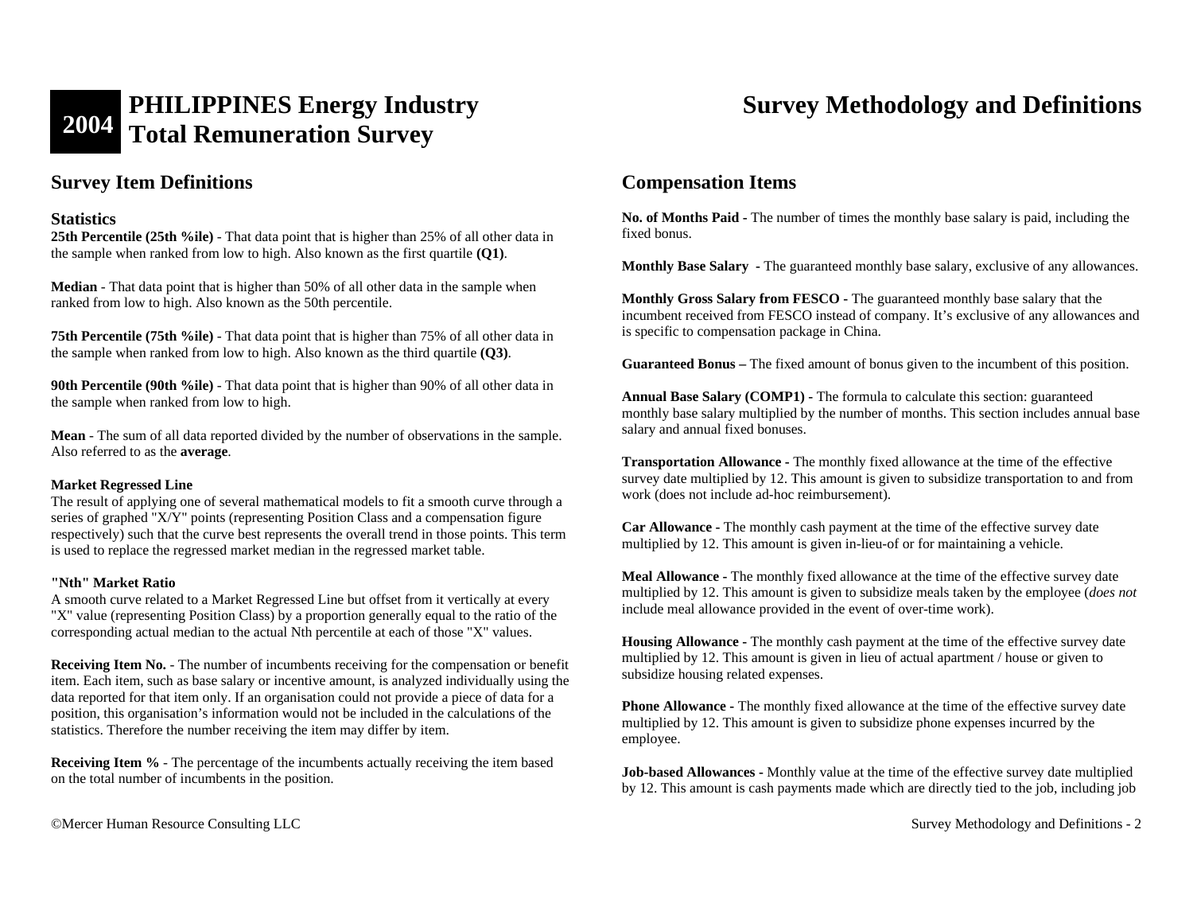# 2004 PHILIPPINES Energy Industry Total Remuneration Survey

# Survey Methodology and Definitions

## Survey Item Definitions

### Statistics

**25th Percentile (25th %ile)** - That data point that is higher than 25% of all other data in the sample when ranked from low to high. Also known as the first quartile **(Q1)**.

**Median** - That data point that is higher than 50% of all other data in the sample when ranked from low to high. Also known as the 50th percentile.

**75th Percentile (75th %ile)** - That data point that is higher than 75% of all other data in the sample when ranked from low to high. Also known as the third quartile **(Q3)**.

**90th Percentile (90th %ile)** - That data point that is higher than 90% of all other data in the sample when ranked from low to high.

**Mean** - The sum of all data reported divided by the number of observations in the sample. Also referred to as the **average**.

**Market Regressed Line**

The result of applying one of several mathematical models to fit a smooth curve through a series of graphed "X/Y" points (representing Position Class and a compensation figure respectively) such that the curve best represents the overall trend in those points. This term is used to replace the regressed market median in the regressed market table.

**"Nth" Market Ratio**

A smooth curve related to a Market Regressed Line but offset from it vertically at every "X" value (representing Position Class) by a proportion generally equal to the ratio of the corresponding actual median to the actual Nth percentile at each of those "X" values.

**Receiving Item No.** - The number of incumbents receiving for the compensation or benefit item. Each item, such as base salary or incentive amount, is analyzed individually using the data reported for that item only. If an organisation could not provide a piece of data for a position, this organisation's information would not be included in the calculations of the statistics. Therefore the number receiving the item may differ by item.

**Receiving Item %** - The percentage of the incumbents actually receiving the item based on the total number of incumbents in the position.

## Compensation Items

**No. of Months Paid -** The number of times the monthly base salary is paid, including the fixed bonus.

**Monthly Base Salary -** The guaranteed monthly base salary, exclusive of any allowances.

**Monthly Gross Salary from FESCO -** The guaranteed monthly base salary that the incumbent received from FESCO instead of company. It's exclusive of any allowances and is specific to compensation package in China.

**Guaranteed Bonus –** The fixed amount of bonus given to the incumbent of this position.

**Annual Base Salary (COMP1) -** The formula to calculate this section: guaranteed monthly base salary multiplied by the number of months. This section includes annual base salary and annual fixed bonuses.

**Transportation Allowance -** The monthly fixed allowance at the time of the effective survey date multiplied by 12. This amount is given to subsidize transportation to and from work (does not include ad-hoc reimbursement).

**Car Allowance -** The monthly cash payment at the time of the effective survey date multiplied by 12. This amount is given in-lieu-of or for maintaining a vehicle.

**Meal Allowance -** The monthly fixed allowance at the time of the effective survey date multiplied by 12. This amount is given to subsidize meals taken by the employee (*does not* include meal allowance provided in the event of over-time work).

**Housing Allowance -** The monthly cash payment at the time of the effective survey date multiplied by 12. This amount is given in lieu of actual apartment / house or given to subsidize housing related expenses.

**Phone Allowance -** The monthly fixed allowance at the time of the effective survey date multiplied by 12. This amount is given to subsidize phone expenses incurred by the employee.

**Job-based Allowances -** Monthly value at the time of the effective survey date multiplied by 12. This amount is cash payments made which are directly tied to the job, including job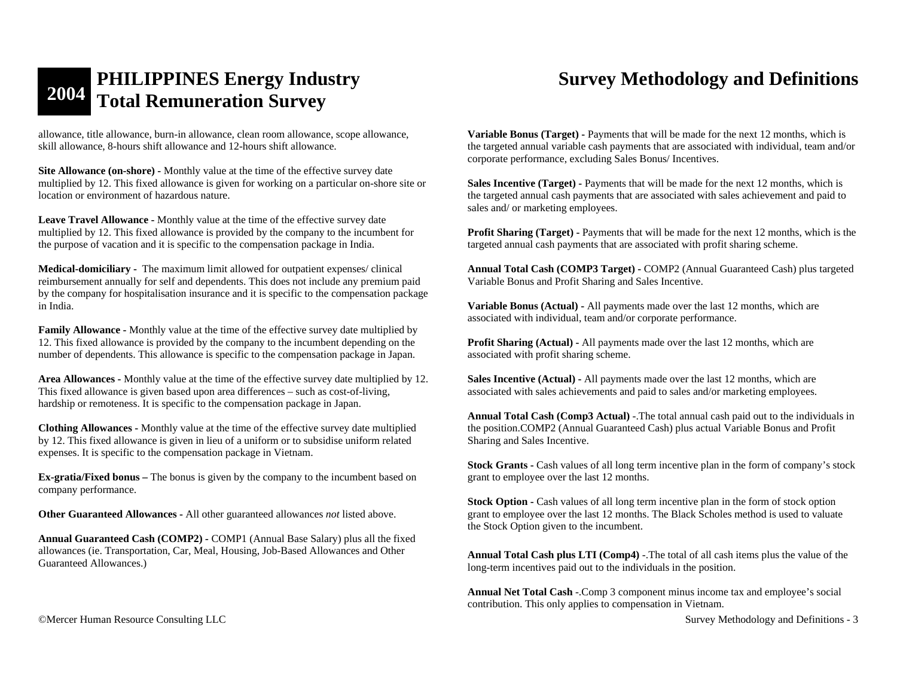allowance, title allowance, burn-in allowance, clean room allowance, scope allowance, skill allowance, 8-hours shift allowance and 12-hours shift allowance.

**Site Allowance (on-shore) -** Monthly value at the time of the effective survey date multiplied by 12. This fixed allowance is given for working on a particular on-shore site or location or environment of hazardous nature.

**Leave Travel Allowance -** Monthly value at the time of the effective survey date multiplied by 12. This fixed allowance is provided by the company to the incumbent for the purpose of vacation and it is specific to the compensation package in India.

**Medical-domiciliary -** The maximum limit allowed for outpatient expenses/ clinical reimbursement annually for self and dependents. This does not include any premium paid by the company for hospitalisation insurance and it is specific to the compensation package in India.

**Family Allowance -** Monthly value at the time of the effective survey date multiplied by 12. This fixed allowance is provided by the company to the incumbent depending on the number of dependents. This allowance is specific to the compensation package in Japan.

**Area Allowances -** Monthly value at the time of the effective survey date multiplied by 12. This fixed allowance is given based upon area differences – such as cost-of-living, hardship or remoteness. It is specific to the compensation package in Japan.

**Clothing Allowances -** Monthly value at the time of the effective survey date multiplied by 12. This fixed allowance is given in lieu of a uniform or to subsidise uniform related expenses. It is specific to the compensation package in Vietnam.

**Ex-gratia/Fixed bonus –** The bonus is given by the company to the incumbent based on company performance.

**Other Guaranteed Allowances -** All other guaranteed allowances *not* listed above.

**Annual Guaranteed Cash (COMP2) -** COMP1 (Annual Base Salary) plus all the fixed allowances (ie. Transportation, Car, Meal, Housing, Job-Based Allowances and Other Guaranteed Allowances.)

**Variable Bonus (Target) -** Payments that will be made for the next 12 months, which is the targeted annual variable cash payments that are associated with individual, team and/or corporate performance, excluding Sales Bonus/ Incentives.

**Sales Incentive (Target) -** Payments that will be made for the next 12 months, which is the targeted annual cash payments that are associated with sales achievement and paid to sales and/ or marketing employees.

**Profit Sharing (Target) -** Payments that will be made for the next 12 months, which is the targeted annual cash payments that are associated with profit sharing scheme.

**Annual Total Cash (COMP3 Target) -** COMP2 (Annual Guaranteed Cash) plus targeted Variable Bonus and Profit Sharing and Sales Incentive.

**Variable Bonus (Actual) -** All payments made over the last 12 months, which are associated with individual, team and/or corporate performance.

**Profit Sharing (Actual) -** All payments made over the last 12 months, which are associated with profit sharing scheme.

**Sales Incentive (Actual) -** All payments made over the last 12 months, which are associated with sales achievements and paid to sales and/or marketing employees.

**Annual Total Cash (Comp3 Actual)** -.The total annual cash paid out to the individuals in the position.COMP2 (Annual Guaranteed Cash) plus actual Variable Bonus and Profit Sharing and Sales Incentive.

**Stock Grants -** Cash values of all long term incentive plan in the form of company's stock grant to employee over the last 12 months.

**Stock Option -** Cash values of all long term incentive plan in the form of stock option grant to employee over the last 12 months. The Black Scholes method is used to valuate the Stock Option given to the incumbent.

**Annual Total Cash plus LTI (Comp4)** -.The total of all cash items plus the value of the long-term incentives paid out to the individuals in the position.

**Annual Net Total Cash** -.Comp 3 component minus income tax and employee's social contribution. This only applies to compensation in Vietnam.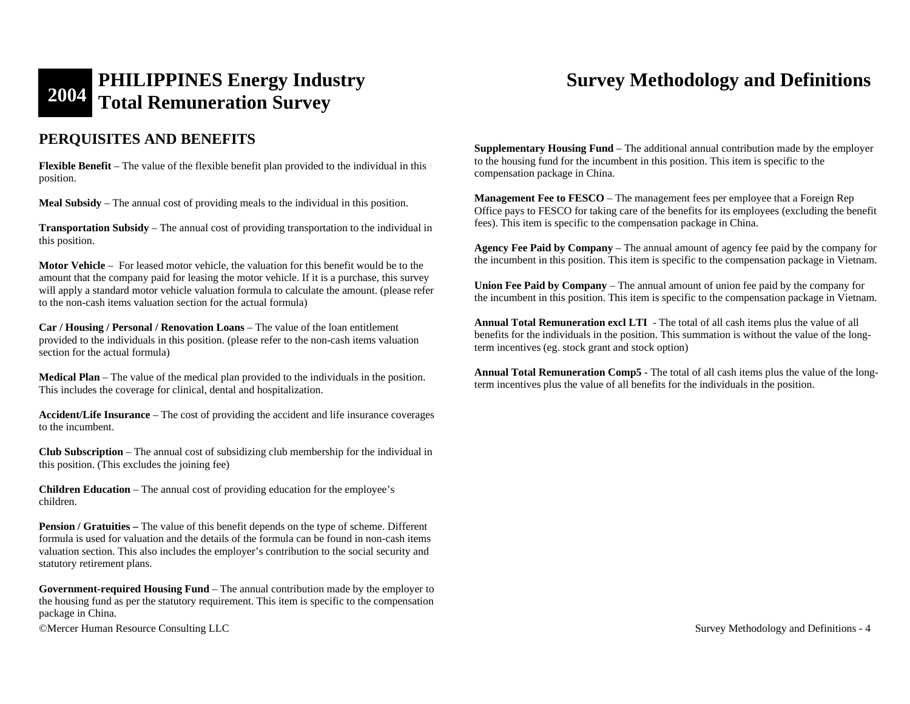## PERQUISITES AND BENEFITS

**Flexible Benefit** – The value of the flexible benefit plan provided to the individual in this position.

**Meal Subsidy** – The annual cost of providing meals to the individual in this position.

**Transportation Subsidy** – The annual cost of providing transportation to the individual in this position.

**Motor Vehicle** – For leased motor vehicle, the valuation for this benefit would be to the amount that the company paid for leasing the motor vehicle. If it is a purchase, this survey will apply a standard motor vehicle valuation formula to calculate the amount. (please refer to the non-cash items valuation section for the actual formula)

**Car / Housing / Personal / Renovation Loans** – The value of the loan entitlement provided to the individuals in this position. (please refer to the non-cash items valuation section for the actual formula)

**Medical Plan** – The value of the medical plan provided to the individuals in the position. This includes the coverage for clinical, dental and hospitalization.

**Accident/Life Insurance** – The cost of providing the accident and life insurance coverages to the incumbent.

**Club Subscription** – The annual cost of subsidizing club membership for the individual in this position. (This excludes the joining fee)

**Children Education** – The annual cost of providing education for the employee's children.

**Pension / Gratuities –** The value of this benefit depends on the type of scheme. Different formula is used for valuation and the details of the formula can be found in non-cash items valuation section. This also includes the employer's contribution to the social security and statutory retirement plans.

**Government-required Housing Fund** – The annual contribution made by the employer to the housing fund as per the statutory requirement. This item is specific to the compensation package in China.

**Supplementary Housing Fund** – The additional annual contribution made by the employer to the housing fund for the incumbent in this position. This item is specific to the compensation package in China.

**Management Fee to FESCO** – The management fees per employee that a Foreign Rep Office pays to FESCO for taking care of the benefits for its employees (excluding the benefit fees). This item is specific to the compensation package in China.

**Agency Fee Paid by Company** – The annual amount of agency fee paid by the company for the incumbent in this position. This item is specific to the compensation package in Vietnam.

**Union Fee Paid by Company** – The annual amount of union fee paid by the company for the incumbent in this position. This item is specific to the compensation package in Vietnam.

**Annual Total Remuneration excl LTI** - The total of all cash items plus the value of all benefits for the individuals in the position. This summation is without the value of the long-term incentives (eg. stock grant and stock option)

**Annual Total Remuneration Comp5** - The total of all cash items plus the value of the long-term incentives plus the value of all benefits for the individuals in the position.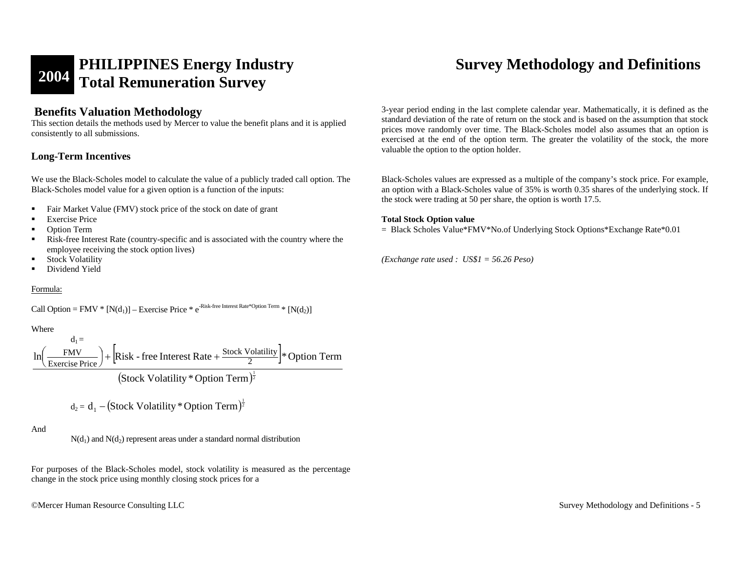## Benefits Valuation Methodology

This section details the methods used by Mercer to value the benefit plans and it is applied consistently to all submissions.

### Long-Term Incentives

We use the Black-Scholes model to calculate the value of a publicly traded call option. The Black-Scholes model value for a given option is a function of the inputs:

- Fair Market Value (FMV) stock price of the stock on date of grant
- Exercise Price
- Option Term
- Risk-free Interest Rate (country-specific and is associated with the country where the employee receiving the stock option lives)
- Stock Volatility
- Dividend Yield

Formula:

$$\text{Call Option} = \text{FMV} * [N(d_1)] - \text{Exercise Price} * e^{-\text{Risk-free Interest Rate}*\text{Option Term}} * [N(d_2)]$$

Where

$$d_1 = \frac{\ln\left(\frac{\text{FMV}}{\text{Exercise Price}}\right) + \left[\text{Risk - free Interest Rate} + \frac{\text{Stock Volatility}}{2}\right] * \text{Option Term}}{\left(\text{Stock Volatility} * \text{Option Term}\right)^{\frac{1}{2}}}$$

$$d_2 = d_1 - \left(\text{Stock Volatility} * \text{Option Term}\right)^{\frac{1}{2}}$$

And

$N(d_1)$ and $N(d_2)$ represent areas under a standard normal distribution

For purposes of the Black-Scholes model, stock volatility is measured as the percentage change in the stock price using monthly closing stock prices for a 3-year period ending in the last complete calendar year. Mathematically, it is defined as the standard deviation of the rate of return on the stock and is based on the assumption that stock prices move randomly over time. The Black-Scholes model also assumes that an option is exercised at the end of the option term. The greater the volatility of the stock, the more valuable the option to the option holder.

Black-Scholes values are expressed as a multiple of the company's stock price. For example, an option with a Black-Scholes value of 35% is worth 0.35 shares of the underlying stock. If the stock were trading at 50 per share, the option is worth 17.5.

**Total Stock Option value**

= Black Scholes Value*FMV*No.of Underlying Stock Options*Exchange Rate*0.01

*(Exchange rate used : US$1 = 56.26 Peso)*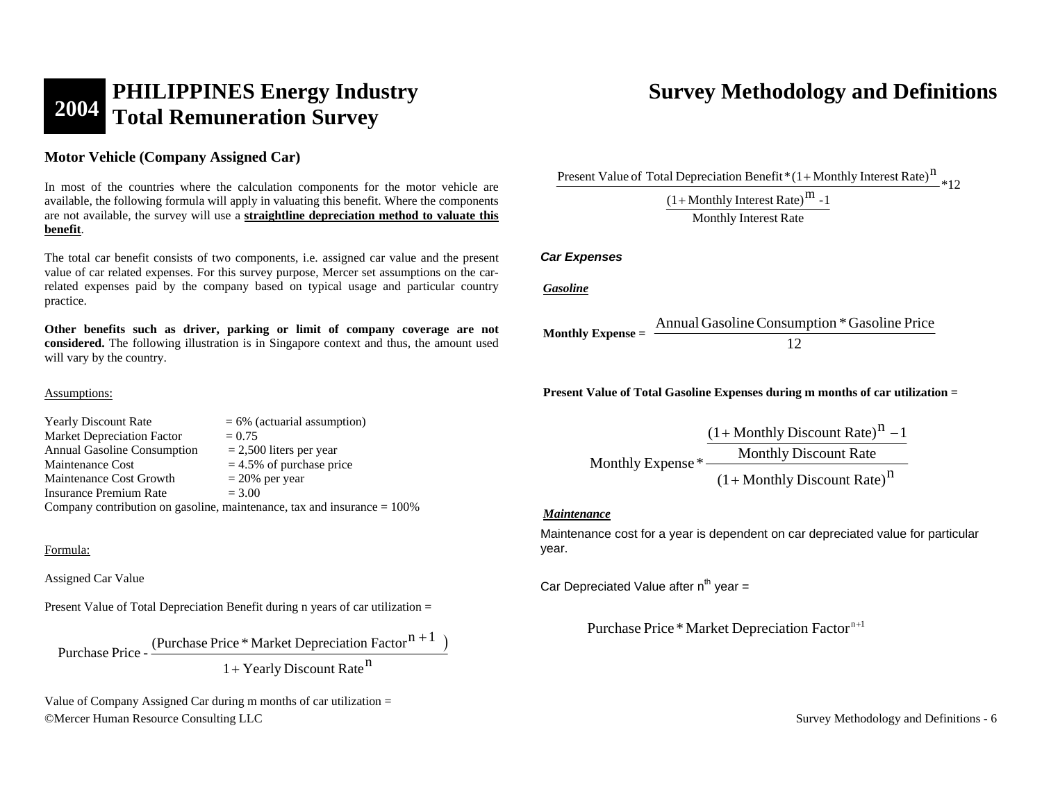### Motor Vehicle (Company Assigned Car)

In most of the countries where the calculation components for the motor vehicle are available, the following formula will apply in valuating this benefit. Where the components are not available, the survey will use a **straightline depreciation method to valuate this benefit**.

The total car benefit consists of two components, i.e. assigned car value and the present value of car related expenses. For this survey purpose, Mercer set assumptions on the car-related expenses paid by the company based on typical usage and particular country practice.

**Other benefits such as driver, parking or limit of company coverage are not considered.** The following illustration is in Singapore context and thus, the amount used will vary by the country.

Assumptions:

| | |
|---|---|
| Yearly Discount Rate | = 6% (actuarial assumption) |
| Market Depreciation Factor | = 0.75 |
| Annual Gasoline Consumption | = 2,500 liters per year |
| Maintenance Cost | = 4.5% of purchase price |
| Maintenance Cost Growth | = 20% per year |
| Insurance Premium Rate | = 3.00 |

Company contribution on gasoline, maintenance, tax and insurance = 100%

Formula:

Assigned Car Value

Present Value of Total Depreciation Benefit during n years of car utilization =

$$\text{Purchase Price} - \frac{(\text{Purchase Price} * \text{Market Depreciation Factor}^{n+1})}{1 + \text{Yearly Discount Rate}^{n}}$$

Value of Company Assigned Car during m months of car utilization =

$$\frac{\text{Present Value of Total Depreciation Benefit} * (1 + \text{Monthly Interest Rate})^{n}}{\dfrac{(1 + \text{Monthly Interest Rate})^{m} - 1}{\text{Monthly Interest Rate}}} * 12$$

***Car Expenses***

***Gasoline***

$$\textbf{Monthly Expense} = \frac{\text{Annual Gasoline Consumption} * \text{Gasoline Price}}{12}$$

**Present Value of Total Gasoline Expenses during m months of car utilization =**

$$\text{Monthly Expense} * \frac{\dfrac{(1 + \text{Monthly Discount Rate})^{n} - 1}{\text{Monthly Discount Rate}}}{(1 + \text{Monthly Discount Rate})^{n}}$$

***Maintenance***

Maintenance cost for a year is dependent on car depreciated value for particular year.

Car Depreciated Value after $n^{th}$ year =

$$\text{Purchase Price} * \text{Market Depreciation Factor}^{n+1}$$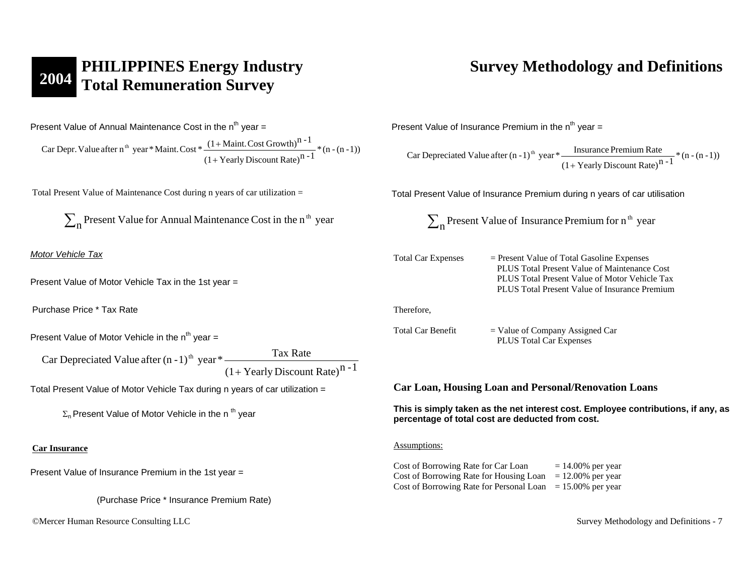Present Value of Annual Maintenance Cost in the $n^{th}$ year =

$$\text{Car Depr. Value after n}^{\text{th}} \text{ year} * \text{Maint. Cost} * \frac{(1+\text{Maint. Cost Growth})^{n-1}}{(1+\text{Yearly Discount Rate})^{n-1}} * (n-(n-1))$$

Total Present Value of Maintenance Cost during n years of car utilization =

$$\sum_n \text{Present Value for Annual Maintenance Cost in the n}^{\text{th}} \text{ year}$$

*Motor Vehicle Tax*

Present Value of Motor Vehicle Tax in the 1st year =

Purchase Price * Tax Rate

Present Value of Motor Vehicle in the $n^{th}$ year =

$$\text{Car Depreciated Value after (n-1)}^{\text{th}} \text{ year} * \frac{\text{Tax Rate}}{(1+\text{Yearly Discount Rate})^{n-1}}$$

Total Present Value of Motor Vehicle Tax during n years of car utilization =

$$\Sigma_n \text{ Present Value of Motor Vehicle in the n}^{\text{th}} \text{ year}$$

**Car Insurance**

Present Value of Insurance Premium in the 1st year =

(Purchase Price * Insurance Premium Rate)

Present Value of Insurance Premium in the $n^{th}$ year =

$$\text{Car Depreciated Value after (n-1)}^{\text{th}} \text{ year} * \frac{\text{Insurance Premium Rate}}{(1+\text{Yearly Discount Rate})^{n-1}} * (n-(n-1))$$

Total Present Value of Insurance Premium during n years of car utilisation

$$\sum_n \text{Present Value of Insurance Premium for n}^{\text{th}} \text{ year}$$

Total Car Expenses = Present Value of Total Gasoline Expenses
PLUS Total Present Value of Maintenance Cost
PLUS Total Present Value of Motor Vehicle Tax
PLUS Total Present Value of Insurance Premium

Therefore,

Total Car Benefit = Value of Company Assigned Car
PLUS Total Car Expenses

### Car Loan, Housing Loan and Personal/Renovation Loans

**This is simply taken as the net interest cost. Employee contributions, if any, as percentage of total cost are deducted from cost.**

Assumptions:

Cost of Borrowing Rate for Car Loan = 14.00% per year
Cost of Borrowing Rate for Housing Loan = 12.00% per year
Cost of Borrowing Rate for Personal Loan = 15.00% per year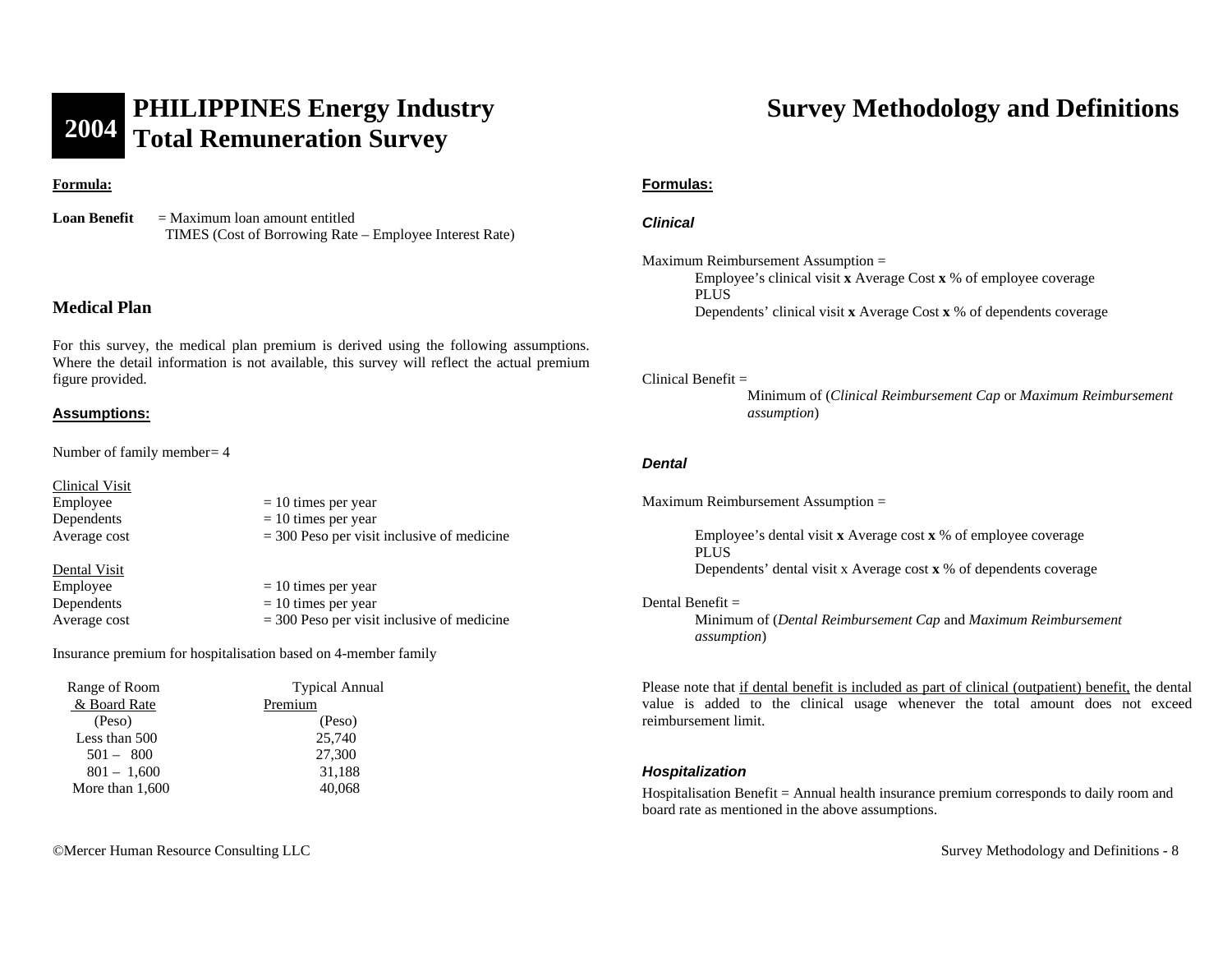**Formula:**

**Loan Benefit** = Maximum loan amount entitled TIMES (Cost of Borrowing Rate – Employee Interest Rate)

## Medical Plan

For this survey, the medical plan premium is derived using the following assumptions. Where the detail information is not available, this survey will reflect the actual premium figure provided.

**Assumptions:**

Number of family member= 4

Clinical Visit

| | |
|---|---|
| Employee | = 10 times per year |
| Dependents | = 10 times per year |
| Average cost | = 300 Peso per visit inclusive of medicine |

Dental Visit

| | |
|---|---|
| Employee | = 10 times per year |
| Dependents | = 10 times per year |
| Average cost | = 300 Peso per visit inclusive of medicine |

Insurance premium for hospitalisation based on 4-member family

| Range of Room & Board Rate (Peso) | Typical Annual Premium (Peso) |
|---|---|
| Less than 500 | 25,740 |
| 501 – 800 | 27,300 |
| 801 – 1,600 | 31,188 |
| More than 1,600 | 40,068 |

**Formulas:**

***Clinical***

Maximum Reimbursement Assumption =
Employee's clinical visit **x** Average Cost **x** % of employee coverage
PLUS
Dependents' clinical visit **x** Average Cost **x** % of dependents coverage

Clinical Benefit =
Minimum of (*Clinical Reimbursement Cap* or *Maximum Reimbursement assumption*)

***Dental***

Maximum Reimbursement Assumption =

Employee's dental visit **x** Average cost **x** % of employee coverage
PLUS
Dependents' dental visit x Average cost **x** % of dependents coverage

Dental Benefit =
Minimum of (*Dental Reimbursement Cap* and *Maximum Reimbursement assumption*)

Please note that if dental benefit is included as part of clinical (outpatient) benefit, the dental value is added to the clinical usage whenever the total amount does not exceed reimbursement limit.

***Hospitalization***

Hospitalisation Benefit = Annual health insurance premium corresponds to daily room and board rate as mentioned in the above assumptions.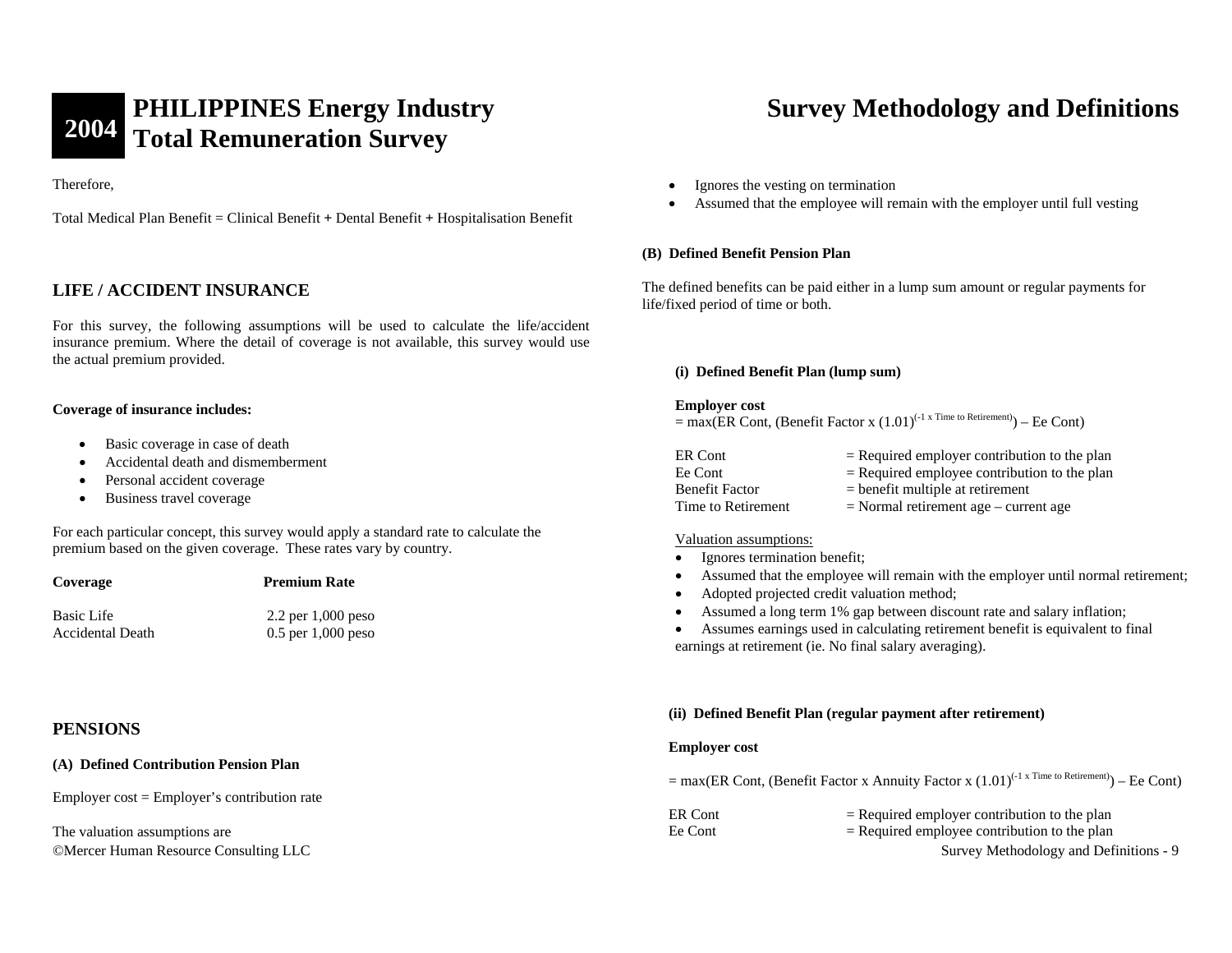Therefore,

Total Medical Plan Benefit = Clinical Benefit + Dental Benefit + Hospitalisation Benefit

## LIFE / ACCIDENT INSURANCE

For this survey, the following assumptions will be used to calculate the life/accident insurance premium. Where the detail of coverage is not available, this survey would use the actual premium provided.

**Coverage of insurance includes:**

- Basic coverage in case of death
- Accidental death and dismemberment
- Personal accident coverage
- Business travel coverage

For each particular concept, this survey would apply a standard rate to calculate the premium based on the given coverage. These rates vary by country.

| Coverage | Premium Rate |
|---|---|
| Basic Life | 2.2 per 1,000 peso |
| Accidental Death | 0.5 per 1,000 peso |

## PENSIONS

**(A) Defined Contribution Pension Plan**

Employer cost = Employer's contribution rate

The valuation assumptions are

- Ignores the vesting on termination
- Assumed that the employee will remain with the employer until full vesting

**(B) Defined Benefit Pension Plan**

The defined benefits can be paid either in a lump sum amount or regular payments for life/fixed period of time or both.

**(i) Defined Benefit Plan (lump sum)**

**Employer cost**

= max(ER Cont, (Benefit Factor x $(1.01)^{(-1 \times \text{Time to Retirement})}$) – Ee Cont)

| | |
|---|---|
| ER Cont | = Required employer contribution to the plan |
| Ee Cont | = Required employee contribution to the plan |
| Benefit Factor | = benefit multiple at retirement |
| Time to Retirement | = Normal retirement age – current age |

Valuation assumptions:

- Ignores termination benefit;
- Assumed that the employee will remain with the employer until normal retirement;
- Adopted projected credit valuation method;
- Assumed a long term 1% gap between discount rate and salary inflation;
- Assumes earnings used in calculating retirement benefit is equivalent to final earnings at retirement (ie. No final salary averaging).

**(ii) Defined Benefit Plan (regular payment after retirement)**

**Employer cost**

= max(ER Cont, (Benefit Factor x Annuity Factor x $(1.01)^{(-1 \times \text{Time to Retirement})}$) – Ee Cont)

| | |
|---|---|
| ER Cont | = Required employer contribution to the plan |
| Ee Cont | = Required employee contribution to the plan |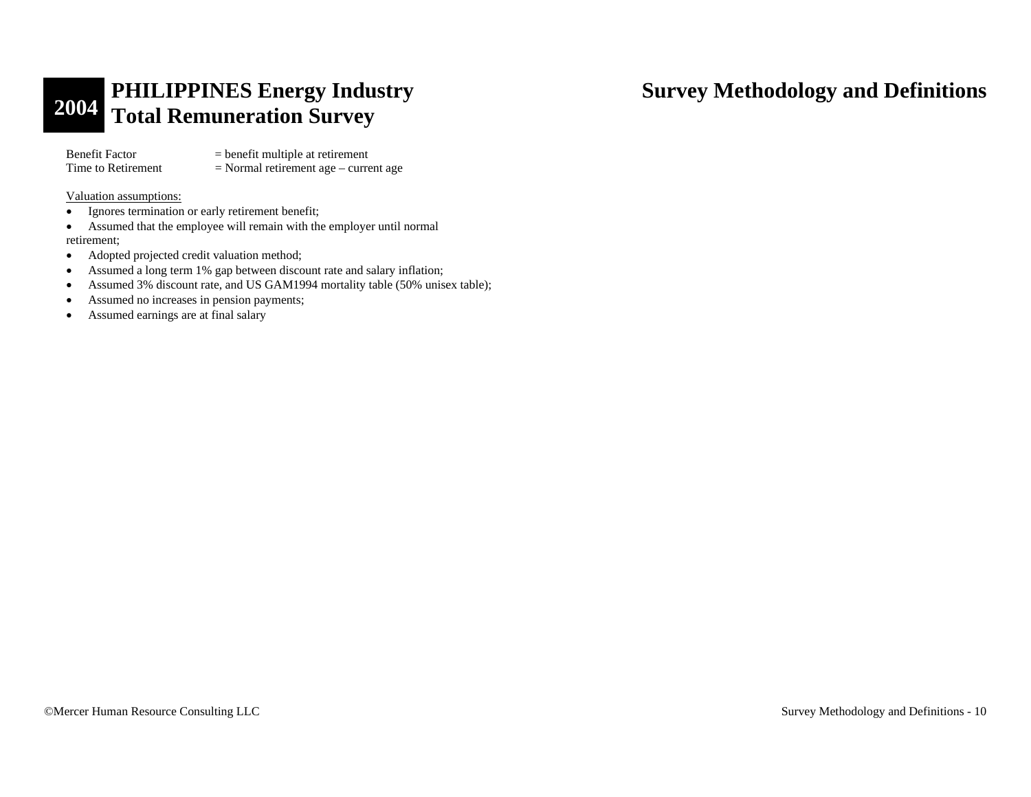Benefit Factor = benefit multiple at retirement
Time to Retirement = Normal retirement age – current age

Valuation assumptions:

- Ignores termination or early retirement benefit;
- Assumed that the employee will remain with the employer until normal retirement;
- Adopted projected credit valuation method;
- Assumed a long term 1% gap between discount rate and salary inflation;
- Assumed 3% discount rate, and US GAM1994 mortality table (50% unisex table);
- Assumed no increases in pension payments;
- Assumed earnings are at final salary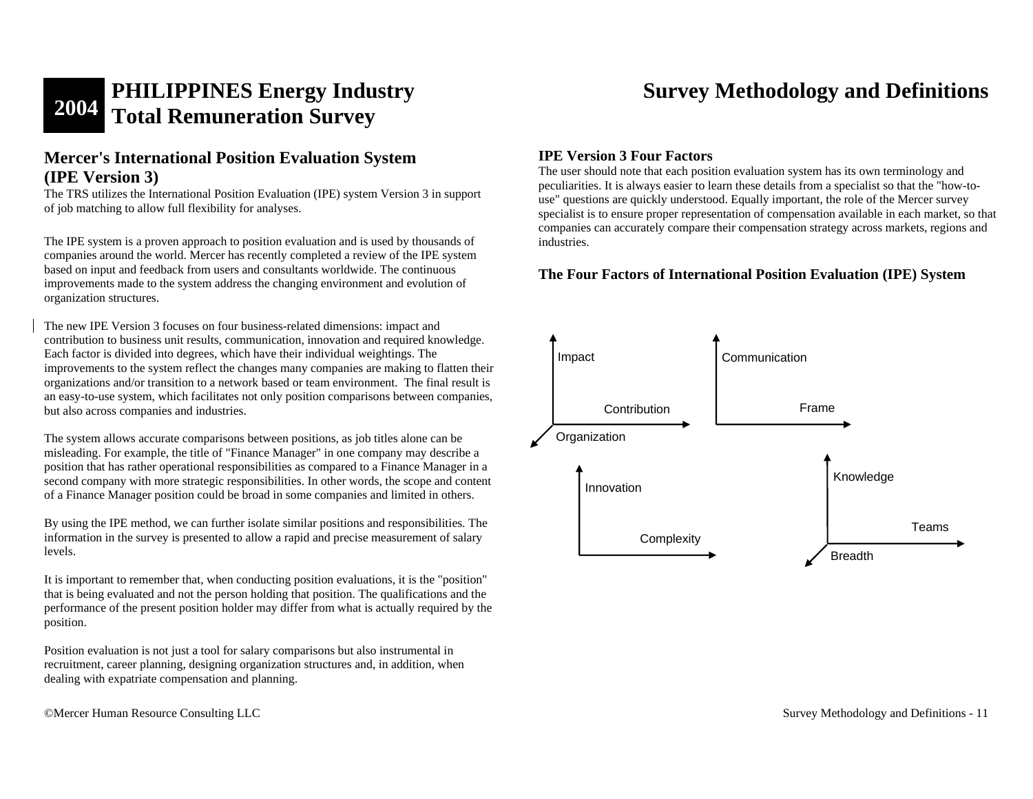# Survey Methodology and Definitions

## Mercer's International Position Evaluation System (IPE Version 3)

The TRS utilizes the International Position Evaluation (IPE) system Version 3 in support of job matching to allow full flexibility for analyses.

The IPE system is a proven approach to position evaluation and is used by thousands of companies around the world. Mercer has recently completed a review of the IPE system based on input and feedback from users and consultants worldwide. The continuous improvements made to the system address the changing environment and evolution of organization structures.

The new IPE Version 3 focuses on four business-related dimensions: impact and contribution to business unit results, communication, innovation and required knowledge. Each factor is divided into degrees, which have their individual weightings. The improvements to the system reflect the changes many companies are making to flatten their organizations and/or transition to a network based or team environment. The final result is an easy-to-use system, which facilitates not only position comparisons between companies, but also across companies and industries.

The system allows accurate comparisons between positions, as job titles alone can be misleading. For example, the title of "Finance Manager" in one company may describe a position that has rather operational responsibilities as compared to a Finance Manager in a second company with more strategic responsibilities. In other words, the scope and content of a Finance Manager position could be broad in some companies and limited in others.

By using the IPE method, we can further isolate similar positions and responsibilities. The information in the survey is presented to allow a rapid and precise measurement of salary levels.

It is important to remember that, when conducting position evaluations, it is the "position" that is being evaluated and not the person holding that position. The qualifications and the performance of the present position holder may differ from what is actually required by the position.

Position evaluation is not just a tool for salary comparisons but also instrumental in recruitment, career planning, designing organization structures and, in addition, when dealing with expatriate compensation and planning.

### IPE Version 3 Four Factors

The user should note that each position evaluation system has its own terminology and peculiarities. It is always easier to learn these details from a specialist so that the "how-to-use" questions are quickly understood. Equally important, the role of the Mercer survey specialist is to ensure proper representation of compensation available in each market, so that companies can accurately compare their compensation strategy across markets, regions and industries.

### The Four Factors of International Position Evaluation (IPE) System

Impact: Contribution, Organization

Communication: Frame

Innovation: Complexity

Knowledge: Teams, Breadth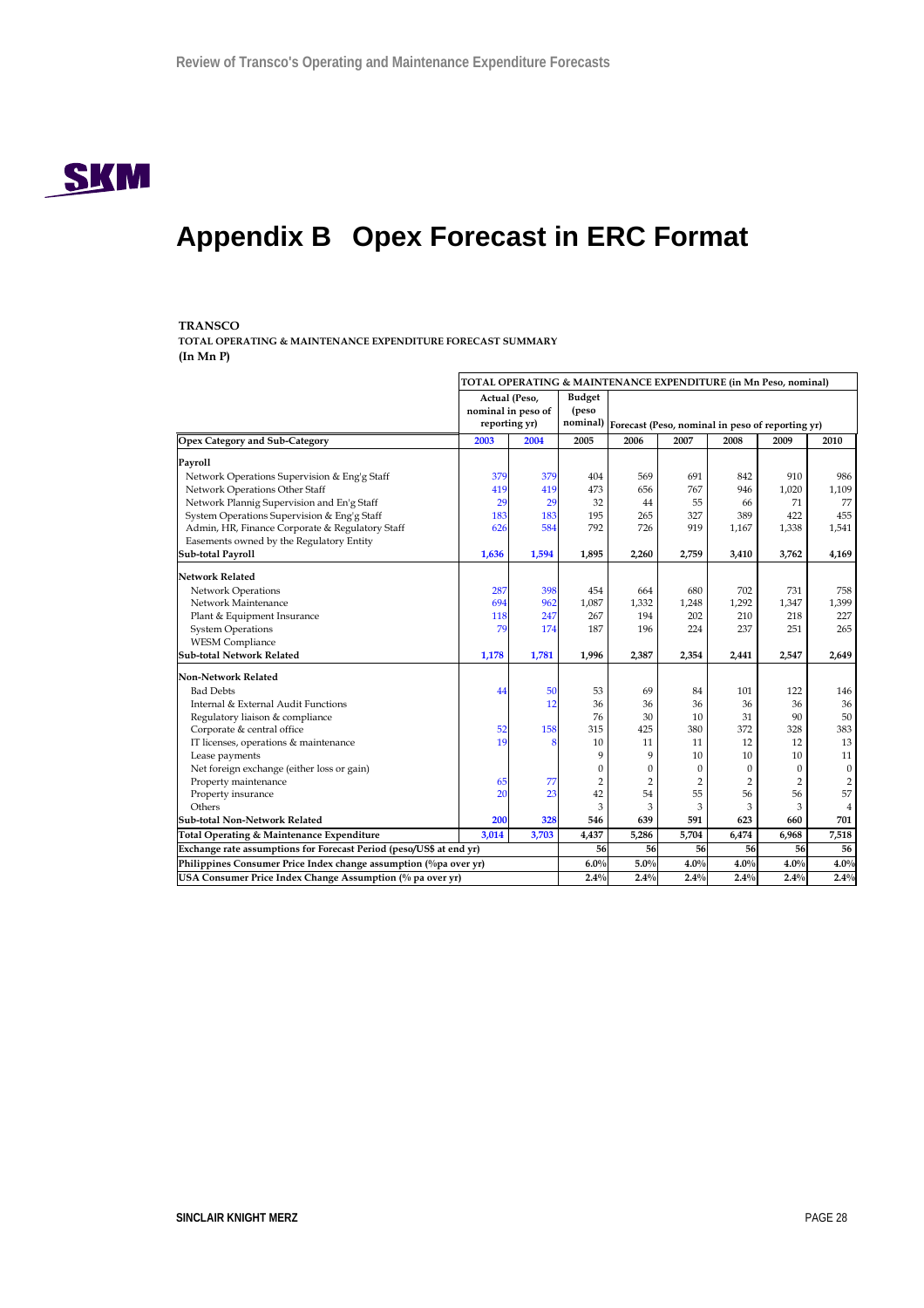# Appendix B Opex Forecast in ERC Format

**TRANSCO**
**TOTAL OPERATING & MAINTENANCE EXPENDITURE FORECAST SUMMARY**
**(In Mn P)**

| | TOTAL OPERATING & MAINTENANCE EXPENDITURE (in Mn Peso, nominal) | | | | | | | |
|---|---|---|---|---|---|---|---|---|
| | Actual (Peso, nominal in peso of reporting yr) | | Budget (peso nominal) | Forecast (Peso, nominal in peso of reporting yr) | | | | |
| **Opex Category and Sub-Category** | **2003** | **2004** | **2005** | **2006** | **2007** | **2008** | **2009** | **2010** |
| **Payroll** | | | | | | | | |
| Network Operations Supervision & Eng'g Staff | 379 | 379 | 404 | 569 | 691 | 842 | 910 | 986 |
| Network Operations Other Staff | 419 | 419 | 473 | 656 | 767 | 946 | 1,020 | 1,109 |
| Network Plannig Supervision and En'g Staff | 29 | 29 | 32 | 44 | 55 | 66 | 71 | 77 |
| System Operations Supervision & Eng'g Staff | 183 | 183 | 195 | 265 | 327 | 389 | 422 | 455 |
| Admin, HR, Finance Corporate & Regulatory Staff | 626 | 584 | 792 | 726 | 919 | 1,167 | 1,338 | 1,541 |
| Easements owned by the Regulatory Entity | | | | | | | | |
| **Sub-total Payroll** | **1,636** | **1,594** | **1,895** | **2,260** | **2,759** | **3,410** | **3,762** | **4,169** |
| **Network Related** | | | | | | | | |
| Network Operations | 287 | 398 | 454 | 664 | 680 | 702 | 731 | 758 |
| Network Maintenance | 694 | 962 | 1,087 | 1,332 | 1,248 | 1,292 | 1,347 | 1,399 |
| Plant & Equipment Insurance | 118 | 247 | 267 | 194 | 202 | 210 | 218 | 227 |
| System Operations | 79 | 174 | 187 | 196 | 224 | 237 | 251 | 265 |
| WESM Compliance | | | | | | | | |
| **Sub-total Network Related** | **1,178** | **1,781** | **1,996** | **2,387** | **2,354** | **2,441** | **2,547** | **2,649** |
| **Non-Network Related** | | | | | | | | |
| Bad Debts | 44 | 50 | 53 | 69 | 84 | 101 | 122 | 146 |
| Internal & External Audit Functions | | 12 | 36 | 36 | 36 | 36 | 36 | 36 |
| Regulatory liaison & compliance | | | 76 | 30 | 10 | 31 | 90 | 50 |
| Corporate & central office | 52 | 158 | 315 | 425 | 380 | 372 | 328 | 383 |
| IT licenses, operations & maintenance | 19 | 8 | 10 | 11 | 11 | 12 | 12 | 13 |
| Lease payments | | | 9 | 9 | 10 | 10 | 10 | 11 |
| Net foreign exchange (either loss or gain) | | | 0 | 0 | 0 | 0 | 0 | 0 |
| Property maintenance | 65 | 77 | 2 | 2 | 2 | 2 | 2 | 2 |
| Property insurance | 20 | 23 | 42 | 54 | 55 | 56 | 56 | 57 |
| Others | | | 3 | 3 | 3 | 3 | 3 | 4 |
| **Sub-total Non-Network Related** | **200** | **328** | **546** | **639** | **591** | **623** | **660** | **701** |
| **Total Operating & Maintenance Expenditure** | **3,014** | **3,703** | **4,437** | **5,286** | **5,704** | **6,474** | **6,968** | **7,518** |
| **Exchange rate assumptions for Forecast Period (peso/US$ at end yr)** | | | **56** | **56** | **56** | **56** | **56** | **56** |
| **Philippines Consumer Price Index change assumption (%pa over yr)** | | | **6.0%** | **5.0%** | **4.0%** | **4.0%** | **4.0%** | **4.0%** |
| **USA Consumer Price Index Change Assumption (% pa over yr)** | | | **2.4%** | **2.4%** | **2.4%** | **2.4%** | **2.4%** | **2.4%** |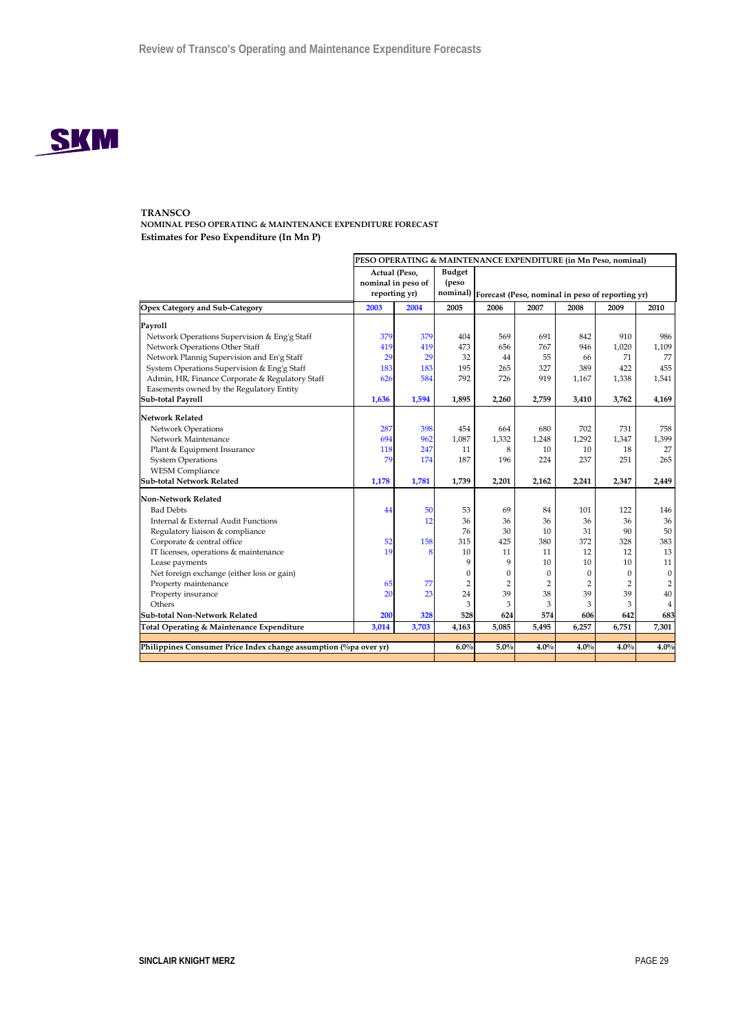**TRANSCO**

**NOMINAL PESO OPERATING & MAINTENANCE EXPENDITURE FORECAST**

**Estimates for Peso Expenditure (In Mn P)**

| | PESO OPERATING & MAINTENANCE EXPENDITURE (in Mn Peso, nominal) | | | | | | | |
|---|---|---|---|---|---|---|---|---|
| | Actual (Peso, nominal in peso of reporting yr) | | Budget (peso nominal) | Forecast (Peso, nominal in peso of reporting yr) | | | | |
| **Opex Category and Sub-Category** | **2003** | **2004** | **2005** | **2006** | **2007** | **2008** | **2009** | **2010** |
| **Payroll** | | | | | | | | |
| Network Operations Supervision & Eng'g Staff | 379 | 379 | 404 | 569 | 691 | 842 | 910 | 986 |
| Network Operations Other Staff | 419 | 419 | 473 | 656 | 767 | 946 | 1,020 | 1,109 |
| Network Plannig Supervision and En'g Staff | 29 | 29 | 32 | 44 | 55 | 66 | 71 | 77 |
| System Operations Supervision & Eng'g Staff | 183 | 183 | 195 | 265 | 327 | 389 | 422 | 455 |
| Admin, HR, Finance Corporate & Regulatory Staff | 626 | 584 | 792 | 726 | 919 | 1,167 | 1,338 | 1,541 |
| Easements owned by the Regulatory Entity | | | | | | | | |
| **Sub-total Payroll** | **1,636** | **1,594** | **1,895** | **2,260** | **2,759** | **3,410** | **3,762** | **4,169** |
| **Network Related** | | | | | | | | |
| Network Operations | 287 | 398 | 454 | 664 | 680 | 702 | 731 | 758 |
| Network Maintenance | 694 | 962 | 1,087 | 1,332 | 1,248 | 1,292 | 1,347 | 1,399 |
| Plant & Equipment Insurance | 118 | 247 | 11 | 8 | 10 | 10 | 18 | 27 |
| System Operations | 79 | 174 | 187 | 196 | 224 | 237 | 251 | 265 |
| WESM Compliance | | | | | | | | |
| **Sub-total Network Related** | **1,178** | **1,781** | **1,739** | **2,201** | **2,162** | **2,241** | **2,347** | **2,449** |
| **Non-Network Related** | | | | | | | | |
| Bad Debts | 44 | 50 | 53 | 69 | 84 | 101 | 122 | 146 |
| Internal & External Audit Functions | | 12 | 36 | 36 | 36 | 36 | 36 | 36 |
| Regulatory liaison & compliance | | | 76 | 30 | 10 | 31 | 90 | 50 |
| Corporate & central office | 52 | 158 | 315 | 425 | 380 | 372 | 328 | 383 |
| IT licenses, operations & maintenance | 19 | 8 | 10 | 11 | 11 | 12 | 12 | 13 |
| Lease payments | | | 9 | 9 | 10 | 10 | 10 | 11 |
| Net foreign exchange (either loss or gain) | | | 0 | 0 | 0 | 0 | 0 | 0 |
| Property maintenance | 65 | 77 | 2 | 2 | 2 | 2 | 2 | 2 |
| Property insurance | 20 | 23 | 24 | 39 | 38 | 39 | 39 | 40 |
| Others | | | 3 | 3 | 3 | 3 | 3 | 4 |
| **Sub-total Non-Network Related** | **200** | **328** | **528** | **624** | **574** | **606** | **642** | **683** |
| **Total Operating & Maintenance Expenditure** | **3,014** | **3,703** | **4,163** | **5,085** | **5,495** | **6,257** | **6,751** | **7,301** |
| **Philippines Consumer Price Index change assumption (%pa over yr)** | | | **6.0%** | **5.0%** | **4.0%** | **4.0%** | **4.0%** | **4.0%** |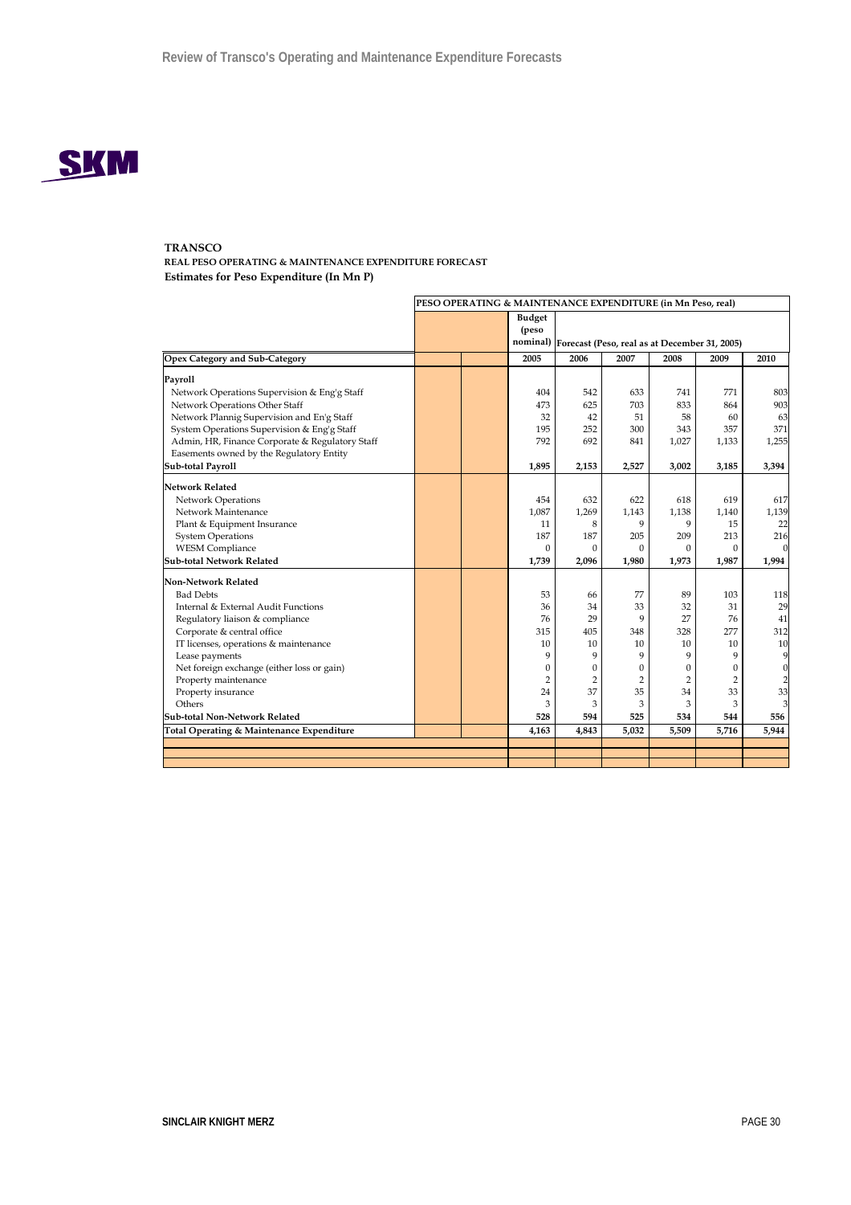**TRANSCO**

**REAL PESO OPERATING & MAINTENANCE EXPENDITURE FORECAST**

**Estimates for Peso Expenditure (In Mn P)**

| | PESO OPERATING & MAINTENANCE EXPENDITURE (in Mn Peso, real) | | | | | |
|---|---|---|---|---|---|---|
| | Budget (peso nominal) | Forecast (Peso, real as at December 31, 2005) | | | | |
| **Opex Category and Sub-Category** | **2005** | **2006** | **2007** | **2008** | **2009** | **2010** |
| **Payroll** | | | | | | |
| Network Operations Supervision & Eng'g Staff | 404 | 542 | 633 | 741 | 771 | 803 |
| Network Operations Other Staff | 473 | 625 | 703 | 833 | 864 | 903 |
| Network Plannig Supervision and En'g Staff | 32 | 42 | 51 | 58 | 60 | 63 |
| System Operations Supervision & Eng'g Staff | 195 | 252 | 300 | 343 | 357 | 371 |
| Admin, HR, Finance Corporate & Regulatory Staff | 792 | 692 | 841 | 1,027 | 1,133 | 1,255 |
| Easements owned by the Regulatory Entity | | | | | | |
| **Sub-total Payroll** | **1,895** | **2,153** | **2,527** | **3,002** | **3,185** | **3,394** |
| **Network Related** | | | | | | |
| Network Operations | 454 | 632 | 622 | 618 | 619 | 617 |
| Network Maintenance | 1,087 | 1,269 | 1,143 | 1,138 | 1,140 | 1,139 |
| Plant & Equipment Insurance | 11 | 8 | 9 | 9 | 15 | 22 |
| System Operations | 187 | 187 | 205 | 209 | 213 | 216 |
| WESM Compliance | 0 | 0 | 0 | 0 | 0 | 0 |
| **Sub-total Network Related** | **1,739** | **2,096** | **1,980** | **1,973** | **1,987** | **1,994** |
| **Non-Network Related** | | | | | | |
| Bad Debts | 53 | 66 | 77 | 89 | 103 | 118 |
| Internal & External Audit Functions | 36 | 34 | 33 | 32 | 31 | 29 |
| Regulatory liaison & compliance | 76 | 29 | 9 | 27 | 76 | 41 |
| Corporate & central office | 315 | 405 | 348 | 328 | 277 | 312 |
| IT licenses, operations & maintenance | 10 | 10 | 10 | 10 | 10 | 10 |
| Lease payments | 9 | 9 | 9 | 9 | 9 | 9 |
| Net foreign exchange (either loss or gain) | 0 | 0 | 0 | 0 | 0 | 0 |
| Property maintenance | 2 | 2 | 2 | 2 | 2 | 2 |
| Property insurance | 24 | 37 | 35 | 34 | 33 | 33 |
| Others | 3 | 3 | 3 | 3 | 3 | 3 |
| **Sub-total Non-Network Related** | **528** | **594** | **525** | **534** | **544** | **556** |
| **Total Operating & Maintenance Expenditure** | **4,163** | **4,843** | **5,032** | **5,509** | **5,716** | **5,944** |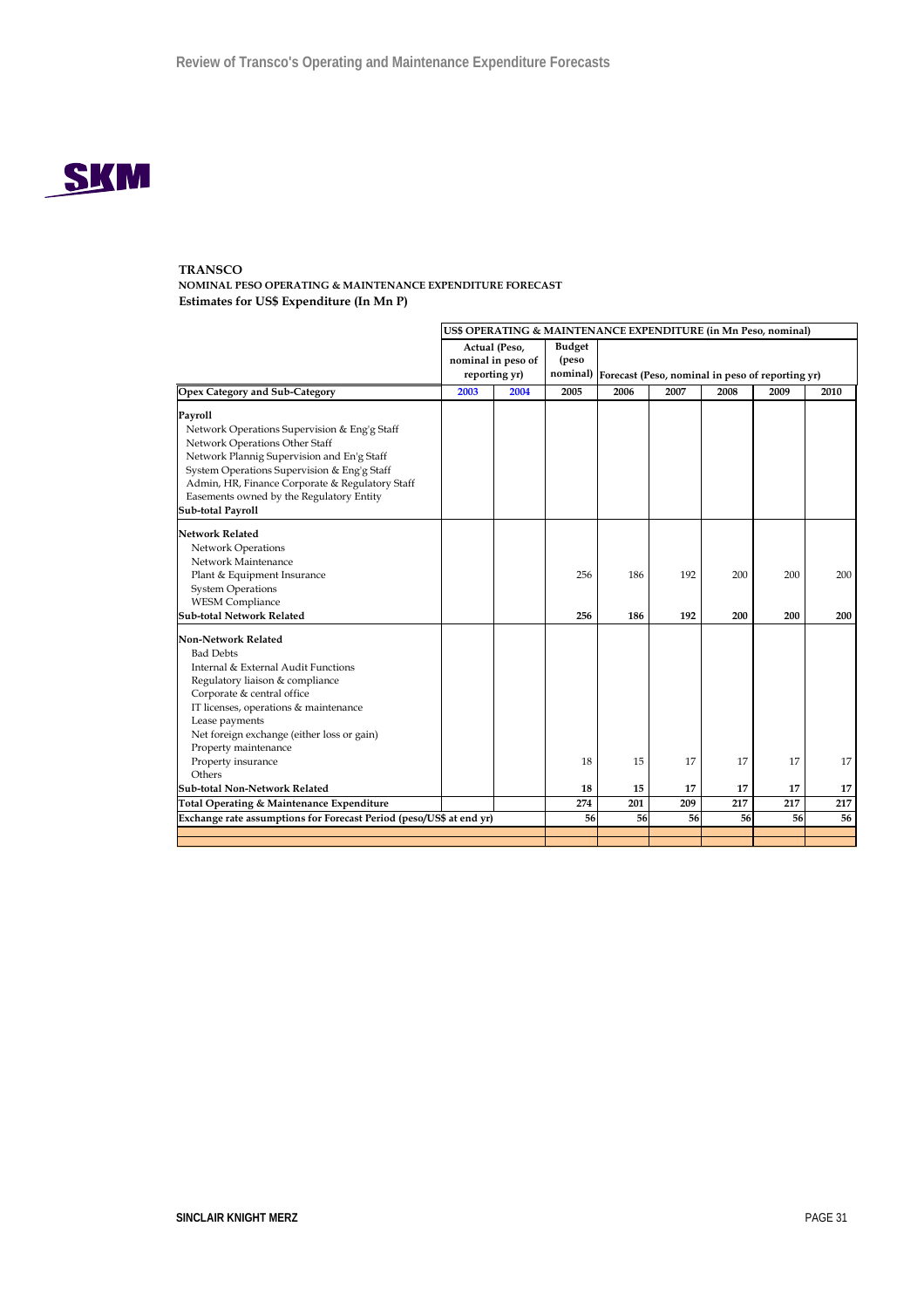**TRANSCO**
**NOMINAL PESO OPERATING & MAINTENANCE EXPENDITURE FORECAST**
**Estimates for US$ Expenditure (In Mn P)**

| | US$ OPERATING & MAINTENANCE EXPENDITURE (in Mn Peso, nominal) | | | | | | | |
|---|---|---|---|---|---|---|---|---|
| | Actual (Peso, nominal in peso of reporting yr) | | Budget (peso nominal) | Forecast (Peso, nominal in peso of reporting yr) | | | | |
| **Opex Category and Sub-Category** | 2003 | 2004 | 2005 | 2006 | 2007 | 2008 | 2009 | 2010 |
| **Payroll** | | | | | | | | |
| Network Operations Supervision & Eng'g Staff | | | | | | | | |
| Network Operations Other Staff | | | | | | | | |
| Network Plannig Supervision and En'g Staff | | | | | | | | |
| System Operations Supervision & Eng'g Staff | | | | | | | | |
| Admin, HR, Finance Corporate & Regulatory Staff | | | | | | | | |
| Easements owned by the Regulatory Entity | | | | | | | | |
| **Sub-total Payroll** | | | | | | | | |
| **Network Related** | | | | | | | | |
| Network Operations | | | | | | | | |
| Network Maintenance | | | | | | | | |
| Plant & Equipment Insurance | | | 256 | 186 | 192 | 200 | 200 | 200 |
| System Operations | | | | | | | | |
| WESM Compliance | | | | | | | | |
| **Sub-total Network Related** | | | **256** | **186** | **192** | **200** | **200** | **200** |
| **Non-Network Related** | | | | | | | | |
| Bad Debts | | | | | | | | |
| Internal & External Audit Functions | | | | | | | | |
| Regulatory liaison & compliance | | | | | | | | |
| Corporate & central office | | | | | | | | |
| IT licenses, operations & maintenance | | | | | | | | |
| Lease payments | | | | | | | | |
| Net foreign exchange (either loss or gain) | | | | | | | | |
| Property maintenance | | | | | | | | |
| Property insurance | | | 18 | 15 | 17 | 17 | 17 | 17 |
| Others | | | | | | | | |
| **Sub-total Non-Network Related** | | | **18** | **15** | **17** | **17** | **17** | **17** |
| **Total Operating & Maintenance Expenditure** | | | **274** | **201** | **209** | **217** | **217** | **217** |
| **Exchange rate assumptions for Forecast Period (peso/US$ at end yr)** | | | **56** | **56** | **56** | **56** | **56** | **56** |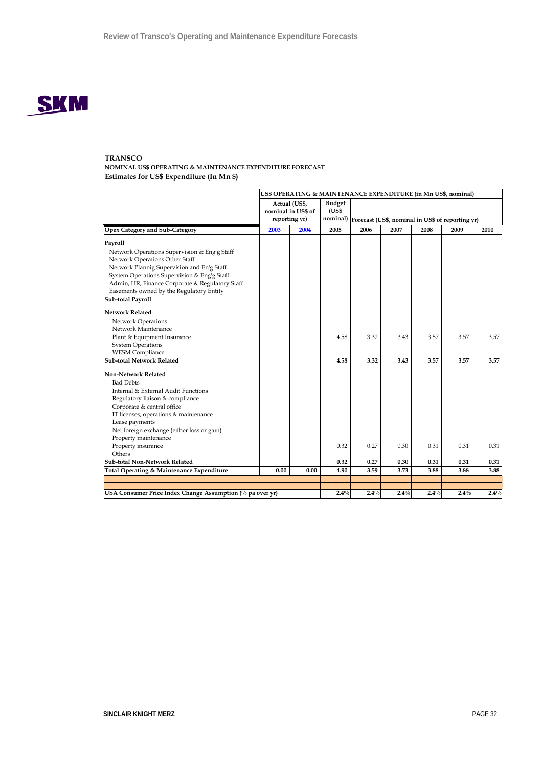**TRANSCO**

**NOMINAL US$ OPERATING & MAINTENANCE EXPENDITURE FORECAST**

**Estimates for US$ Expenditure (In Mn $)**

| | US$ OPERATING & MAINTENANCE EXPENDITURE (in Mn US$, nominal) | | | | | | | |
|---|---|---|---|---|---|---|---|---|
| | Actual (US$, nominal in US$ of reporting yr) | | Budget (US$ nominal) | Forecast (US$, nominal in US$ of reporting yr) | | | | |
| **Opex Category and Sub-Category** | **2003** | **2004** | **2005** | **2006** | **2007** | **2008** | **2009** | **2010** |
| **Payroll** | | | | | | | | |
| Network Operations Supervision & Eng'g Staff | | | | | | | | |
| Network Operations Other Staff | | | | | | | | |
| Network Plannig Supervision and En'g Staff | | | | | | | | |
| System Operations Supervision & Eng'g Staff | | | | | | | | |
| Admin, HR, Finance Corporate & Regulatory Staff | | | | | | | | |
| Easements owned by the Regulatory Entity | | | | | | | | |
| **Sub-total Payroll** | | | | | | | | |
| **Network Related** | | | | | | | | |
| Network Operations | | | | | | | | |
| Network Maintenance | | | | | | | | |
| Plant & Equipment Insurance | | | 4.58 | 3.32 | 3.43 | 3.57 | 3.57 | 3.57 |
| System Operations | | | | | | | | |
| WESM Compliance | | | | | | | | |
| **Sub-total Network Related** | | | **4.58** | **3.32** | **3.43** | **3.57** | **3.57** | **3.57** |
| **Non-Network Related** | | | | | | | | |
| Bad Debts | | | | | | | | |
| Internal & External Audit Functions | | | | | | | | |
| Regulatory liaison & compliance | | | | | | | | |
| Corporate & central office | | | | | | | | |
| IT licenses, operations & maintenance | | | | | | | | |
| Lease payments | | | | | | | | |
| Net foreign exchange (either loss or gain) | | | | | | | | |
| Property maintenance | | | | | | | | |
| Property insurance | | | 0.32 | 0.27 | 0.30 | 0.31 | 0.31 | 0.31 |
| Others | | | | | | | | |
| **Sub-total Non-Network Related** | | | **0.32** | **0.27** | **0.30** | **0.31** | **0.31** | **0.31** |
| **Total Operating & Maintenance Expenditure** | **0.00** | **0.00** | **4.90** | **3.59** | **3.73** | **3.88** | **3.88** | **3.88** |
| | | | | | | | | |
| | | | | | | | | |
| **USA Consumer Price Index Change Assumption (% pa over yr)** | | | **2.4%** | **2.4%** | **2.4%** | **2.4%** | **2.4%** | **2.4%** |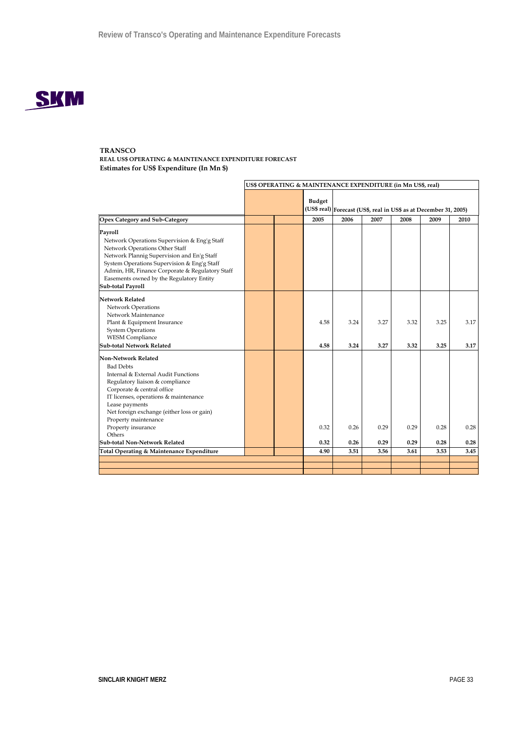**TRANSCO**

**REAL US$ OPERATING & MAINTENANCE EXPENDITURE FORECAST**

**Estimates for US$ Expenditure (In Mn $)**

| | US$ OPERATING & MAINTENANCE EXPENDITURE (in Mn US$, real) | | | | | | | |
|---|---|---|---|---|---|---|---|---|
| | | | Budget (US$ real) | Forecast (US$, real in US$ as at December 31, 2005) | | | | |
| **Opex Category and Sub-Category** | | | 2005 | 2006 | 2007 | 2008 | 2009 | 2010 |
| **Payroll** | | | | | | | | |
| Network Operations Supervision & Eng'g Staff | | | | | | | | |
| Network Operations Other Staff | | | | | | | | |
| Network Plannig Supervision and En'g Staff | | | | | | | | |
| System Operations Supervision & Eng'g Staff | | | | | | | | |
| Admin, HR, Finance Corporate & Regulatory Staff | | | | | | | | |
| Easements owned by the Regulatory Entity | | | | | | | | |
| **Sub-total Payroll** | | | | | | | | |
| **Network Related** | | | | | | | | |
| Network Operations | | | | | | | | |
| Network Maintenance | | | | | | | | |
| Plant & Equipment Insurance | | | 4.58 | 3.24 | 3.27 | 3.32 | 3.25 | 3.17 |
| System Operations | | | | | | | | |
| WESM Compliance | | | | | | | | |
| **Sub-total Network Related** | | | **4.58** | **3.24** | **3.27** | **3.32** | **3.25** | **3.17** |
| **Non-Network Related** | | | | | | | | |
| Bad Debts | | | | | | | | |
| Internal & External Audit Functions | | | | | | | | |
| Regulatory liaison & compliance | | | | | | | | |
| Corporate & central office | | | | | | | | |
| IT licenses, operations & maintenance | | | | | | | | |
| Lease payments | | | | | | | | |
| Net foreign exchange (either loss or gain) | | | | | | | | |
| Property maintenance | | | | | | | | |
| Property insurance | | | 0.32 | 0.26 | 0.29 | 0.29 | 0.28 | 0.28 |
| Others | | | | | | | | |
| **Sub-total Non-Network Related** | | | **0.32** | **0.26** | **0.29** | **0.29** | **0.28** | **0.28** |
| **Total Operating & Maintenance Expenditure** | | | **4.90** | **3.51** | **3.56** | **3.61** | **3.53** | **3.45** |